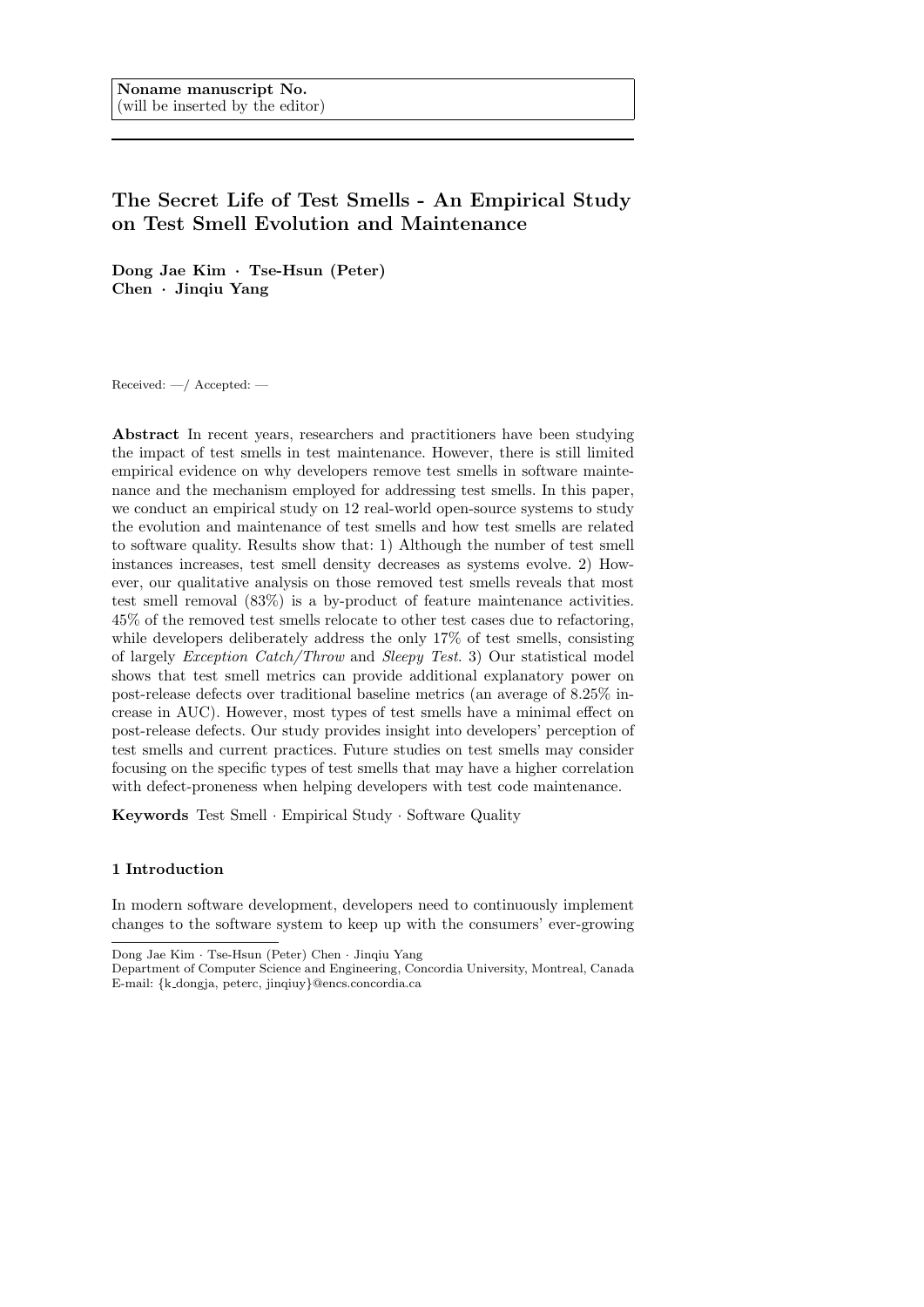Noname manuscript No.
(will be inserted by the editor)

# The Secret Life of Test Smells - An Empirical Study on Test Smell Evolution and Maintenance

**Dong Jae Kim · Tse-Hsun (Peter) Chen · Jinqiu Yang**

Received: —/ Accepted: —

**Abstract** In recent years, researchers and practitioners have been studying the impact of test smells in test maintenance. However, there is still limited empirical evidence on why developers remove test smells in software maintenance and the mechanism employed for addressing test smells. In this paper, we conduct an empirical study on 12 real-world open-source systems to study the evolution and maintenance of test smells and how test smells are related to software quality. Results show that: 1) Although the number of test smell instances increases, test smell density decreases as systems evolve. 2) However, our qualitative analysis on those removed test smells reveals that most test smell removal (83%) is a by-product of feature maintenance activities. 45% of the removed test smells relocate to other test cases due to refactoring, while developers deliberately address the only 17% of test smells, consisting of largely *Exception Catch/Throw* and *Sleepy Test*. 3) Our statistical model shows that test smell metrics can provide additional explanatory power on post-release defects over traditional baseline metrics (an average of 8.25% increase in AUC). However, most types of test smells have a minimal effect on post-release defects. Our study provides insight into developers' perception of test smells and current practices. Future studies on test smells may consider focusing on the specific types of test smells that may have a higher correlation with defect-proneness when helping developers with test code maintenance.

**Keywords** Test Smell · Empirical Study · Software Quality

## 1 Introduction

In modern software development, developers need to continuously implement changes to the software system to keep up with the consumers' ever-growing

Dong Jae Kim · Tse-Hsun (Peter) Chen · Jinqiu Yang
Department of Computer Science and Engineering, Concordia University, Montreal, Canada
E-mail: {k_dongja, peterc, jinqiuy}@encs.concordia.ca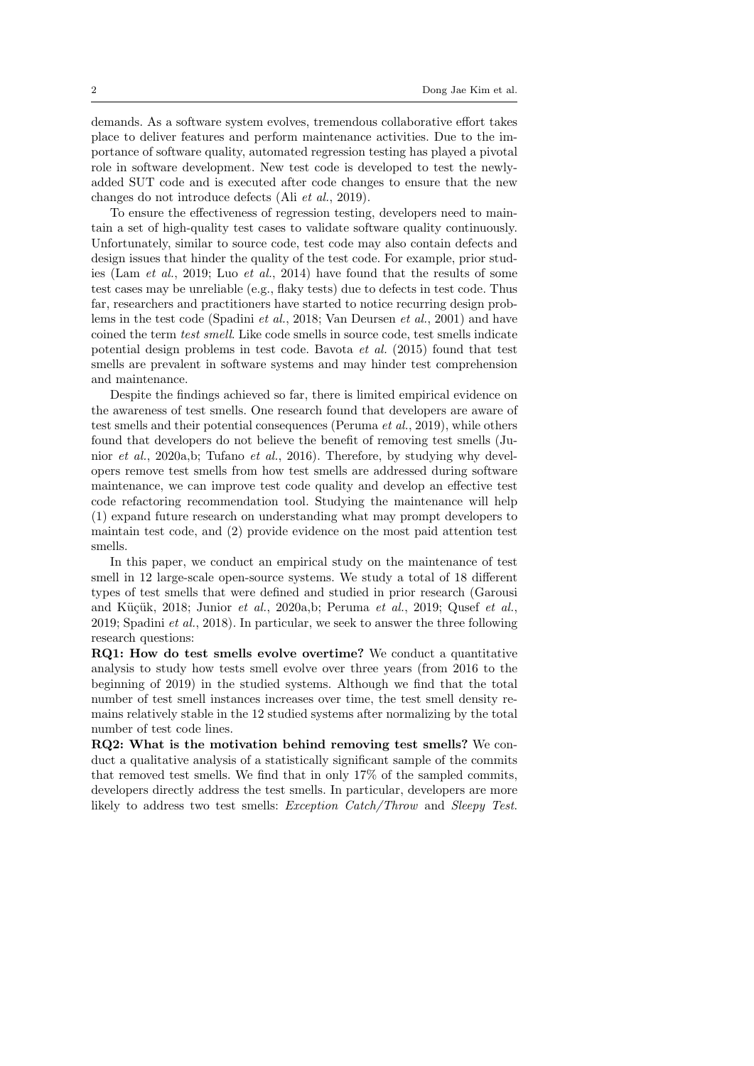demands. As a software system evolves, tremendous collaborative effort takes place to deliver features and perform maintenance activities. Due to the importance of software quality, automated regression testing has played a pivotal role in software development. New test code is developed to test the newly-added SUT code and is executed after code changes to ensure that the new changes do not introduce defects (Ali *et al.*, 2019).

To ensure the effectiveness of regression testing, developers need to maintain a set of high-quality test cases to validate software quality continuously. Unfortunately, similar to source code, test code may also contain defects and design issues that hinder the quality of the test code. For example, prior studies (Lam *et al.*, 2019; Luo *et al.*, 2014) have found that the results of some test cases may be unreliable (e.g., flaky tests) due to defects in test code. Thus far, researchers and practitioners have started to notice recurring design problems in the test code (Spadini *et al.*, 2018; Van Deursen *et al.*, 2001) and have coined the term *test smell*. Like code smells in source code, test smells indicate potential design problems in test code. Bavota *et al.* (2015) found that test smells are prevalent in software systems and may hinder test comprehension and maintenance.

Despite the findings achieved so far, there is limited empirical evidence on the awareness of test smells. One research found that developers are aware of test smells and their potential consequences (Peruma *et al.*, 2019), while others found that developers do not believe the benefit of removing test smells (Junior *et al.*, 2020a,b; Tufano *et al.*, 2016). Therefore, by studying why developers remove test smells from how test smells are addressed during software maintenance, we can improve test code quality and develop an effective test code refactoring recommendation tool. Studying the maintenance will help (1) expand future research on understanding what may prompt developers to maintain test code, and (2) provide evidence on the most paid attention test smells.

In this paper, we conduct an empirical study on the maintenance of test smell in 12 large-scale open-source systems. We study a total of 18 different types of test smells that were defined and studied in prior research (Garousi and Küçük, 2018; Junior *et al.*, 2020a,b; Peruma *et al.*, 2019; Qusef *et al.*, 2019; Spadini *et al.*, 2018). In particular, we seek to answer the three following research questions:

**RQ1: How do test smells evolve overtime?** We conduct a quantitative analysis to study how tests smell evolve over three years (from 2016 to the beginning of 2019) in the studied systems. Although we find that the total number of test smell instances increases over time, the test smell density remains relatively stable in the 12 studied systems after normalizing by the total number of test code lines.

**RQ2: What is the motivation behind removing test smells?** We conduct a qualitative analysis of a statistically significant sample of the commits that removed test smells. We find that in only 17% of the sampled commits, developers directly address the test smells. In particular, developers are more likely to address two test smells: *Exception Catch/Throw* and *Sleepy Test*.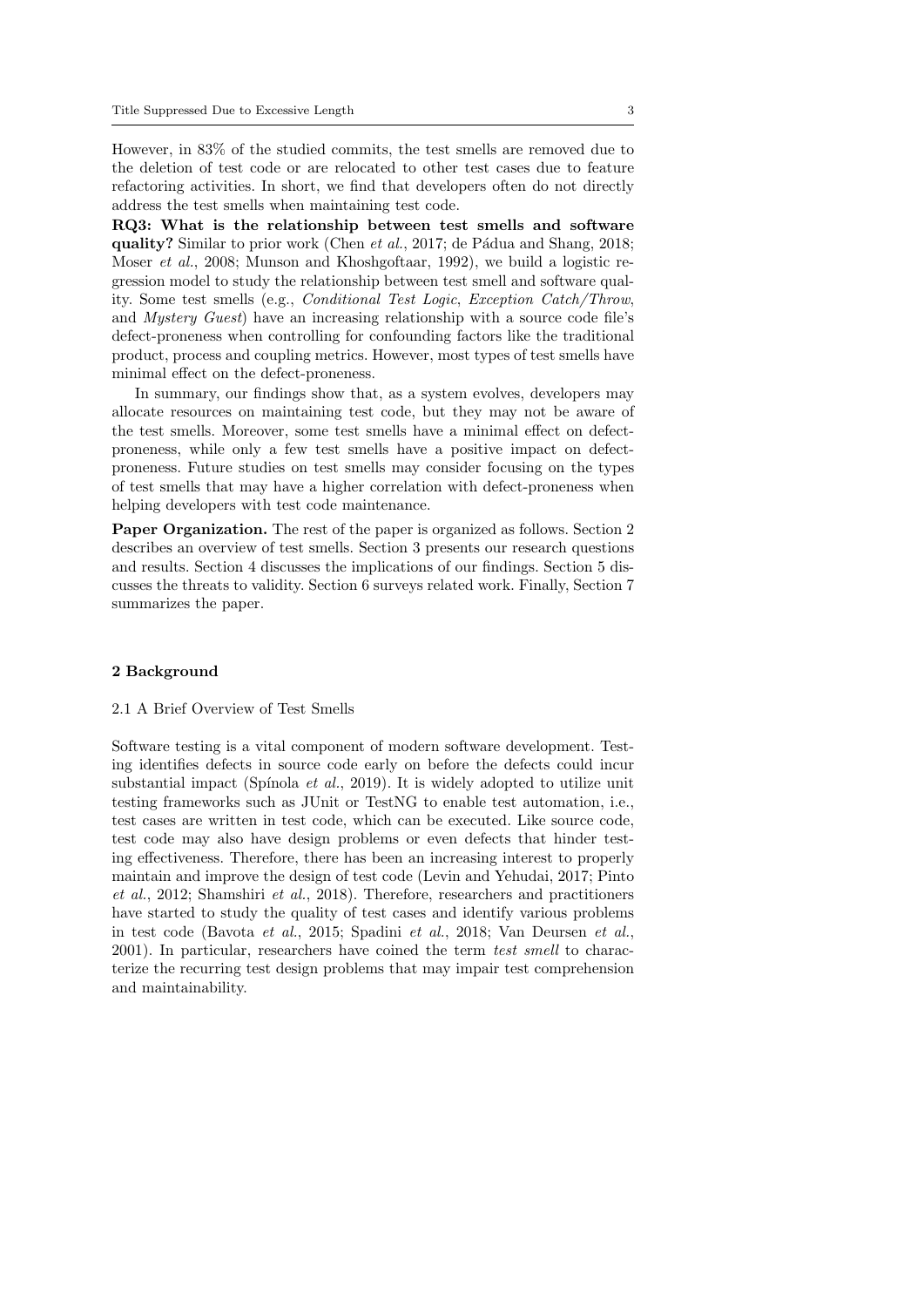However, in 83% of the studied commits, the test smells are removed due to the deletion of test code or are relocated to other test cases due to feature refactoring activities. In short, we find that developers often do not directly address the test smells when maintaining test code.

**RQ3: What is the relationship between test smells and software quality?** Similar to prior work (Chen *et al.*, 2017; de Pádua and Shang, 2018; Moser *et al.*, 2008; Munson and Khoshgoftaar, 1992), we build a logistic regression model to study the relationship between test smell and software quality. Some test smells (e.g., *Conditional Test Logic*, *Exception Catch/Throw*, and *Mystery Guest*) have an increasing relationship with a source code file's defect-proneness when controlling for confounding factors like the traditional product, process and coupling metrics. However, most types of test smells have minimal effect on the defect-proneness.

In summary, our findings show that, as a system evolves, developers may allocate resources on maintaining test code, but they may not be aware of the test smells. Moreover, some test smells have a minimal effect on defect-proneness, while only a few test smells have a positive impact on defect-proneness. Future studies on test smells may consider focusing on the types of test smells that may have a higher correlation with defect-proneness when helping developers with test code maintenance.

**Paper Organization.** The rest of the paper is organized as follows. Section 2 describes an overview of test smells. Section 3 presents our research questions and results. Section 4 discusses the implications of our findings. Section 5 discusses the threats to validity. Section 6 surveys related work. Finally, Section 7 summarizes the paper.

## 2 Background

### 2.1 A Brief Overview of Test Smells

Software testing is a vital component of modern software development. Testing identifies defects in source code early on before the defects could incur substantial impact (Spínola *et al.*, 2019). It is widely adopted to utilize unit testing frameworks such as JUnit or TestNG to enable test automation, i.e., test cases are written in test code, which can be executed. Like source code, test code may also have design problems or even defects that hinder testing effectiveness. Therefore, there has been an increasing interest to properly maintain and improve the design of test code (Levin and Yehudai, 2017; Pinto *et al.*, 2012; Shamshiri *et al.*, 2018). Therefore, researchers and practitioners have started to study the quality of test cases and identify various problems in test code (Bavota *et al.*, 2015; Spadini *et al.*, 2018; Van Deursen *et al.*, 2001). In particular, researchers have coined the term *test smell* to characterize the recurring test design problems that may impair test comprehension and maintainability.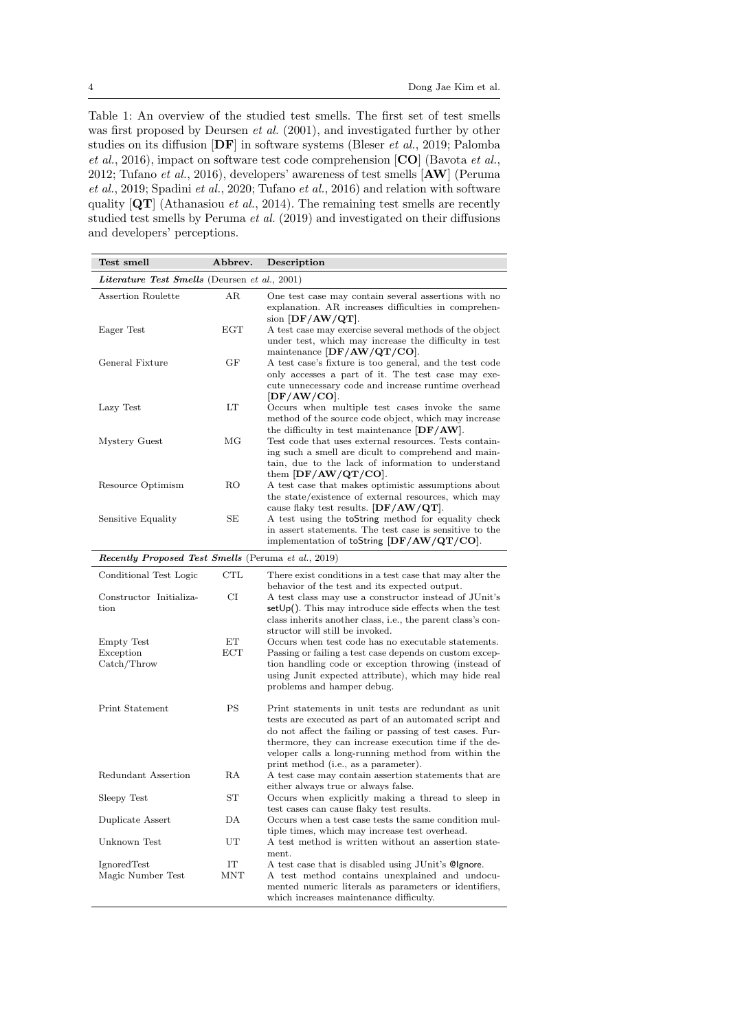Table 1: An overview of the studied test smells. The first set of test smells was first proposed by Deursen *et al.* (2001), and investigated further by other studies on its diffusion [**DF**] in software systems (Bleser *et al.*, 2019; Palomba *et al.*, 2016), impact on software test code comprehension [**CO**] (Bavota *et al.*, 2012; Tufano *et al.*, 2016), developers' awareness of test smells [**AW**] (Peruma *et al.*, 2019; Spadini *et al.*, 2020; Tufano *et al.*, 2016) and relation with software quality [**QT**] (Athanasiou *et al.*, 2014). The remaining test smells are recently studied test smells by Peruma *et al.* (2019) and investigated on their diffusions and developers' perceptions.

| Test smell | Abbrev. | Description |
|---|---|---|
| ***Literature Test Smells*** (Deursen *et al.*, 2001) | | |
| Assertion Roulette | AR | One test case may contain several assertions with no explanation. AR increases difficulties in comprehension [**DF/AW/QT**]. |
| Eager Test | EGT | A test case may exercise several methods of the object under test, which may increase the difficulty in test maintenance [**DF/AW/QT/CO**]. |
| General Fixture | GF | A test case's fixture is too general, and the test code only accesses a part of it. The test case may execute unnecessary code and increase runtime overhead [**DF/AW/CO**]. |
| Lazy Test | LT | Occurs when multiple test cases invoke the same method of the source code object, which may increase the difficulty in test maintenance [**DF/AW**]. |
| Mystery Guest | MG | Test code that uses external resources. Tests containing such a smell are dicult to comprehend and maintain, due to the lack of information to understand them [**DF/AW/QT/CO**]. |
| Resource Optimism | RO | A test case that makes optimistic assumptions about the state/existence of external resources, which may cause flaky test results. [**DF/AW/QT**]. |
| Sensitive Equality | SE | A test using the toString method for equality check in assert statements. The test case is sensitive to the implementation of toString [**DF/AW/QT/CO**]. |
| ***Recently Proposed Test Smells*** (Peruma *et al.*, 2019) | | |
| Conditional Test Logic | CTL | There exist conditions in a test case that may alter the behavior of the test and its expected output. |
| Constructor Initialization | CI | A test class may use a constructor instead of JUnit's setUp(). This may introduce side effects when the test class inherits another class, i.e., the parent class's constructor will still be invoked. |
| Empty Test | ET | Occurs when test code has no executable statements. |
| Exception Catch/Throw | ECT | Passing or failing a test case depends on custom exception handling code or exception throwing (instead of using Junit expected attribute), which may hide real problems and hamper debug. |
| Print Statement | PS | Print statements in unit tests are redundant as unit tests are executed as part of an automated script and do not affect the failing or passing of test cases. Furthermore, they can increase execution time if the developer calls a long-running method from within the print method (i.e., as a parameter). |
| Redundant Assertion | RA | A test case may contain assertion statements that are either always true or always false. |
| Sleepy Test | ST | Occurs when explicitly making a thread to sleep in test cases can cause flaky test results. |
| Duplicate Assert | DA | Occurs when a test case tests the same condition multiple times, which may increase test overhead. |
| Unknown Test | UT | A test method is written without an assertion statement. |
| IgnoredTest | IT | A test case that is disabled using JUnit's @Ignore. |
| Magic Number Test | MNT | A test method contains unexplained and undocumented numeric literals as parameters or identifiers, which increases maintenance difficulty. |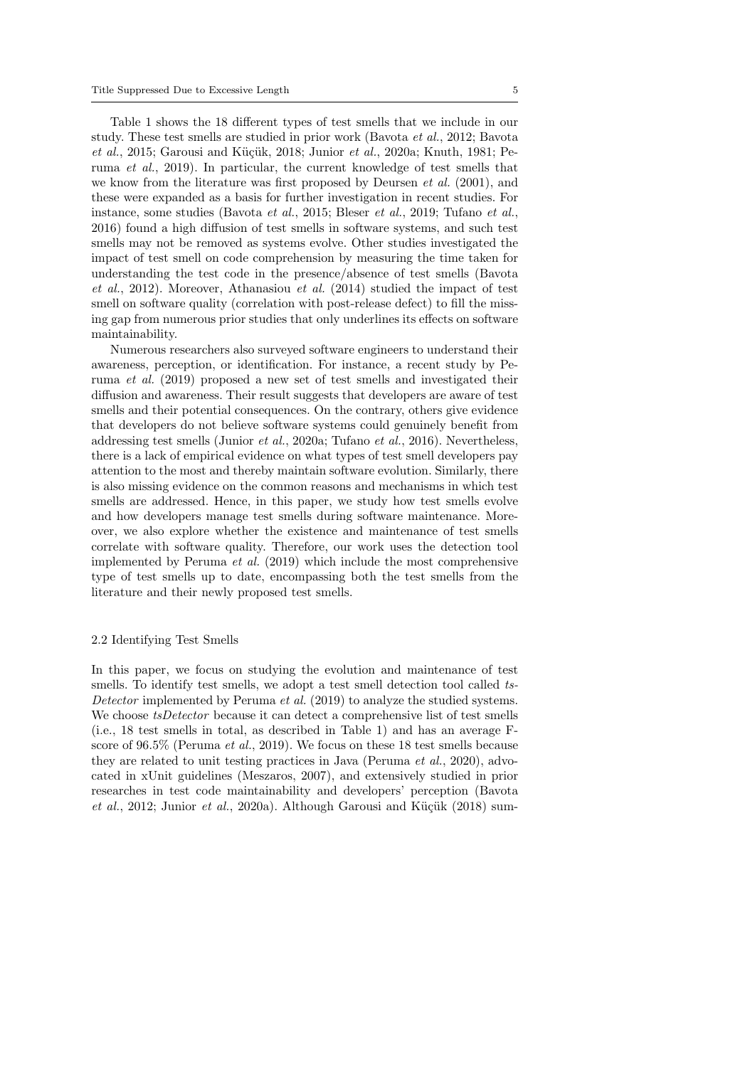Table 1 shows the 18 different types of test smells that we include in our study. These test smells are studied in prior work (Bavota *et al.*, 2012; Bavota *et al.*, 2015; Garousi and Küçük, 2018; Junior *et al.*, 2020a; Knuth, 1981; Peruma *et al.*, 2019). In particular, the current knowledge of test smells that we know from the literature was first proposed by Deursen *et al.* (2001), and these were expanded as a basis for further investigation in recent studies. For instance, some studies (Bavota *et al.*, 2015; Bleser *et al.*, 2019; Tufano *et al.*, 2016) found a high diffusion of test smells in software systems, and such test smells may not be removed as systems evolve. Other studies investigated the impact of test smell on code comprehension by measuring the time taken for understanding the test code in the presence/absence of test smells (Bavota *et al.*, 2012). Moreover, Athanasiou *et al.* (2014) studied the impact of test smell on software quality (correlation with post-release defect) to fill the missing gap from numerous prior studies that only underlines its effects on software maintainability.

Numerous researchers also surveyed software engineers to understand their awareness, perception, or identification. For instance, a recent study by Peruma *et al.* (2019) proposed a new set of test smells and investigated their diffusion and awareness. Their result suggests that developers are aware of test smells and their potential consequences. On the contrary, others give evidence that developers do not believe software systems could genuinely benefit from addressing test smells (Junior *et al.*, 2020a; Tufano *et al.*, 2016). Nevertheless, there is a lack of empirical evidence on what types of test smell developers pay attention to the most and thereby maintain software evolution. Similarly, there is also missing evidence on the common reasons and mechanisms in which test smells are addressed. Hence, in this paper, we study how test smells evolve and how developers manage test smells during software maintenance. Moreover, we also explore whether the existence and maintenance of test smells correlate with software quality. Therefore, our work uses the detection tool implemented by Peruma *et al.* (2019) which include the most comprehensive type of test smells up to date, encompassing both the test smells from the literature and their newly proposed test smells.

## 2.2 Identifying Test Smells

In this paper, we focus on studying the evolution and maintenance of test smells. To identify test smells, we adopt a test smell detection tool called *tsDetector* implemented by Peruma *et al.* (2019) to analyze the studied systems. We choose *tsDetector* because it can detect a comprehensive list of test smells (i.e., 18 test smells in total, as described in Table 1) and has an average F-score of 96.5% (Peruma *et al.*, 2019). We focus on these 18 test smells because they are related to unit testing practices in Java (Peruma *et al.*, 2020), advocated in xUnit guidelines (Meszaros, 2007), and extensively studied in prior researches in test code maintainability and developers' perception (Bavota *et al.*, 2012; Junior *et al.*, 2020a). Although Garousi and Küçük (2018) sum-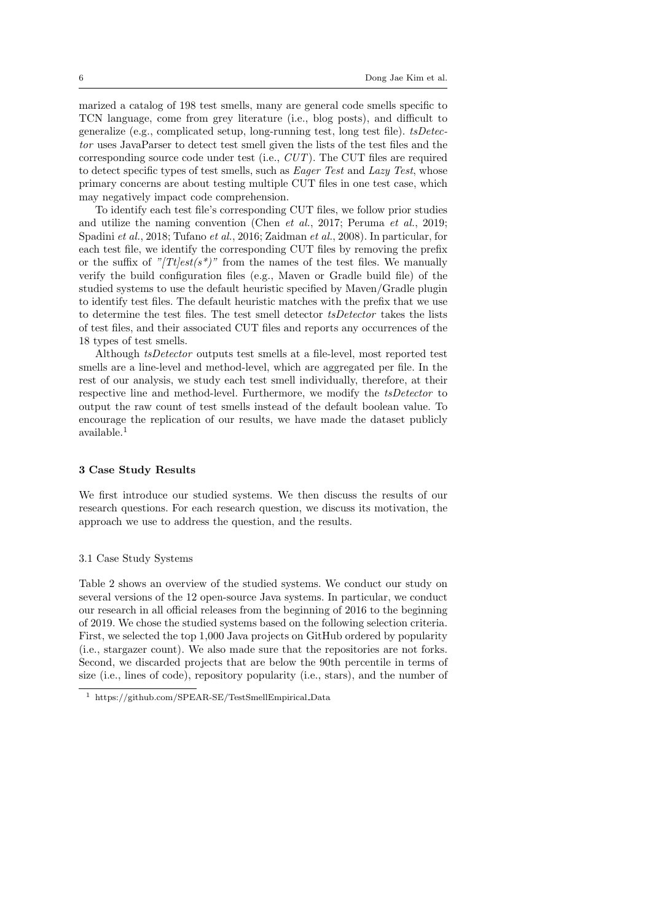marized a catalog of 198 test smells, many are general code smells specific to TCN language, come from grey literature (i.e., blog posts), and difficult to generalize (e.g., complicated setup, long-running test, long test file). *tsDetector* uses JavaParser to detect test smell given the lists of the test files and the corresponding source code under test (i.e., *CUT*). The CUT files are required to detect specific types of test smells, such as *Eager Test* and *Lazy Test*, whose primary concerns are about testing multiple CUT files in one test case, which may negatively impact code comprehension.

To identify each test file's corresponding CUT files, we follow prior studies and utilize the naming convention (Chen *et al.*, 2017; Peruma *et al.*, 2019; Spadini *et al.*, 2018; Tufano *et al.*, 2016; Zaidman *et al.*, 2008). In particular, for each test file, we identify the corresponding CUT files by removing the prefix or the suffix of *"[Tt]est(s*)"* from the names of the test files. We manually verify the build configuration files (e.g., Maven or Gradle build file) of the studied systems to use the default heuristic specified by Maven/Gradle plugin to identify test files. The default heuristic matches with the prefix that we use to determine the test files. The test smell detector *tsDetector* takes the lists of test files, and their associated CUT files and reports any occurrences of the 18 types of test smells.

Although *tsDetector* outputs test smells at a file-level, most reported test smells are a line-level and method-level, which are aggregated per file. In the rest of our analysis, we study each test smell individually, therefore, at their respective line and method-level. Furthermore, we modify the *tsDetector* to output the raw count of test smells instead of the default boolean value. To encourage the replication of our results, we have made the dataset publicly available.[1]

## 3 Case Study Results

We first introduce our studied systems. We then discuss the results of our research questions. For each research question, we discuss its motivation, the approach we use to address the question, and the results.

### 3.1 Case Study Systems

Table 2 shows an overview of the studied systems. We conduct our study on several versions of the 12 open-source Java systems. In particular, we conduct our research in all official releases from the beginning of 2016 to the beginning of 2019. We chose the studied systems based on the following selection criteria. First, we selected the top 1,000 Java projects on GitHub ordered by popularity (i.e., stargazer count). We also made sure that the repositories are not forks. Second, we discarded projects that are below the 90th percentile in terms of size (i.e., lines of code), repository popularity (i.e., stars), and the number of

[1] https://github.com/SPEAR-SE/TestSmellEmpirical_Data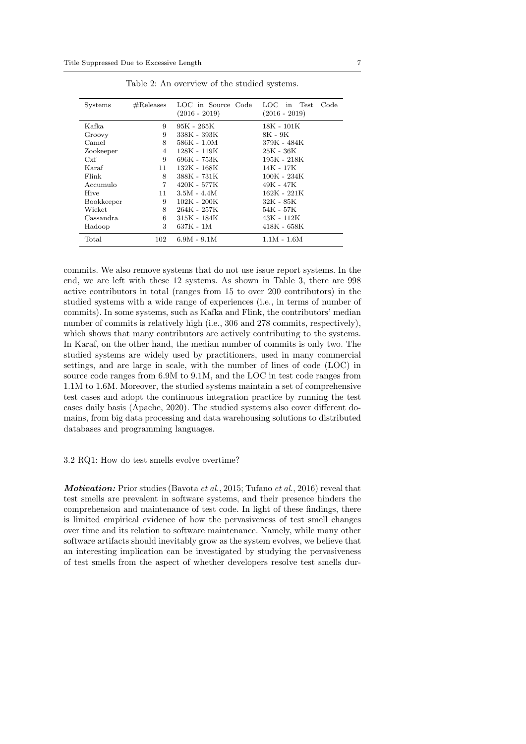Table 2: An overview of the studied systems.

| Systems | #Releases | LOC in Source Code (2016 - 2019) | LOC in Test Code (2016 - 2019) |
|---|---|---|---|
| Kafka | 9 | 95K - 265K | 18K - 101K |
| Groovy | 9 | 338K - 393K | 8K - 9K |
| Camel | 8 | 586K - 1.0M | 379K - 484K |
| Zookeeper | 4 | 128K - 119K | 25K - 36K |
| Cxf | 9 | 696K - 753K | 195K - 218K |
| Karaf | 11 | 132K - 168K | 14K - 17K |
| Flink | 8 | 388K - 731K | 100K - 234K |
| Accumulo | 7 | 420K - 577K | 49K - 47K |
| Hive | 11 | 3.5M - 4.4M | 162K - 221K |
| Bookkeeper | 9 | 102K - 200K | 32K - 85K |
| Wicket | 8 | 264K - 257K | 54K - 57K |
| Cassandra | 6 | 315K - 184K | 43K - 112K |
| Hadoop | 3 | 637K - 1M | 418K - 658K |
| Total | 102 | 6.9M - 9.1M | 1.1M - 1.6M |

commits. We also remove systems that do not use issue report systems. In the end, we are left with these 12 systems. As shown in Table 3, there are 998 active contributors in total (ranges from 15 to over 200 contributors) in the studied systems with a wide range of experiences (i.e., in terms of number of commits). In some systems, such as Kafka and Flink, the contributors' median number of commits is relatively high (i.e., 306 and 278 commits, respectively), which shows that many contributors are actively contributing to the systems. In Karaf, on the other hand, the median number of commits is only two. The studied systems are widely used by practitioners, used in many commercial settings, and are large in scale, with the number of lines of code (LOC) in source code ranges from 6.9M to 9.1M, and the LOC in test code ranges from 1.1M to 1.6M. Moreover, the studied systems maintain a set of comprehensive test cases and adopt the continuous integration practice by running the test cases daily basis (Apache, 2020). The studied systems also cover different domains, from big data processing and data warehousing solutions to distributed databases and programming languages.

### 3.2 RQ1: How do test smells evolve overtime?

***Motivation:*** Prior studies (Bavota *et al.*, 2015; Tufano *et al.*, 2016) reveal that test smells are prevalent in software systems, and their presence hinders the comprehension and maintenance of test code. In light of these findings, there is limited empirical evidence of how the pervasiveness of test smell changes over time and its relation to software maintenance. Namely, while many other software artifacts should inevitably grow as the system evolves, we believe that an interesting implication can be investigated by studying the pervasiveness of test smells from the aspect of whether developers resolve test smells dur-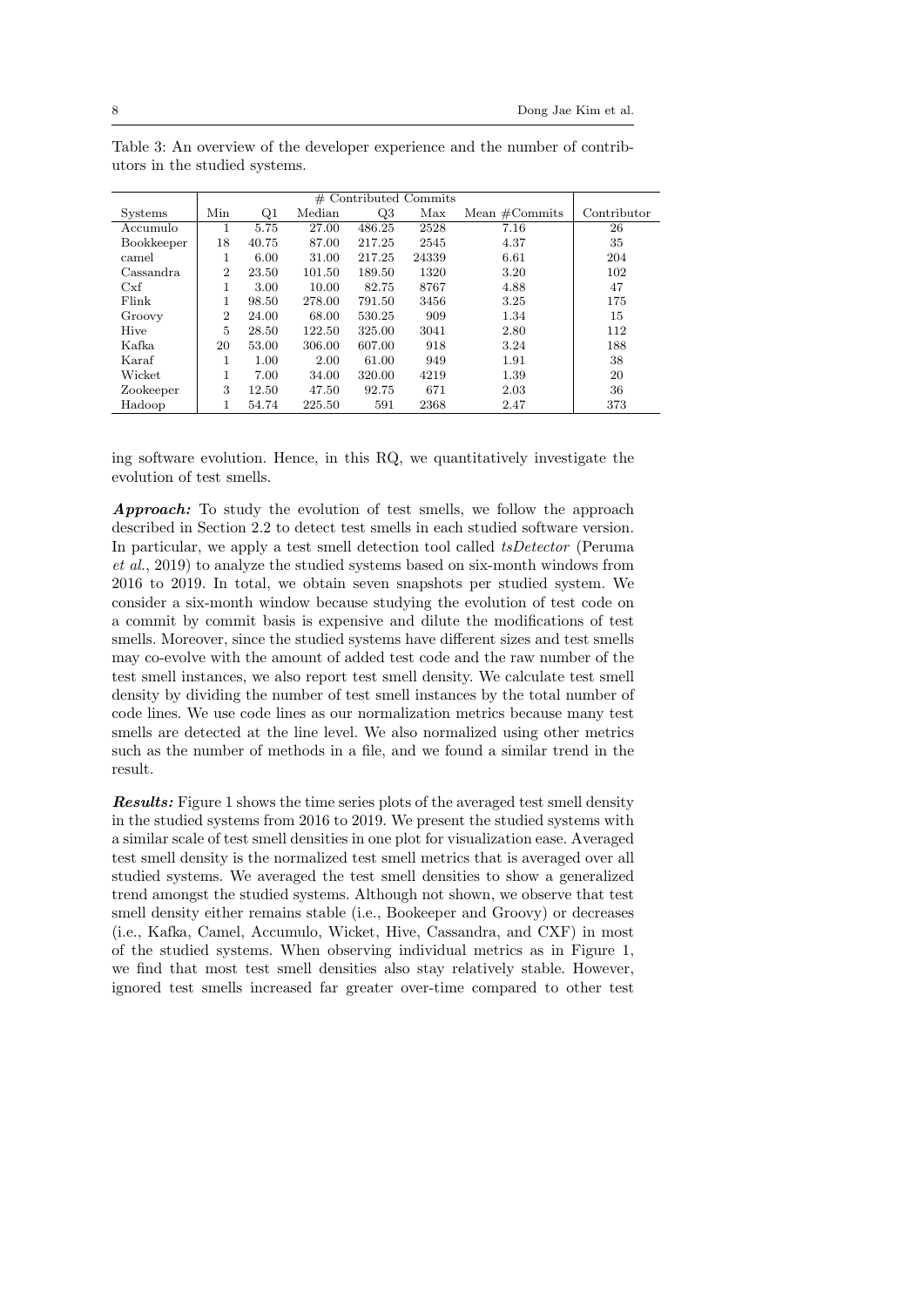Table 3: An overview of the developer experience and the number of contributors in the studied systems.

| | # Contributed Commits | | | | | | |
|---|---|---|---|---|---|---|---|
| Systems | Min | Q1 | Median | Q3 | Max | Mean #Commits | Contributor |
| Accumulo | 1 | 5.75 | 27.00 | 486.25 | 2528 | 7.16 | 26 |
| Bookkeeper | 18 | 40.75 | 87.00 | 217.25 | 2545 | 4.37 | 35 |
| camel | 1 | 6.00 | 31.00 | 217.25 | 24339 | 6.61 | 204 |
| Cassandra | 2 | 23.50 | 101.50 | 189.50 | 1320 | 3.20 | 102 |
| Cxf | 1 | 3.00 | 10.00 | 82.75 | 8767 | 4.88 | 47 |
| Flink | 1 | 98.50 | 278.00 | 791.50 | 3456 | 3.25 | 175 |
| Groovy | 2 | 24.00 | 68.00 | 530.25 | 909 | 1.34 | 15 |
| Hive | 5 | 28.50 | 122.50 | 325.00 | 3041 | 2.80 | 112 |
| Kafka | 20 | 53.00 | 306.00 | 607.00 | 918 | 3.24 | 188 |
| Karaf | 1 | 1.00 | 2.00 | 61.00 | 949 | 1.91 | 38 |
| Wicket | 1 | 7.00 | 34.00 | 320.00 | 4219 | 1.39 | 20 |
| Zookeeper | 3 | 12.50 | 47.50 | 92.75 | 671 | 2.03 | 36 |
| Hadoop | 1 | 54.74 | 225.50 | 591 | 2368 | 2.47 | 373 |

ing software evolution. Hence, in this RQ, we quantitatively investigate the evolution of test smells.

***Approach:*** To study the evolution of test smells, we follow the approach described in Section 2.2 to detect test smells in each studied software version. In particular, we apply a test smell detection tool called *tsDetector* (Peruma *et al.*, 2019) to analyze the studied systems based on six-month windows from 2016 to 2019. In total, we obtain seven snapshots per studied system. We consider a six-month window because studying the evolution of test code on a commit by commit basis is expensive and dilute the modifications of test smells. Moreover, since the studied systems have different sizes and test smells may co-evolve with the amount of added test code and the raw number of the test smell instances, we also report test smell density. We calculate test smell density by dividing the number of test smell instances by the total number of code lines. We use code lines as our normalization metrics because many test smells are detected at the line level. We also normalized using other metrics such as the number of methods in a file, and we found a similar trend in the result.

***Results:*** Figure 1 shows the time series plots of the averaged test smell density in the studied systems from 2016 to 2019. We present the studied systems with a similar scale of test smell densities in one plot for visualization ease. Averaged test smell density is the normalized test smell metrics that is averaged over all studied systems. We averaged the test smell densities to show a generalized trend amongst the studied systems. Although not shown, we observe that test smell density either remains stable (i.e., Bookeeper and Groovy) or decreases (i.e., Kafka, Camel, Accumulo, Wicket, Hive, Cassandra, and CXF) in most of the studied systems. When observing individual metrics as in Figure 1, we find that most test smell densities also stay relatively stable. However, ignored test smells increased far greater over-time compared to other test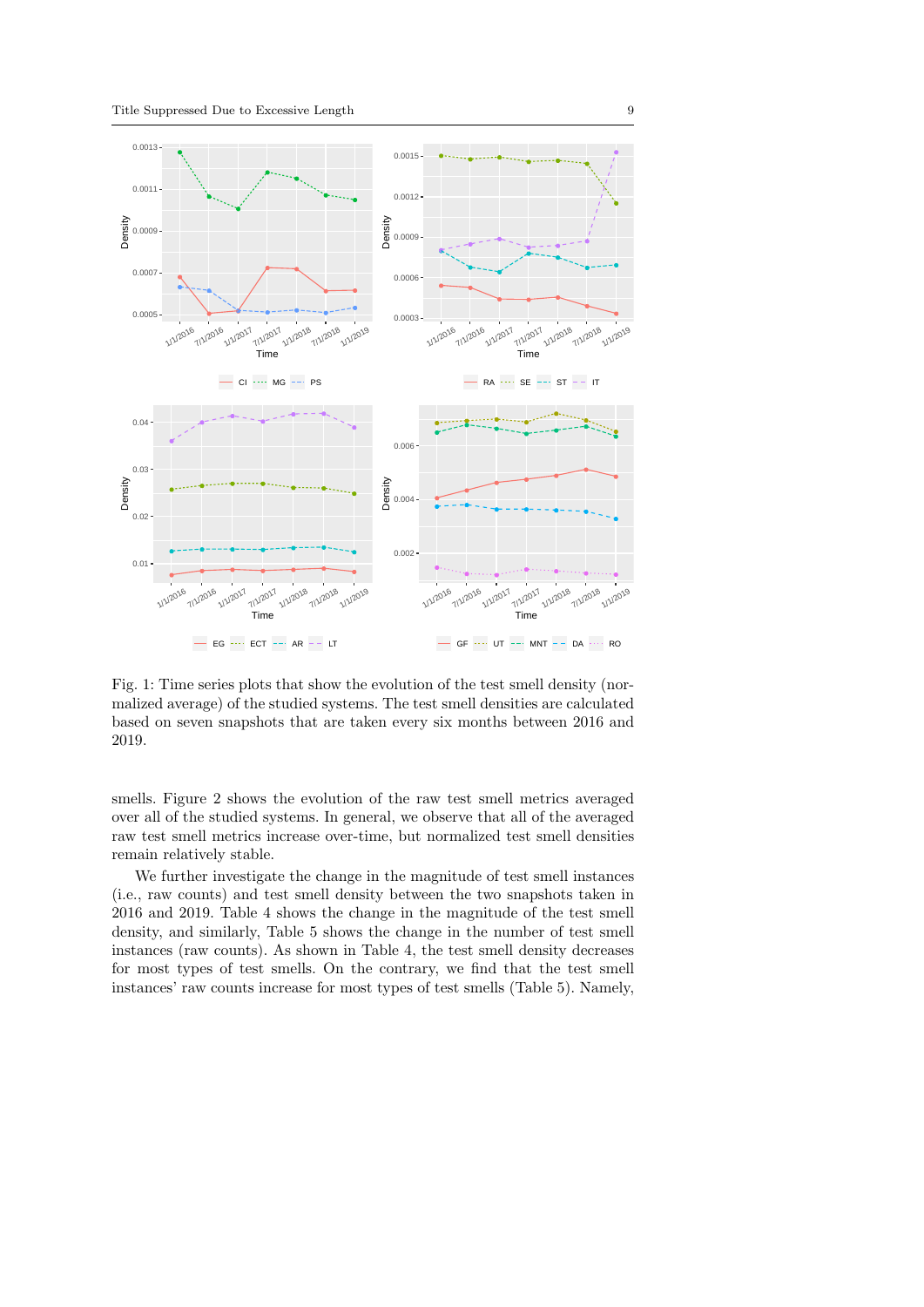Fig. 1: Time series plots that show the evolution of the test smell density (normalized average) of the studied systems. The test smell densities are calculated based on seven snapshots that are taken every six months between 2016 and 2019.

smells. Figure 2 shows the evolution of the raw test smell metrics averaged over all of the studied systems. In general, we observe that all of the averaged raw test smell metrics increase over-time, but normalized test smell densities remain relatively stable.

We further investigate the change in the magnitude of test smell instances (i.e., raw counts) and test smell density between the two snapshots taken in 2016 and 2019. Table 4 shows the change in the magnitude of the test smell density, and similarly, Table 5 shows the change in the number of test smell instances (raw counts). As shown in Table 4, the test smell density decreases for most types of test smells. On the contrary, we find that the test smell instances' raw counts increase for most types of test smells (Table 5). Namely,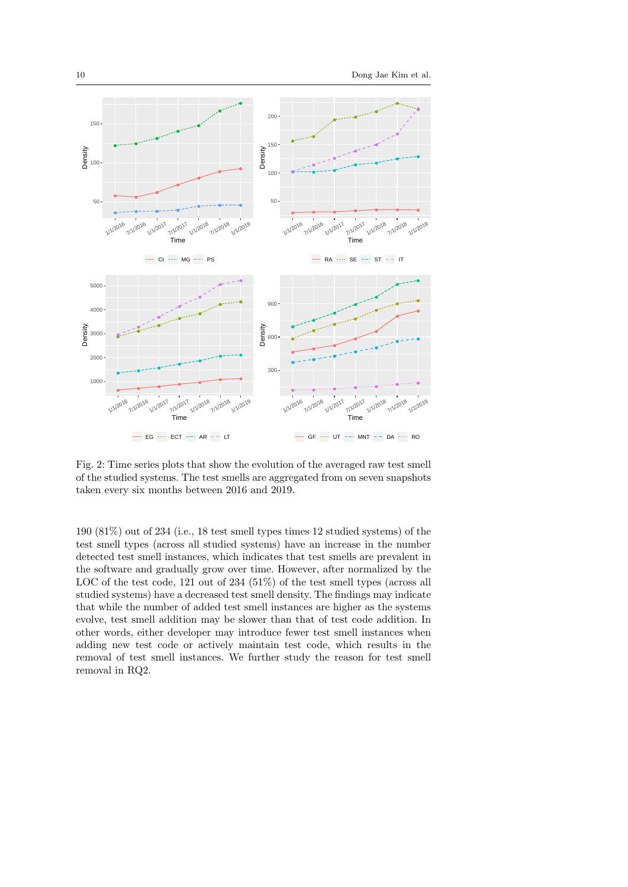Fig. 2: Time series plots that show the evolution of the averaged raw test smell of the studied systems. The test smells are aggregated from on seven snapshots taken every six months between 2016 and 2019.

190 (81%) out of 234 (i.e., 18 test smell types times 12 studied systems) of the test smell types (across all studied systems) have an increase in the number detected test smell instances, which indicates that test smells are prevalent in the software and gradually grow over time. However, after normalized by the LOC of the test code, 121 out of 234 (51%) of the test smell types (across all studied systems) have a decreased test smell density. The findings may indicate that while the number of added test smell instances are higher as the systems evolve, test smell addition may be slower than that of test code addition. In other words, either developer may introduce fewer test smell instances when adding new test code or actively maintain test code, which results in the removal of test smell instances. We further study the reason for test smell removal in RQ2.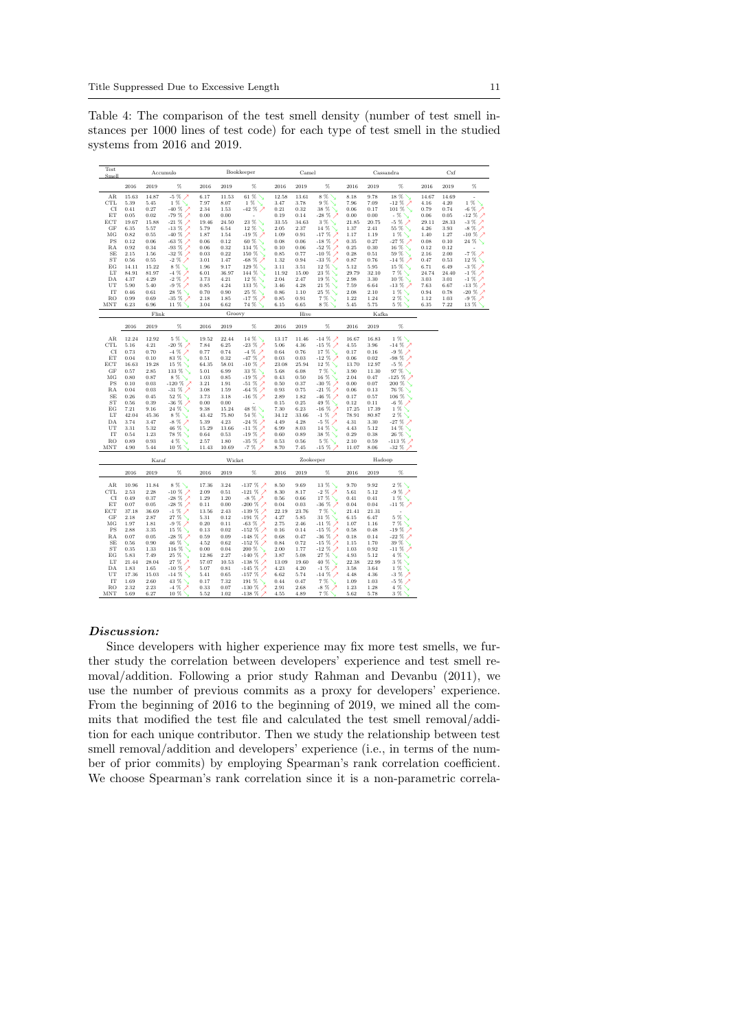Table 4: The comparison of the test smell density (number of test smell instances per 1000 lines of test code) for each type of test smell in the studied systems from 2016 and 2019.

| Test Smell | Accumulo | | | Bookkeeper | | | Camel | | | Cassandra | | | Cxf | | |
|---|---|---|---|---|---|---|---|---|---|---|---|---|---|---|---|
| | 2016 | 2019 | % | 2016 | 2019 | % | 2016 | 2019 | % | 2016 | 2019 | % | 2016 | 2019 | % |
| AR | 15.63 | 14.87 | -5 % ↗ | 6.17 | 11.53 | 61 % ↘ | 12.58 | 13.61 | 8 % ↘ | 8.18 | 9.78 | 18 % ↘ | 14.67 | 14.69 | - |
| CTL | 5.39 | 5.45 | 1 % ↘ | 7.97 | 8.07 | 1 % ↘ | 3.47 | 3.78 | 9 % ↘ | 7.96 | 7.09 | -12 % ↗ | 4.16 | 4.20 | 1 % ↘ |
| CI | 0.41 | 0.27 | -40 % ↗ | 2.34 | 1.53 | -42 % ↗ | 0.21 | 0.32 | 38 % ↘ | 0.06 | 0.17 | 101 % ↘ | 0.79 | 0.74 | -6 % ↗ |
| ET | 0.05 | 0.02 | -79 % ↗ | 0.00 | 0.00 | - | 0.19 | 0.14 | -28 % ↗ | 0.00 | 0.00 | - % ↘ | 0.06 | 0.05 | -12 % ↗ |
| ECT | 19.67 | 15.88 | -21 % ↗ | 19.46 | 24.50 | 23 % ↘ | 33.55 | 34.63 | 3 % ↘ | 21.85 | 20.75 | -5 % ↗ | 29.11 | 28.33 | -3 % ↗ |
| GF | 6.35 | 5.57 | -13 % ↗ | 5.79 | 6.54 | 12 % ↘ | 2.05 | 2.37 | 14 % ↘ | 1.37 | 2.41 | 55 % ↘ | 4.26 | 3.93 | -8 % ↗ |
| MG | 0.82 | 0.55 | -40 % ↗ | 1.87 | 1.54 | -19 % ↗ | 1.09 | 0.91 | -17 % ↗ | 1.17 | 1.19 | 1 % ↘ | 1.40 | 1.27 | -10 % ↗ |
| PS | 0.12 | 0.06 | -63 % ↗ | 0.06 | 0.12 | 60 % ↘ | 0.08 | 0.06 | -18 % ↗ | 0.35 | 0.27 | -27 % ↗ | 0.08 | 0.10 | 24 % ↘ |
| RA | 0.92 | 0.34 | -93 % ↗ | 0.06 | 0.32 | 134 % ↘ | 0.10 | 0.06 | -52 % ↗ | 0.25 | 0.30 | 16 % ↘ | 0.12 | 0.12 | - |
| SE | 2.15 | 1.56 | -32 % ↗ | 0.03 | 0.22 | 150 % ↘ | 0.85 | 0.77 | -10 % ↗ | 0.28 | 0.51 | 59 % ↘ | 2.16 | 2.00 | -7 % ↗ |
| ST | 0.56 | 0.55 | -2 % ↗ | 3.01 | 1.47 | -68 % ↗ | 1.32 | 0.94 | -33 % ↗ | 0.87 | 0.76 | -14 % ↗ | 0.47 | 0.53 | 12 % ↘ |
| EG | 14.11 | 15.22 | 8 % ↘ | 1.96 | 9.17 | 129 % ↘ | 3.11 | 3.51 | 12 % ↘ | 5.12 | 5.95 | 15 % ↘ | 6.71 | 6.49 | -3 % ↗ |
| LT | 84.91 | 81.97 | -4 % ↗ | 6.01 | 36.97 | 144 % ↘ | 11.92 | 15.00 | 23 % ↘ | 29.79 | 32.10 | 7 % ↘ | 24.74 | 24.40 | -1 % ↗ |
| DA | 4.37 | 4.29 | -2 % ↗ | 3.73 | 4.21 | 12 % ↘ | 2.04 | 2.47 | 19 % ↘ | 2.98 | 3.30 | 10 % ↘ | 3.03 | 3.01 | -1 % ↗ |
| UT | 5.90 | 5.40 | -9 % ↗ | 0.85 | 4.24 | 133 % ↘ | 3.46 | 4.28 | 21 % ↘ | 7.59 | 6.64 | -13 % ↗ | 7.63 | 6.67 | -13 % ↗ |
| IT | 0.46 | 0.61 | 28 % ↘ | 0.70 | 0.90 | 25 % ↘ | 0.86 | 1.10 | 25 % ↘ | 2.08 | 2.10 | 1 % ↘ | 0.94 | 0.78 | -20 % ↗ |
| RO | 0.99 | 0.69 | -35 % ↗ | 2.18 | 1.85 | -17 % ↗ | 0.85 | 0.91 | 7 % ↘ | 1.22 | 1.24 | 2 % ↘ | 1.12 | 1.03 | -9 % ↗ |
| MNT | 6.23 | 6.96 | 11 % ↘ | 3.04 | 6.62 | 74 % ↘ | 6.15 | 6.65 | 8 % ↘ | 5.45 | 5.75 | 5 % ↘ | 6.35 | 7.22 | 13 % ↘ |

| Test Smell | Flink | | | Groovy | | | Hive | | | Kafka | | |
|---|---|---|---|---|---|---|---|---|---|---|---|---|
| | 2016 | 2019 | % | 2016 | 2019 | % | 2016 | 2019 | % | 2016 | 2019 | % |
| AR | 12.24 | 12.92 | 5 % ↘ | 19.52 | 22.44 | 14 % ↘ | 13.17 | 11.46 | -14 % ↗ | 16.67 | 16.83 | 1 % ↘ |
| CTL | 5.16 | 4.21 | -20 % ↗ | 7.84 | 6.25 | -23 % ↗ | 5.06 | 4.36 | -15 % ↗ | 4.55 | 3.96 | -14 % ↗ |
| CI | 0.73 | 0.70 | -4 % ↗ | 0.77 | 0.74 | -4 % ↗ | 0.64 | 0.76 | 17 % ↘ | 0.17 | 0.16 | -9 % ↗ |
| ET | 0.04 | 0.10 | 83 % ↘ | 0.51 | 0.32 | -47 % ↗ | 0.03 | 0.03 | -12 % ↗ | 0.06 | 0.02 | -98 % ↗ |
| ECT | 16.63 | 19.28 | 15 % ↘ | 64.35 | 58.01 | -10 % ↗ | 23.08 | 25.94 | 12 % ↘ | 13.70 | 12.97 | -5 % ↗ |
| GF | 0.57 | 2.85 | 133 % ↘ | 5.01 | 6.99 | 33 % ↘ | 5.68 | 6.08 | 7 % ↘ | 3.90 | 11.30 | 97 % ↘ |
| MG | 0.80 | 0.87 | 8 % ↘ | 1.03 | 0.85 | -19 % ↗ | 0.43 | 0.50 | 16 % ↘ | 2.04 | 0.47 | -125 % ↗ |
| PS | 0.10 | 0.03 | -120 % ↗ | 3.21 | 1.91 | -51 % ↗ | 0.50 | 0.37 | -30 % ↗ | 0.00 | 0.07 | 200 % ↘ |
| RA | 0.04 | 0.03 | -31 % ↗ | 3.08 | 1.59 | -64 % ↗ | 0.93 | 0.75 | -21 % ↗ | 0.06 | 0.13 | 76 % ↘ |
| SE | 0.26 | 0.45 | 52 % ↘ | 3.73 | 3.18 | -16 % ↗ | 2.89 | 1.82 | -46 % ↗ | 0.17 | 0.57 | 106 % ↘ |
| ST | 0.56 | 0.39 | -36 % ↗ | 0.00 | 0.00 | - | 0.15 | 0.25 | 49 % ↘ | 0.12 | 0.11 | -6 % ↗ |
| EG | 7.21 | 9.16 | 24 % ↘ | 9.38 | 15.24 | 48 % ↘ | 7.30 | 6.23 | -16 % ↗ | 17.25 | 17.39 | 1 % ↘ |
| LT | 42.04 | 45.36 | 8 % ↘ | 43.42 | 75.80 | 54 % ↘ | 34.12 | 33.66 | -1 % ↗ | 78.91 | 80.87 | 2 % ↘ |
| DA | 3.74 | 3.47 | -8 % ↗ | 5.39 | 4.23 | -24 % ↗ | 4.49 | 4.28 | -5 % ↗ | 4.31 | 3.30 | -27 % ↗ |
| UT | 3.31 | 5.32 | 46 % ↘ | 15.29 | 13.66 | -11 % ↗ | 6.99 | 8.03 | 14 % ↘ | 4.43 | 5.12 | 14 % ↘ |
| IT | 0.54 | 1.23 | 78 % ↘ | 0.64 | 0.53 | -19 % ↗ | 0.60 | 0.89 | 38 % ↘ | 0.29 | 0.38 | 26 % ↘ |
| RO | 0.89 | 0.93 | 4 % ↘ | 2.57 | 1.80 | -35 % ↗ | 0.53 | 0.56 | 5 % ↘ | 2.10 | 0.59 | -113 % ↗ |
| MNT | 4.90 | 5.44 | 10 % ↘ | 11.43 | 10.69 | -7 % ↗ | 8.70 | 7.45 | -15 % ↗ | 11.07 | 8.06 | -32 % ↗ |

| Test Smell | Karaf | | | Wicket | | | Zookeeper | | | Hadoop | | |
|---|---|---|---|---|---|---|---|---|---|---|---|---|
| | 2016 | 2019 | % | 2016 | 2019 | % | 2016 | 2019 | % | 2016 | 2019 | % |
| AR | 10.96 | 11.84 | 8 % ↘ | 17.36 | 3.24 | -137 % ↗ | 8.50 | 9.69 | 13 % ↘ | 9.70 | 9.92 | 2 % ↘ |
| CTL | 2.53 | 2.28 | -10 % ↗ | 2.09 | 0.51 | -121 % ↗ | 8.30 | 8.17 | -2 % ↗ | 5.61 | 5.12 | -9 % ↗ |
| CI | 0.49 | 0.37 | -28 % ↗ | 1.29 | 1.20 | -8 % ↗ | 0.56 | 0.66 | 17 % ↘ | 0.41 | 0.41 | 1 % ↘ |
| ET | 0.07 | 0.05 | -28 % ↗ | 0.11 | 0.00 | -200 % ↗ | 0.04 | 0.03 | -36 % ↗ | 0.04 | 0.04 | -11 % ↗ |
| ECT | 37.18 | 36.69 | -1 % ↗ | 13.56 | 2.43 | -139 % ↗ | 22.19 | 23.76 | 7 % ↘ | 21.41 | 21.31 | - |
| GF | 2.18 | 2.87 | 27 % ↘ | 5.31 | 0.12 | -191 % ↗ | 4.27 | 5.85 | 31 % ↘ | 6.15 | 6.47 | 5 % ↘ |
| MG | 1.97 | 1.81 | -9 % ↗ | 0.20 | 0.11 | -63 % ↗ | 2.75 | 2.46 | -11 % ↗ | 1.07 | 1.16 | 7 % ↘ |
| PS | 2.88 | 3.35 | 15 % ↘ | 0.13 | 0.02 | -152 % ↗ | 0.16 | 0.14 | -15 % ↗ | 0.58 | 0.48 | -19 % ↗ |
| RA | 0.07 | 0.05 | -28 % ↗ | 0.59 | 0.09 | -148 % ↗ | 0.68 | 0.47 | -36 % ↗ | 0.18 | 0.14 | -22 % ↗ |
| SE | 0.56 | 0.90 | 46 % ↘ | 4.52 | 0.62 | -152 % ↗ | 0.84 | 0.72 | -15 % ↗ | 1.15 | 1.70 | 39 % ↘ |
| ST | 0.35 | 1.33 | 116 % ↘ | 0.00 | 0.04 | 200 % ↘ | 2.00 | 1.77 | -12 % ↗ | 1.03 | 0.92 | -11 % ↗ |
| EG | 5.83 | 7.49 | 25 % ↘ | 12.86 | 2.27 | -140 % ↗ | 3.87 | 5.08 | 27 % ↘ | 4.93 | 5.12 | 4 % ↘ |
| LT | 21.44 | 28.04 | 27 % ↘ | 57.07 | 10.53 | -138 % ↗ | 13.09 | 19.60 | 40 % ↘ | 22.38 | 22.99 | 3 % ↘ |
| DA | 1.83 | 1.65 | -10 % ↗ | 5.07 | 0.81 | -145 % ↗ | 4.23 | 4.20 | -1 % ↗ | 3.58 | 3.64 | 1 % ↘ |
| UT | 17.36 | 15.03 | -14 % ↗ | 5.41 | 0.65 | -157 % ↗ | 6.62 | 5.74 | -14 % ↗ | 4.48 | 4.36 | -3 % ↗ |
| IT | 1.69 | 2.60 | 43 % ↘ | 0.17 | 7.32 | 191 % ↘ | 0.44 | 0.47 | 7 % ↘ | 1.09 | 1.03 | -5 % ↗ |
| RO | 2.32 | 2.23 | -4 % ↗ | 0.33 | 0.07 | -130 % ↗ | 2.91 | 2.68 | -8 % ↗ | 1.23 | 1.28 | 4 % ↘ |
| MNT | 5.69 | 6.27 | 10 % ↘ | 5.52 | 1.02 | -138 % ↗ | 4.55 | 4.89 | 7 % ↘ | 5.62 | 5.78 | 3 % ↘ |

***Discussion:***

Since developers with higher experience may fix more test smells, we further study the correlation between developers' experience and test smell removal/addition. Following a prior study Rahman and Devanbu (2011), we use the number of previous commits as a proxy for developers' experience. From the beginning of 2016 to the beginning of 2019, we mined all the commits that modified the test file and calculated the test smell removal/addition for each unique contributor. Then we study the relationship between test smell removal/addition and developers' experience (i.e., in terms of the number of prior commits) by employing Spearman's rank correlation coefficient. We choose Spearman's rank correlation since it is a non-parametric correla-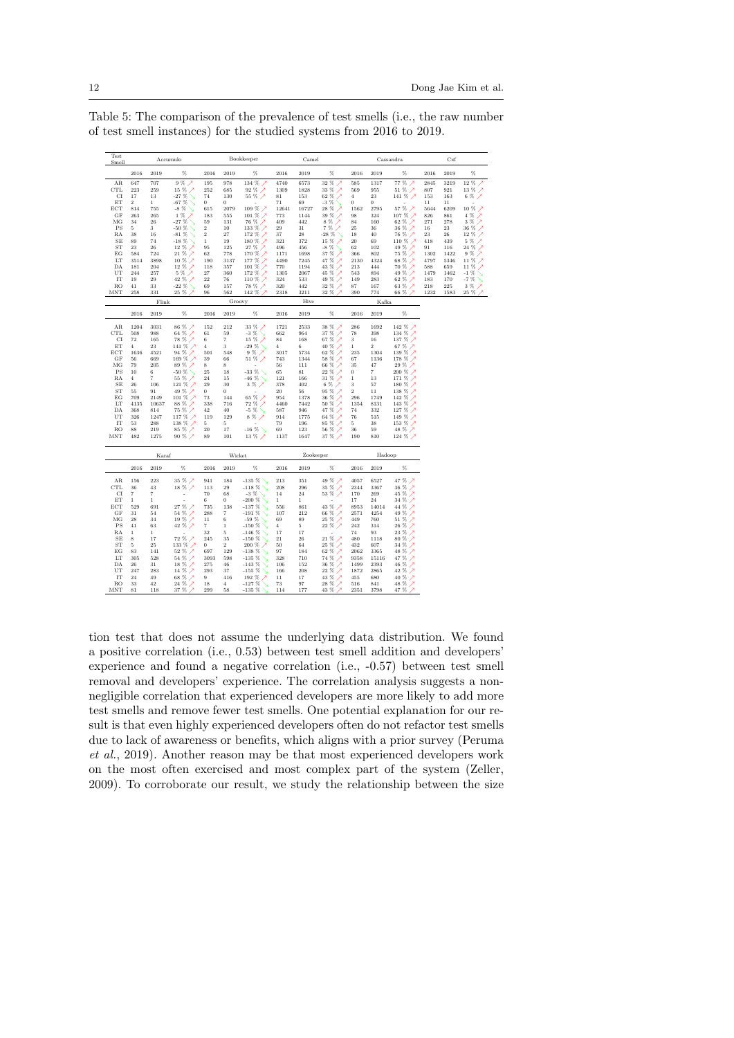Table 5: The comparison of the prevalence of test smells (i.e., the raw number of test smell instances) for the studied systems from 2016 to 2019.

| Test Smell | Accumulo | | | Bookkeeper | | | Camel | | | Cassandra | | | Cxf | | |
|---|---|---|---|---|---|---|---|---|---|---|---|---|---|---|---|
| | 2016 | 2019 | % | 2016 | 2019 | % | 2016 | 2019 | % | 2016 | 2019 | % | 2016 | 2019 | % |
| AR | 647 | 707 | 9 % ↗ | 195 | 978 | 134 % ↗ | 4740 | 6573 | 32 % ↗ | 585 | 1317 | 77 % ↗ | 2845 | 3219 | 12 % ↗ |
| CTL | 223 | 259 | 15 % ↗ | 252 | 685 | 92 % ↗ | 1309 | 1828 | 33 % ↗ | 569 | 955 | 51 % ↗ | 807 | 921 | 13 % ↗ |
| CI | 17 | 13 | -27 % ↘ | 74 | 130 | 55 % ↗ | 81 | 153 | 62 % ↗ | 4 | 23 | 141 % ↗ | 153 | 163 | 6 % ↗ |
| ET | 2 | 1 | -67 % ↘ | 0 | 0 | - | 71 | 69 | -3 % ↘ | 0 | 0 | - | 11 | 11 | - |
| ECT | 814 | 755 | -8 % ↘ | 615 | 2079 | 109 % ↗ | 12641 | 16727 | 28 % ↗ | 1562 | 2795 | 57 % ↗ | 5644 | 6209 | 10 % ↗ |
| GF | 263 | 265 | 1 % ↗ | 183 | 555 | 101 % ↗ | 773 | 1144 | 39 % ↗ | 98 | 324 | 107 % ↗ | 826 | 861 | 4 % ↗ |
| MG | 34 | 26 | -27 % ↘ | 59 | 131 | 76 % ↗ | 409 | 442 | 8 % ↗ | 84 | 160 | 62 % ↗ | 271 | 278 | 3 % ↗ |
| PS | 5 | 3 | -50 % ↘ | 2 | 10 | 133 % ↗ | 29 | 31 | 7 % ↗ | 25 | 36 | 36 % ↗ | 16 | 23 | 36 % ↗ |
| RA | 38 | 16 | -81 % ↘ | 2 | 27 | 172 % ↗ | 37 | 28 | -28 % ↘ | 18 | 40 | 76 % ↗ | 23 | 26 | 12 % ↗ |
| SE | 89 | 74 | -18 % ↘ | 1 | 19 | 180 % ↗ | 321 | 372 | 15 % ↗ | 20 | 69 | 110 % ↗ | 418 | 439 | 5 % ↗ |
| ST | 23 | 26 | 12 % ↗ | 95 | 125 | 27 % ↗ | 496 | 456 | -8 % ↘ | 62 | 102 | 49 % ↗ | 91 | 116 | 24 % ↗ |
| EG | 584 | 724 | 21 % ↗ | 62 | 778 | 170 % ↗ | 1171 | 1698 | 37 % ↗ | 366 | 802 | 75 % ↗ | 1302 | 1422 | 9 % ↗ |
| LT | 3514 | 3898 | 10 % ↗ | 190 | 3137 | 177 % ↗ | 4490 | 7245 | 47 % ↗ | 2130 | 4324 | 68 % ↗ | 4797 | 5346 | 11 % ↗ |
| DA | 181 | 204 | 12 % ↗ | 118 | 357 | 101 % ↗ | 770 | 1194 | 43 % ↗ | 213 | 444 | 70 % ↗ | 588 | 659 | 11 % ↗ |
| UT | 244 | 257 | 5 % ↗ | 27 | 360 | 172 % ↗ | 1305 | 2067 | 45 % ↗ | 543 | 894 | 49 % ↗ | 1479 | 1462 | -1 % ↘ |
| IT | 19 | 29 | 42 % ↗ | 22 | 76 | 110 % ↗ | 324 | 533 | 49 % ↗ | 149 | 283 | 62 % ↗ | 183 | 170 | -7 % ↘ |
| RO | 41 | 33 | -22 % ↘ | 69 | 157 | 78 % ↗ | 320 | 442 | 32 % ↗ | 87 | 167 | 63 % ↗ | 218 | 225 | 3 % ↗ |
| MNT | 258 | 331 | 25 % ↗ | 96 | 562 | 142 % ↗ | 2318 | 3211 | 32 % ↗ | 390 | 774 | 66 % ↗ | 1232 | 1583 | 25 % ↗ |

| Test Smell | Flink | | | Groovy | | | Hive | | | Kafka | | |
|---|---|---|---|---|---|---|---|---|---|---|---|---|
| | 2016 | 2019 | % | 2016 | 2019 | % | 2016 | 2019 | % | 2016 | 2019 | % |
| AR | 1204 | 3031 | 86 % ↗ | 152 | 212 | 33 % ↗ | 1721 | 2533 | 38 % ↗ | 286 | 1692 | 142 % ↗ |
| CTL | 508 | 988 | 64 % ↗ | 61 | 59 | -3 % ↘ | 662 | 964 | 37 % ↗ | 78 | 398 | 134 % ↗ |
| CI | 72 | 165 | 78 % ↗ | 6 | 7 | 15 % ↗ | 84 | 168 | 67 % ↗ | 3 | 16 | 137 % ↗ |
| ET | 4 | 23 | 141 % ↗ | 4 | 3 | -29 % ↘ | 4 | 6 | 40 % ↗ | 1 | 2 | 67 % ↗ |
| ECT | 1636 | 4521 | 94 % ↗ | 501 | 548 | 9 % ↗ | 3017 | 5734 | 62 % ↗ | 235 | 1304 | 139 % ↗ |
| GF | 56 | 669 | 169 % ↗ | 39 | 66 | 51 % ↗ | 743 | 1344 | 58 % ↗ | 67 | 1136 | 178 % ↗ |
| MG | 79 | 205 | 89 % ↗ | 8 | 8 | - | 56 | 111 | 66 % ↗ | 35 | 47 | 29 % ↗ |
| PS | 10 | 6 | -50 % ↘ | 25 | 18 | -33 % ↘ | 65 | 81 | 22 % ↗ | 0 | 7 | 200 % ↗ |
| RA | 4 | 7 | 55 % ↗ | 24 | 15 | -46 % ↘ | 121 | 166 | 31 % ↗ | 1 | 13 | 171 % ↗ |
| SE | 26 | 106 | 121 % ↗ | 29 | 30 | 3 % ↗ | 378 | 402 | 6 % ↗ | 3 | 57 | 180 % ↗ |
| ST | 55 | 91 | 49 % ↗ | 0 | 0 | - | 20 | 56 | 95 % ↗ | 2 | 11 | 138 % ↗ |
| EG | 709 | 2149 | 101 % ↗ | 73 | 144 | 65 % ↗ | 954 | 1378 | 36 % ↗ | 296 | 1749 | 142 % ↗ |
| LT | 4135 | 10637 | 88 % ↗ | 338 | 716 | 72 % ↗ | 4460 | 7442 | 50 % ↗ | 1354 | 8131 | 143 % ↗ |
| DA | 368 | 814 | 75 % ↗ | 42 | 40 | -5 % ↘ | 587 | 946 | 47 % ↗ | 74 | 332 | 127 % ↗ |
| UT | 326 | 1247 | 117 % ↗ | 119 | 129 | 8 % ↗ | 914 | 1775 | 64 % ↗ | 76 | 515 | 149 % ↗ |
| IT | 53 | 288 | 138 % ↗ | 5 | 5 | - | 79 | 196 | 85 % ↗ | 5 | 38 | 153 % ↗ |
| RO | 88 | 219 | 85 % ↗ | 20 | 17 | -16 % ↘ | 69 | 123 | 56 % ↗ | 36 | 59 | 48 % ↗ |
| MNT | 482 | 1275 | 90 % ↗ | 89 | 101 | 13 % ↗ | 1137 | 1647 | 37 % ↗ | 190 | 810 | 124 % ↗ |

| Test Smell | Karaf | | | Wicket | | | Zookeeper | | | Hadoop | | |
|---|---|---|---|---|---|---|---|---|---|---|---|---|
| | 2016 | 2019 | % | 2016 | 2019 | % | 2016 | 2019 | % | 2016 | 2019 | % |
| AR | 156 | 223 | 35 % ↗ | 941 | 184 | -135 % ↘ | 213 | 351 | 49 % ↗ | 4057 | 6527 | 47 % ↗ |
| CTL | 36 | 43 | 18 % ↗ | 113 | 29 | -118 % ↘ | 208 | 296 | 35 % ↗ | 2344 | 3367 | 36 % ↗ |
| CI | 7 | 7 | - | 70 | 68 | -3 % ↘ | 14 | 24 | 53 % ↗ | 170 | 269 | 45 % ↗ |
| ET | 1 | 1 | - | 6 | 0 | -200 % ↘ | 1 | 1 | - | 17 | 24 | 34 % ↗ |
| ECT | 529 | 691 | 27 % ↗ | 735 | 138 | -137 % ↘ | 556 | 861 | 43 % ↗ | 8953 | 14014 | 44 % ↗ |
| GF | 31 | 54 | 54 % ↗ | 288 | 7 | -191 % ↘ | 107 | 212 | 66 % ↗ | 2571 | 4254 | 49 % ↗ |
| MG | 28 | 34 | 19 % ↗ | 11 | 6 | -59 % ↘ | 69 | 89 | 25 % ↗ | 449 | 760 | 51 % ↗ |
| PS | 41 | 63 | 42 % ↗ | 7 | 1 | -150 % ↘ | 4 | 5 | 22 % ↗ | 242 | 314 | 26 % ↗ |
| RA | 1 | 1 | - | 32 | 5 | -146 % ↘ | 17 | 17 | - | 74 | 93 | 23 % ↗ |
| SE | 8 | 17 | 72 % ↗ | 245 | 35 | -150 % ↘ | 21 | 26 | 21 % ↗ | 480 | 1118 | 80 % ↗ |
| ST | 5 | 25 | 133 % ↗ | 0 | 2 | 200 % ↗ | 50 | 64 | 25 % ↗ | 432 | 607 | 34 % ↗ |
| EG | 83 | 141 | 52 % ↗ | 697 | 129 | -138 % ↘ | 97 | 184 | 62 % ↗ | 2062 | 3365 | 48 % ↗ |
| LT | 305 | 528 | 54 % ↗ | 3093 | 598 | -135 % ↘ | 328 | 710 | 74 % ↗ | 9358 | 15116 | 47 % ↗ |
| DA | 26 | 31 | 18 % ↗ | 275 | 46 | -143 % ↘ | 106 | 152 | 36 % ↗ | 1499 | 2393 | 46 % ↗ |
| UT | 247 | 283 | 14 % ↗ | 293 | 37 | -155 % ↘ | 166 | 208 | 22 % ↗ | 1872 | 2865 | 42 % ↗ |
| IT | 24 | 49 | 68 % ↗ | 9 | 416 | 192 % ↗ | 11 | 17 | 43 % ↗ | 455 | 680 | 40 % ↗ |
| RO | 33 | 42 | 24 % ↗ | 18 | 4 | -127 % ↘ | 73 | 97 | 28 % ↗ | 516 | 841 | 48 % ↗ |
| MNT | 81 | 118 | 37 % ↗ | 299 | 58 | -135 % ↘ | 114 | 177 | 43 % ↗ | 2351 | 3798 | 47 % ↗ |

tion test that does not assume the underlying data distribution. We found a positive correlation (i.e., 0.53) between test smell addition and developers' experience and found a negative correlation (i.e., -0.57) between test smell removal and developers' experience. The correlation analysis suggests a non-negligible correlation that experienced developers are more likely to add more test smells and remove fewer test smells. One potential explanation for our result is that even highly experienced developers often do not refactor test smells due to lack of awareness or benefits, which aligns with a prior survey (Peruma *et al.*, 2019). Another reason may be that most experienced developers work on the most often exercised and most complex part of the system (Zeller, 2009). To corroborate our result, we study the relationship between the size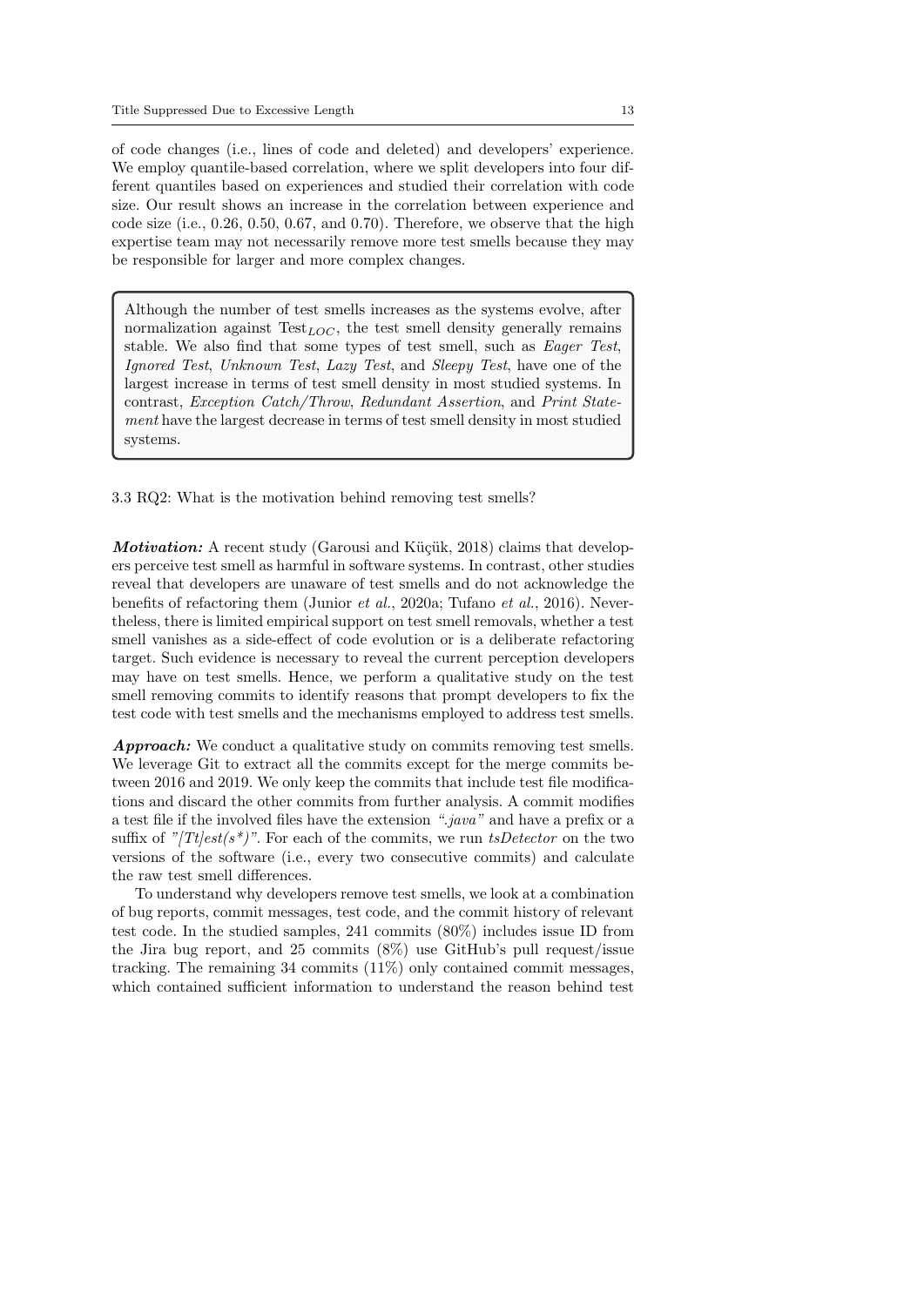of code changes (i.e., lines of code and deleted) and developers' experience. We employ quantile-based correlation, where we split developers into four different quantiles based on experiences and studied their correlation with code size. Our result shows an increase in the correlation between experience and code size (i.e., 0.26, 0.50, 0.67, and 0.70). Therefore, we observe that the high expertise team may not necessarily remove more test smells because they may be responsible for larger and more complex changes.

> Although the number of test smells increases as the systems evolve, after normalization against $\text{Test}_{LOC}$, the test smell density generally remains stable. We also find that some types of test smell, such as *Eager Test*, *Ignored Test*, *Unknown Test*, *Lazy Test*, and *Sleepy Test*, have one of the largest increase in terms of test smell density in most studied systems. In contrast, *Exception Catch/Throw*, *Redundant Assertion*, and *Print Statement* have the largest decrease in terms of test smell density in most studied systems.

### 3.3 RQ2: What is the motivation behind removing test smells?

***Motivation:*** A recent study (Garousi and Küçük, 2018) claims that developers perceive test smell as harmful in software systems. In contrast, other studies reveal that developers are unaware of test smells and do not acknowledge the benefits of refactoring them (Junior *et al.*, 2020a; Tufano *et al.*, 2016). Nevertheless, there is limited empirical support on test smell removals, whether a test smell vanishes as a side-effect of code evolution or is a deliberate refactoring target. Such evidence is necessary to reveal the current perception developers may have on test smells. Hence, we perform a qualitative study on the test smell removing commits to identify reasons that prompt developers to fix the test code with test smells and the mechanisms employed to address test smells.

***Approach:*** We conduct a qualitative study on commits removing test smells. We leverage Git to extract all the commits except for the merge commits between 2016 and 2019. We only keep the commits that include test file modifications and discard the other commits from further analysis. A commit modifies a test file if the involved files have the extension *".java"* and have a prefix or a suffix of *"[Tt]est(s*)"*. For each of the commits, we run *tsDetector* on the two versions of the software (i.e., every two consecutive commits) and calculate the raw test smell differences.

To understand why developers remove test smells, we look at a combination of bug reports, commit messages, test code, and the commit history of relevant test code. In the studied samples, 241 commits (80%) includes issue ID from the Jira bug report, and 25 commits (8%) use GitHub's pull request/issue tracking. The remaining 34 commits (11%) only contained commit messages, which contained sufficient information to understand the reason behind test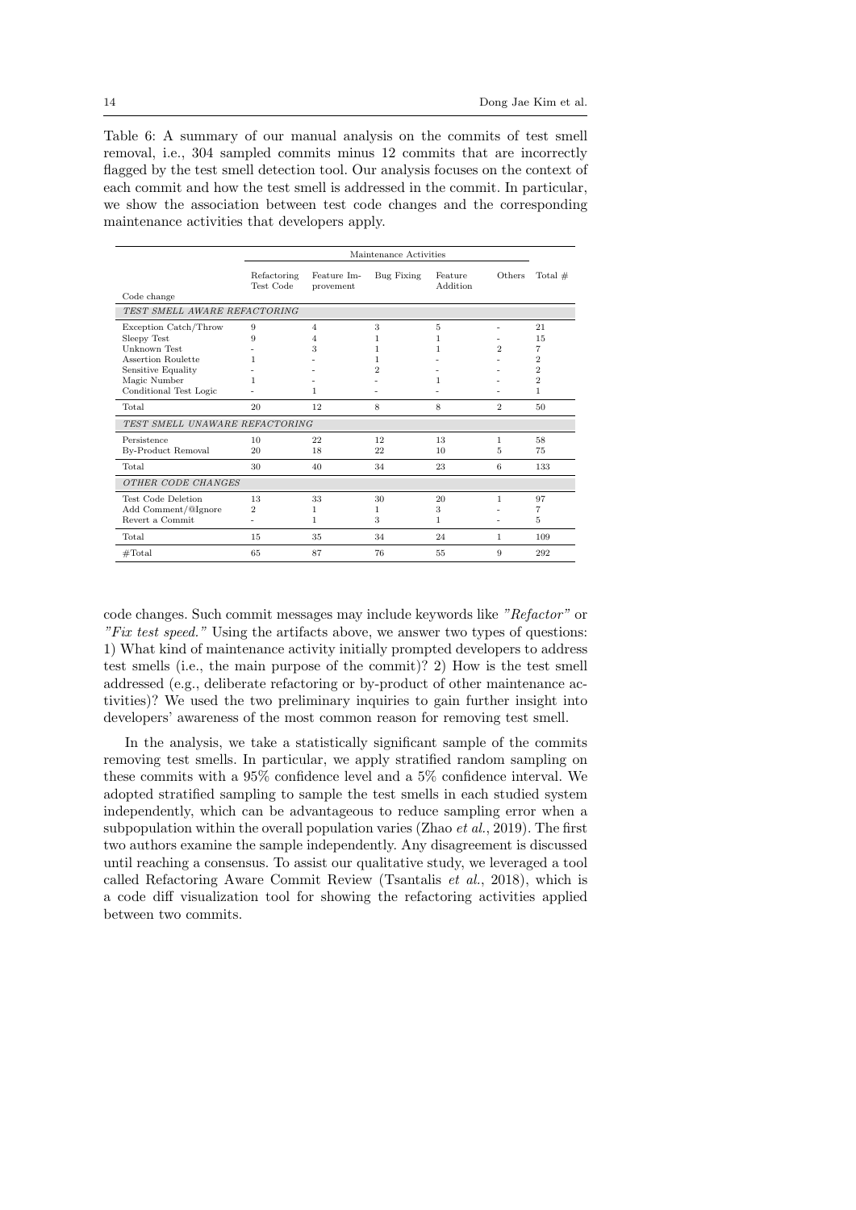Table 6: A summary of our manual analysis on the commits of test smell removal, i.e., 304 sampled commits minus 12 commits that are incorrectly flagged by the test smell detection tool. Our analysis focuses on the context of each commit and how the test smell is addressed in the commit. In particular, we show the association between test code changes and the corresponding maintenance activities that developers apply.

| Code change | Maintenance Activities | | | | | |
|---|---|---|---|---|---|---|
| | Refactoring Test Code | Feature Improvement | Bug Fixing | Feature Addition | Others | Total # |
| *TEST SMELL AWARE REFACTORING* | | | | | | |
| Exception Catch/Throw | 9 | 4 | 3 | 5 | - | 21 |
| Sleepy Test | 9 | 4 | 1 | 1 | - | 15 |
| Unknown Test | - | 3 | 1 | 1 | 2 | 7 |
| Assertion Roulette | 1 | - | 1 | - | - | 2 |
| Sensitive Equality | - | - | 2 | - | - | 2 |
| Magic Number | 1 | - | - | 1 | - | 2 |
| Conditional Test Logic | - | 1 | - | - | - | 1 |
| Total | 20 | 12 | 8 | 8 | 2 | 50 |
| *TEST SMELL UNAWARE REFACTORING* | | | | | | |
| Persistence | 10 | 22 | 12 | 13 | 1 | 58 |
| By-Product Removal | 20 | 18 | 22 | 10 | 5 | 75 |
| Total | 30 | 40 | 34 | 23 | 6 | 133 |
| *OTHER CODE CHANGES* | | | | | | |
| Test Code Deletion | 13 | 33 | 30 | 20 | 1 | 97 |
| Add Comment/@Ignore | 2 | 1 | 1 | 3 | - | 7 |
| Revert a Commit | - | 1 | 3 | 1 | - | 5 |
| Total | 15 | 35 | 34 | 24 | 1 | 109 |
| #Total | 65 | 87 | 76 | 55 | 9 | 292 |

code changes. Such commit messages may include keywords like *"Refactor"* or *"Fix test speed."* Using the artifacts above, we answer two types of questions: 1) What kind of maintenance activity initially prompted developers to address test smells (i.e., the main purpose of the commit)? 2) How is the test smell addressed (e.g., deliberate refactoring or by-product of other maintenance activities)? We used the two preliminary inquiries to gain further insight into developers' awareness of the most common reason for removing test smell.

In the analysis, we take a statistically significant sample of the commits removing test smells. In particular, we apply stratified random sampling on these commits with a 95% confidence level and a 5% confidence interval. We adopted stratified sampling to sample the test smells in each studied system independently, which can be advantageous to reduce sampling error when a subpopulation within the overall population varies (Zhao *et al.*, 2019). The first two authors examine the sample independently. Any disagreement is discussed until reaching a consensus. To assist our qualitative study, we leveraged a tool called Refactoring Aware Commit Review (Tsantalis *et al.*, 2018), which is a code diff visualization tool for showing the refactoring activities applied between two commits.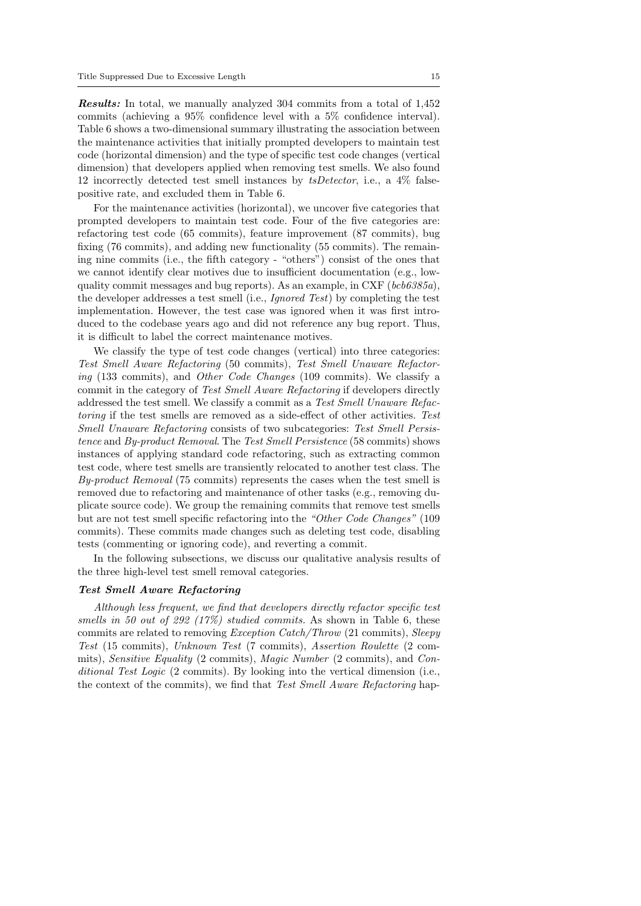***Results:*** In total, we manually analyzed 304 commits from a total of 1,452 commits (achieving a 95% confidence level with a 5% confidence interval). Table 6 shows a two-dimensional summary illustrating the association between the maintenance activities that initially prompted developers to maintain test code (horizontal dimension) and the type of specific test code changes (vertical dimension) that developers applied when removing test smells. We also found 12 incorrectly detected test smell instances by *tsDetector*, i.e., a 4% false-positive rate, and excluded them in Table 6.

For the maintenance activities (horizontal), we uncover five categories that prompted developers to maintain test code. Four of the five categories are: refactoring test code (65 commits), feature improvement (87 commits), bug fixing (76 commits), and adding new functionality (55 commits). The remaining nine commits (i.e., the fifth category - "others") consist of the ones that we cannot identify clear motives due to insufficient documentation (e.g., low-quality commit messages and bug reports). As an example, in CXF (*bcb6385a*), the developer addresses a test smell (i.e., *Ignored Test*) by completing the test implementation. However, the test case was ignored when it was first introduced to the codebase years ago and did not reference any bug report. Thus, it is difficult to label the correct maintenance motives.

We classify the type of test code changes (vertical) into three categories: *Test Smell Aware Refactoring* (50 commits), *Test Smell Unaware Refactoring* (133 commits), and *Other Code Changes* (109 commits). We classify a commit in the category of *Test Smell Aware Refactoring* if developers directly addressed the test smell. We classify a commit as a *Test Smell Unaware Refactoring* if the test smells are removed as a side-effect of other activities. *Test Smell Unaware Refactoring* consists of two subcategories: *Test Smell Persistence* and *By-product Removal*. The *Test Smell Persistence* (58 commits) shows instances of applying standard code refactoring, such as extracting common test code, where test smells are transiently relocated to another test class. The *By-product Removal* (75 commits) represents the cases when the test smell is removed due to refactoring and maintenance of other tasks (e.g., removing duplicate source code). We group the remaining commits that remove test smells but are not test smell specific refactoring into the *"Other Code Changes"* (109 commits). These commits made changes such as deleting test code, disabling tests (commenting or ignoring code), and reverting a commit.

In the following subsections, we discuss our qualitative analysis results of the three high-level test smell removal categories.

#### *Test Smell Aware Refactoring*

*Although less frequent, we find that developers directly refactor specific test smells in 50 out of 292 (17%) studied commits.* As shown in Table 6, these commits are related to removing *Exception Catch/Throw* (21 commits), *Sleepy Test* (15 commits), *Unknown Test* (7 commits), *Assertion Roulette* (2 commits), *Sensitive Equality* (2 commits), *Magic Number* (2 commits), and *Conditional Test Logic* (2 commits). By looking into the vertical dimension (i.e., the context of the commits), we find that *Test Smell Aware Refactoring* hap-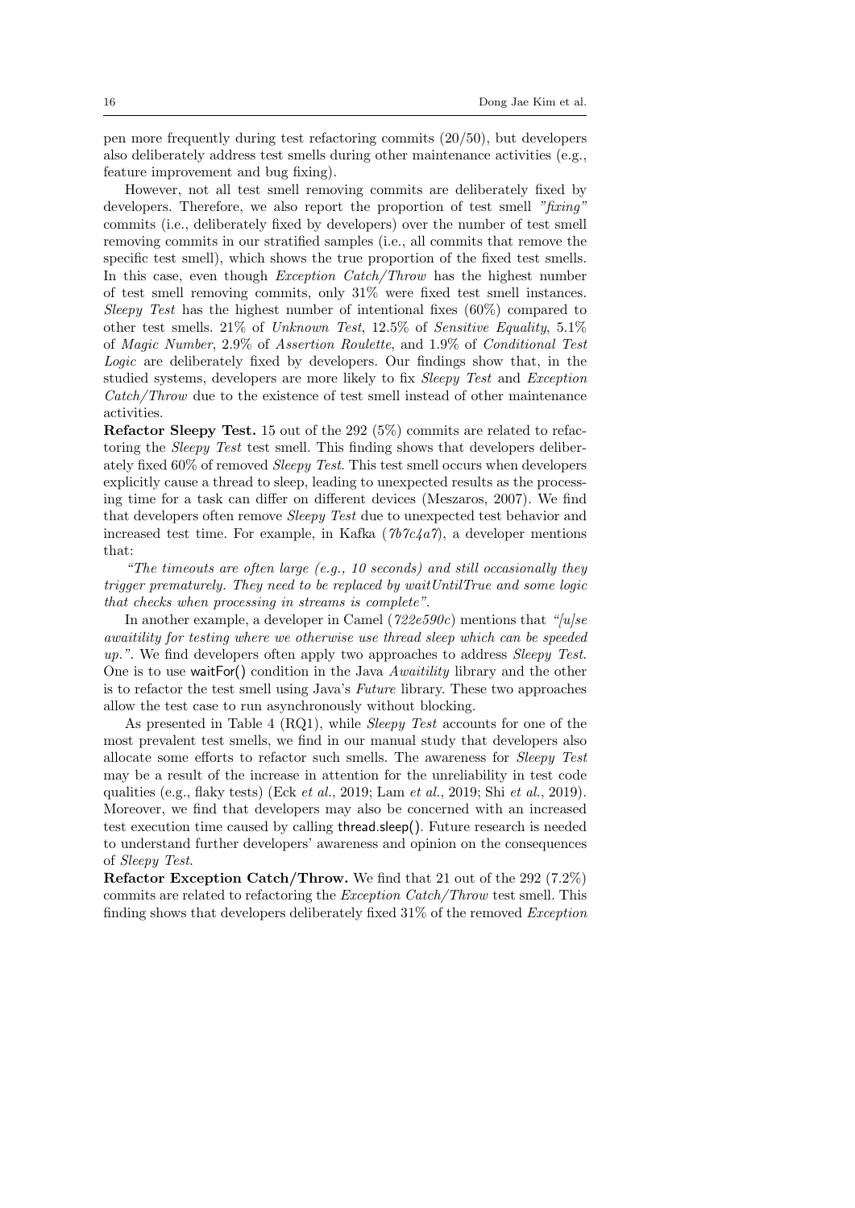pen more frequently during test refactoring commits (20/50), but developers also deliberately address test smells during other maintenance activities (e.g., feature improvement and bug fixing).

However, not all test smell removing commits are deliberately fixed by developers. Therefore, we also report the proportion of test smell *"fixing"* commits (i.e., deliberately fixed by developers) over the number of test smell removing commits in our stratified samples (i.e., all commits that remove the specific test smell), which shows the true proportion of the fixed test smells. In this case, even though *Exception Catch/Throw* has the highest number of test smell removing commits, only 31% were fixed test smell instances. *Sleepy Test* has the highest number of intentional fixes (60%) compared to other test smells. 21% of *Unknown Test*, 12.5% of *Sensitive Equality*, 5.1% of *Magic Number*, 2.9% of *Assertion Roulette*, and 1.9% of *Conditional Test Logic* are deliberately fixed by developers. Our findings show that, in the studied systems, developers are more likely to fix *Sleepy Test* and *Exception Catch/Throw* due to the existence of test smell instead of other maintenance activities.

**Refactor Sleepy Test.** 15 out of the 292 (5%) commits are related to refactoring the *Sleepy Test* test smell. This finding shows that developers deliberately fixed 60% of removed *Sleepy Test*. This test smell occurs when developers explicitly cause a thread to sleep, leading to unexpected results as the processing time for a task can differ on different devices (Meszaros, 2007). We find that developers often remove *Sleepy Test* due to unexpected test behavior and increased test time. For example, in Kafka (*7b7c4a7*), a developer mentions that:

*"The timeouts are often large (e.g., 10 seconds) and still occasionally they trigger prematurely. They need to be replaced by waitUntilTrue and some logic that checks when processing in streams is complete".*

In another example, a developer in Camel (*722e590c*) mentions that *"[u]se awaitility for testing where we otherwise use thread sleep which can be speeded up."*. We find developers often apply two approaches to address *Sleepy Test*. One is to use waitFor() condition in the Java *Awaitility* library and the other is to refactor the test smell using Java's *Future* library. These two approaches allow the test case to run asynchronously without blocking.

As presented in Table 4 (RQ1), while *Sleepy Test* accounts for one of the most prevalent test smells, we find in our manual study that developers also allocate some efforts to refactor such smells. The awareness for *Sleepy Test* may be a result of the increase in attention for the unreliability in test code qualities (e.g., flaky tests) (Eck *et al.*, 2019; Lam *et al.*, 2019; Shi *et al.*, 2019). Moreover, we find that developers may also be concerned with an increased test execution time caused by calling thread.sleep(). Future research is needed to understand further developers' awareness and opinion on the consequences of *Sleepy Test*.

**Refactor Exception Catch/Throw.** We find that 21 out of the 292 (7.2%) commits are related to refactoring the *Exception Catch/Throw* test smell. This finding shows that developers deliberately fixed 31% of the removed *Exception*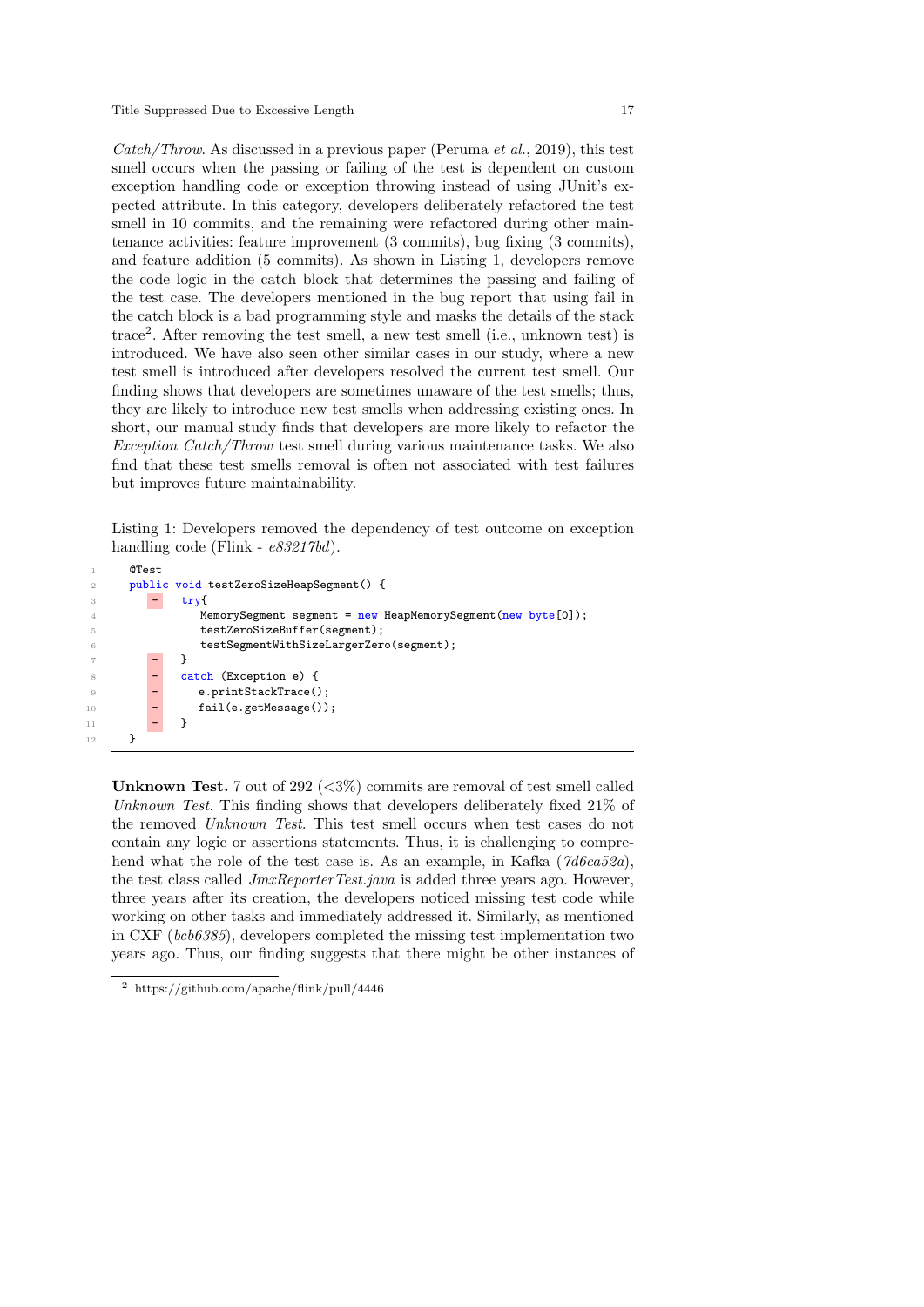*Catch/Throw*. As discussed in a previous paper (Peruma *et al.*, 2019), this test smell occurs when the passing or failing of the test is dependent on custom exception handling code or exception throwing instead of using JUnit's expected attribute. In this category, developers deliberately refactored the test smell in 10 commits, and the remaining were refactored during other maintenance activities: feature improvement (3 commits), bug fixing (3 commits), and feature addition (5 commits). As shown in Listing 1, developers remove the code logic in the catch block that determines the passing and failing of the test case. The developers mentioned in the bug report that using fail in the catch block is a bad programming style and masks the details of the stack trace[2]. After removing the test smell, a new test smell (i.e., unknown test) is introduced. We have also seen other similar cases in our study, where a new test smell is introduced after developers resolved the current test smell. Our finding shows that developers are sometimes unaware of the test smells; thus, they are likely to introduce new test smells when addressing existing ones. In short, our manual study finds that developers are more likely to refactor the *Exception Catch/Throw* test smell during various maintenance tasks. We also find that these test smells removal is often not associated with test failures but improves future maintainability.

Listing 1: Developers removed the dependency of test outcome on exception handling code (Flink - *e83217bd*).

```
1   @Test
2   public void testZeroSizeHeapSegment() {
3   -   try{
4           MemorySegment segment = new HeapMemorySegment(new byte[0]);
5           testZeroSizeBuffer(segment);
6           testSegmentWithSizeLargerZero(segment);
7   -   }
8   -   catch (Exception e) {
9   -       e.printStackTrace();
10  -       fail(e.getMessage());
11  -   }
12  }
```

**Unknown Test.** 7 out of 292 (<3%) commits are removal of test smell called *Unknown Test*. This finding shows that developers deliberately fixed 21% of the removed *Unknown Test*. This test smell occurs when test cases do not contain any logic or assertions statements. Thus, it is challenging to comprehend what the role of the test case is. As an example, in Kafka (*7d6ca52a*), the test class called *JmxReporterTest.java* is added three years ago. However, three years after its creation, the developers noticed missing test code while working on other tasks and immediately addressed it. Similarly, as mentioned in CXF (*bcb6385*), developers completed the missing test implementation two years ago. Thus, our finding suggests that there might be other instances of

[2] https://github.com/apache/flink/pull/4446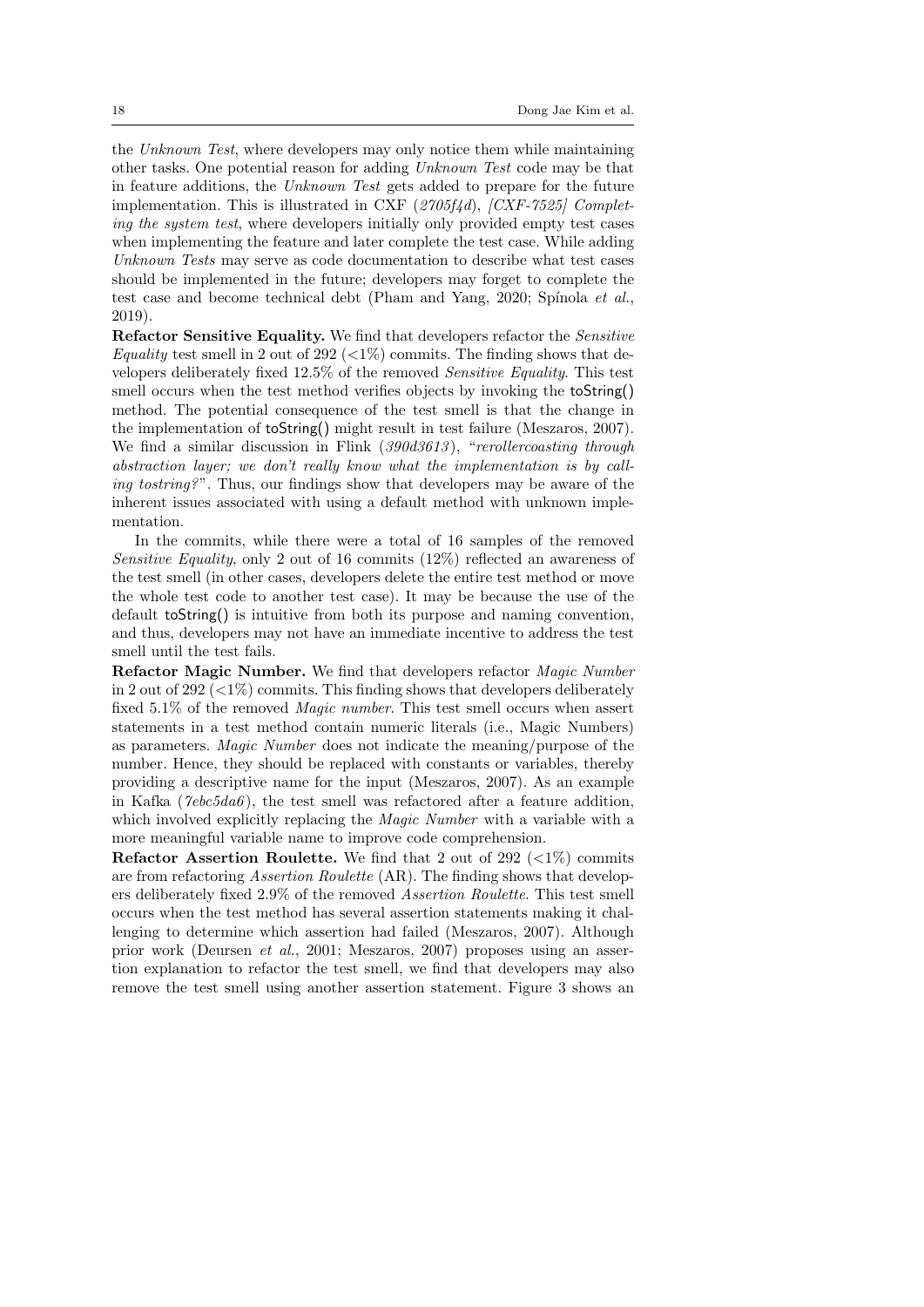the *Unknown Test*, where developers may only notice them while maintaining other tasks. One potential reason for adding *Unknown Test* code may be that in feature additions, the *Unknown Test* gets added to prepare for the future implementation. This is illustrated in CXF (*2705f4d*), *[CXF-7525] Completing the system test*, where developers initially only provided empty test cases when implementing the feature and later complete the test case. While adding *Unknown Tests* may serve as code documentation to describe what test cases should be implemented in the future; developers may forget to complete the test case and become technical debt (Pham and Yang, 2020; Spínola *et al.*, 2019).

**Refactor Sensitive Equality.** We find that developers refactor the *Sensitive Equality* test smell in 2 out of 292 (<1%) commits. The finding shows that developers deliberately fixed 12.5% of the removed *Sensitive Equality*. This test smell occurs when the test method verifies objects by invoking the toString() method. The potential consequence of the test smell is that the change in the implementation of toString() might result in test failure (Meszaros, 2007). We find a similar discussion in Flink (*390d3613*), "*rerollercoasting through abstraction layer; we don't really know what the implementation is by calling tostring?*". Thus, our findings show that developers may be aware of the inherent issues associated with using a default method with unknown implementation.

In the commits, while there were a total of 16 samples of the removed *Sensitive Equality*, only 2 out of 16 commits (12%) reflected an awareness of the test smell (in other cases, developers delete the entire test method or move the whole test code to another test case). It may be because the use of the default toString() is intuitive from both its purpose and naming convention, and thus, developers may not have an immediate incentive to address the test smell until the test fails.

**Refactor Magic Number.** We find that developers refactor *Magic Number* in 2 out of 292 (<1%) commits. This finding shows that developers deliberately fixed 5.1% of the removed *Magic number*. This test smell occurs when assert statements in a test method contain numeric literals (i.e., Magic Numbers) as parameters. *Magic Number* does not indicate the meaning/purpose of the number. Hence, they should be replaced with constants or variables, thereby providing a descriptive name for the input (Meszaros, 2007). As an example in Kafka (*7ebc5da6*), the test smell was refactored after a feature addition, which involved explicitly replacing the *Magic Number* with a variable with a more meaningful variable name to improve code comprehension.

**Refactor Assertion Roulette.** We find that 2 out of 292 (<1%) commits are from refactoring *Assertion Roulette* (AR). The finding shows that developers deliberately fixed 2.9% of the removed *Assertion Roulette*. This test smell occurs when the test method has several assertion statements making it challenging to determine which assertion had failed (Meszaros, 2007). Although prior work (Deursen *et al.*, 2001; Meszaros, 2007) proposes using an assertion explanation to refactor the test smell, we find that developers may also remove the test smell using another assertion statement. Figure 3 shows an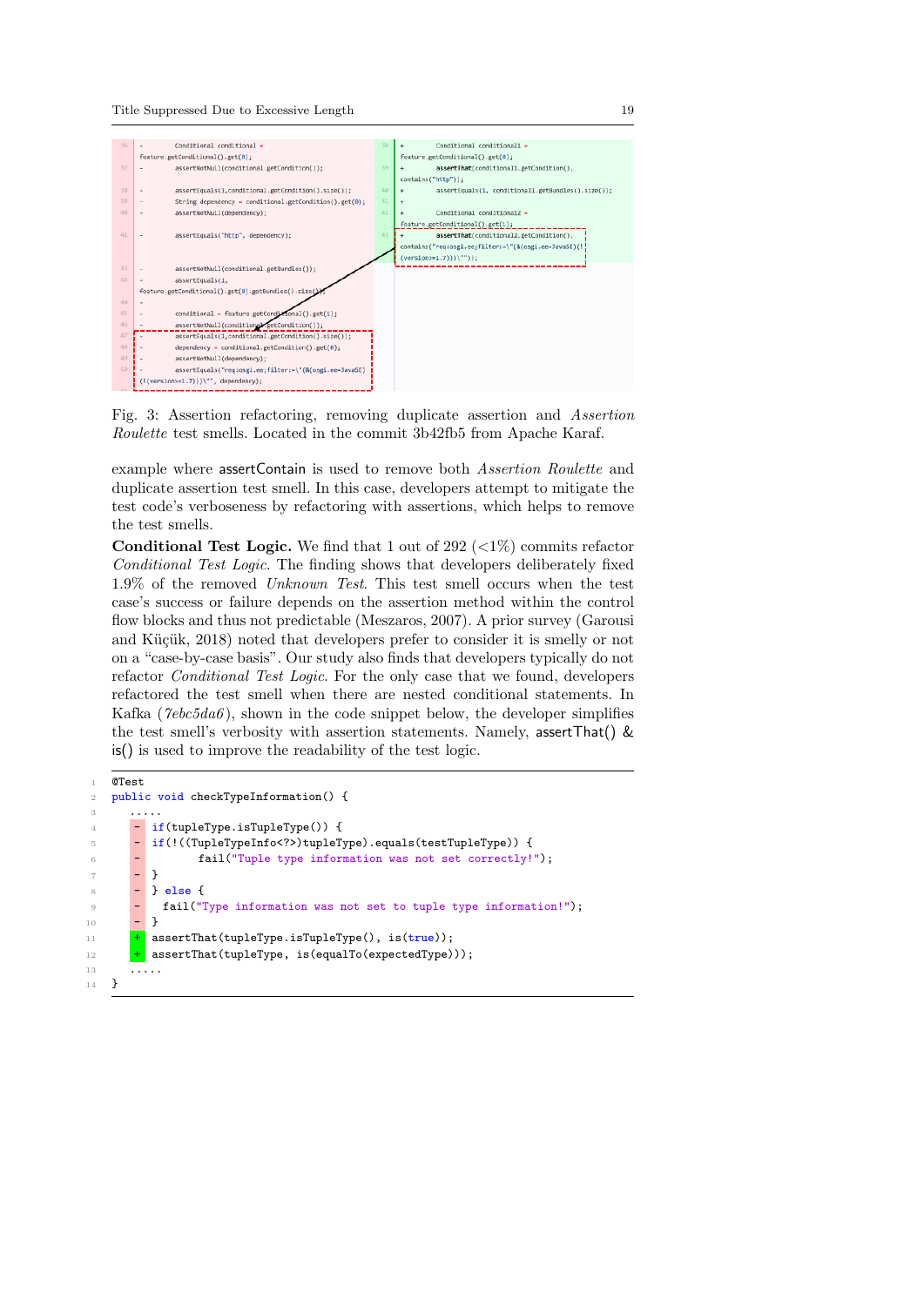Fig. 3: Assertion refactoring, removing duplicate assertion and *Assertion Roulette* test smells. Located in the commit 3b42fb5 from Apache Karaf.

example where assertContain is used to remove both *Assertion Roulette* and duplicate assertion test smell. In this case, developers attempt to mitigate the test code's verboseness by refactoring with assertions, which helps to remove the test smells.

**Conditional Test Logic.** We find that 1 out of 292 (<1%) commits refactor *Conditional Test Logic*. The finding shows that developers deliberately fixed 1.9% of the removed *Unknown Test*. This test smell occurs when the test case's success or failure depends on the assertion method within the control flow blocks and thus not predictable (Meszaros, 2007). A prior survey (Garousi and Küçük, 2018) noted that developers prefer to consider it is smelly or not on a "case-by-case basis". Our study also finds that developers typically do not refactor *Conditional Test Logic*. For the only case that we found, developers refactored the test smell when there are nested conditional statements. In Kafka (*7ebc5da6*), shown in the code snippet below, the developer simplifies the test smell's verbosity with assertion statements. Namely, assertThat() & is() is used to improve the readability of the test logic.

```
@Test
public void checkTypeInformation() {
    .....
-   if(tupleType.isTupleType()) {
-   if(!((TupleTypeInfo<?>)tupleType).equals(testTupleType)) {
-           fail("Tuple type information was not set correctly!");
-   }
-   } else {
-     fail("Type information was not set to tuple type information!");
-   }
+   assertThat(tupleType.isTupleType(), is(true));
+   assertThat(tupleType, is(equalTo(expectedType)));
    .....
}
```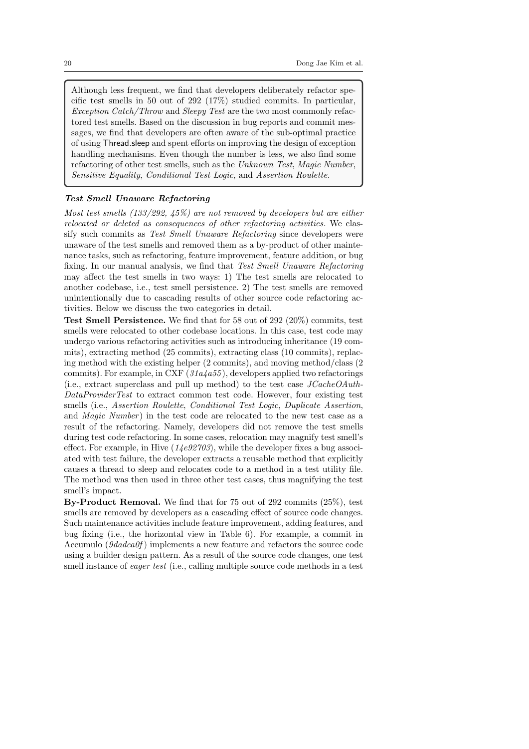> Although less frequent, we find that developers deliberately refactor specific test smells in 50 out of 292 (17%) studied commits. In particular, *Exception Catch/Throw* and *Sleepy Test* are the two most commonly refactored test smells. Based on the discussion in bug reports and commit messages, we find that developers are often aware of the sub-optimal practice of using Thread.sleep and spent efforts on improving the design of exception handling mechanisms. Even though the number is less, we also find some refactoring of other test smells, such as the *Unknown Test*, *Magic Number*, *Sensitive Equality*, *Conditional Test Logic*, and *Assertion Roulette*.

***Test Smell Unaware Refactoring***

*Most test smells (133/292, 45%) are not removed by developers but are either relocated or deleted as consequences of other refactoring activities.* We classify such commits as *Test Smell Unaware Refactoring* since developers were unaware of the test smells and removed them as a by-product of other maintenance tasks, such as refactoring, feature improvement, feature addition, or bug fixing. In our manual analysis, we find that *Test Smell Unaware Refactoring* may affect the test smells in two ways: 1) The test smells are relocated to another codebase, i.e., test smell persistence. 2) The test smells are removed unintentionally due to cascading results of other source code refactoring activities. Below we discuss the two categories in detail.

**Test Smell Persistence.** We find that for 58 out of 292 (20%) commits, test smells were relocated to other codebase locations. In this case, test code may undergo various refactoring activities such as introducing inheritance (19 commits), extracting method (25 commits), extracting class (10 commits), replacing method with the existing helper (2 commits), and moving method/class (2 commits). For example, in CXF (*31a4a55*), developers applied two refactorings (i.e., extract superclass and pull up method) to the test case *JCacheOAuthDataProviderTest* to extract common test code. However, four existing test smells (i.e., *Assertion Roulette*, *Conditional Test Logic*, *Duplicate Assertion*, and *Magic Number*) in the test code are relocated to the new test case as a result of the refactoring. Namely, developers did not remove the test smells during test code refactoring. In some cases, relocation may magnify test smell's effect. For example, in Hive (*14e92703*), while the developer fixes a bug associated with test failure, the developer extracts a reusable method that explicitly causes a thread to sleep and relocates code to a method in a test utility file. The method was then used in three other test cases, thus magnifying the test smell's impact.

**By-Product Removal.** We find that for 75 out of 292 commits (25%), test smells are removed by developers as a cascading effect of source code changes. Such maintenance activities include feature improvement, adding features, and bug fixing (i.e., the horizontal view in Table 6). For example, a commit in Accumulo (*9dadca0f*) implements a new feature and refactors the source code using a builder design pattern. As a result of the source code changes, one test smell instance of *eager test* (i.e., calling multiple source code methods in a test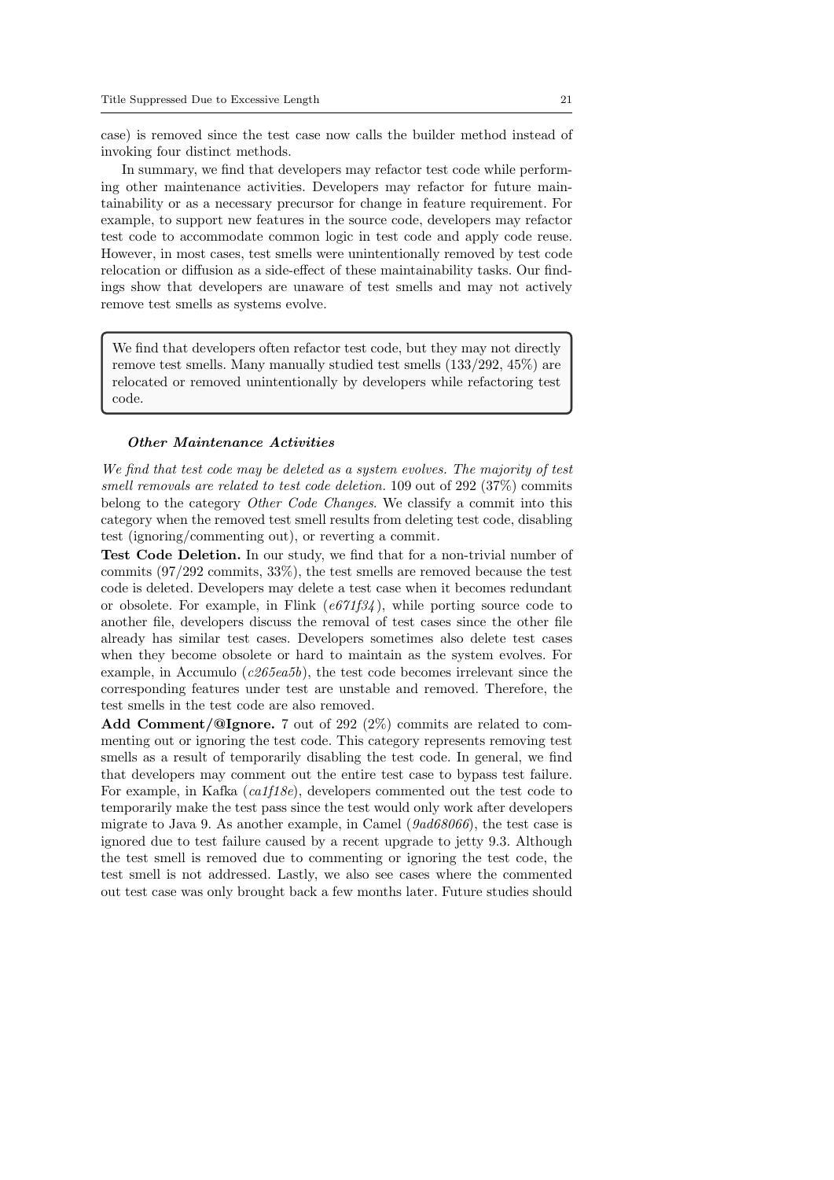case) is removed since the test case now calls the builder method instead of invoking four distinct methods.

In summary, we find that developers may refactor test code while performing other maintenance activities. Developers may refactor for future maintainability or as a necessary precursor for change in feature requirement. For example, to support new features in the source code, developers may refactor test code to accommodate common logic in test code and apply code reuse. However, in most cases, test smells were unintentionally removed by test code relocation or diffusion as a side-effect of these maintainability tasks. Our findings show that developers are unaware of test smells and may not actively remove test smells as systems evolve.

> We find that developers often refactor test code, but they may not directly remove test smells. Many manually studied test smells (133/292, 45%) are relocated or removed unintentionally by developers while refactoring test code.

#### *Other Maintenance Activities*

*We find that test code may be deleted as a system evolves. The majority of test smell removals are related to test code deletion.* 109 out of 292 (37%) commits belong to the category *Other Code Changes*. We classify a commit into this category when the removed test smell results from deleting test code, disabling test (ignoring/commenting out), or reverting a commit.

**Test Code Deletion.** In our study, we find that for a non-trivial number of commits (97/292 commits, 33%), the test smells are removed because the test code is deleted. Developers may delete a test case when it becomes redundant or obsolete. For example, in Flink (*e671f34*), while porting source code to another file, developers discuss the removal of test cases since the other file already has similar test cases. Developers sometimes also delete test cases when they become obsolete or hard to maintain as the system evolves. For example, in Accumulo (*c265ea5b*), the test code becomes irrelevant since the corresponding features under test are unstable and removed. Therefore, the test smells in the test code are also removed.

**Add Comment/@Ignore.** 7 out of 292 (2%) commits are related to commenting out or ignoring the test code. This category represents removing test smells as a result of temporarily disabling the test code. In general, we find that developers may comment out the entire test case to bypass test failure. For example, in Kafka (*ca1f18e*), developers commented out the test code to temporarily make the test pass since the test would only work after developers migrate to Java 9. As another example, in Camel (*9ad68066*), the test case is ignored due to test failure caused by a recent upgrade to jetty 9.3. Although the test smell is removed due to commenting or ignoring the test code, the test smell is not addressed. Lastly, we also see cases where the commented out test case was only brought back a few months later. Future studies should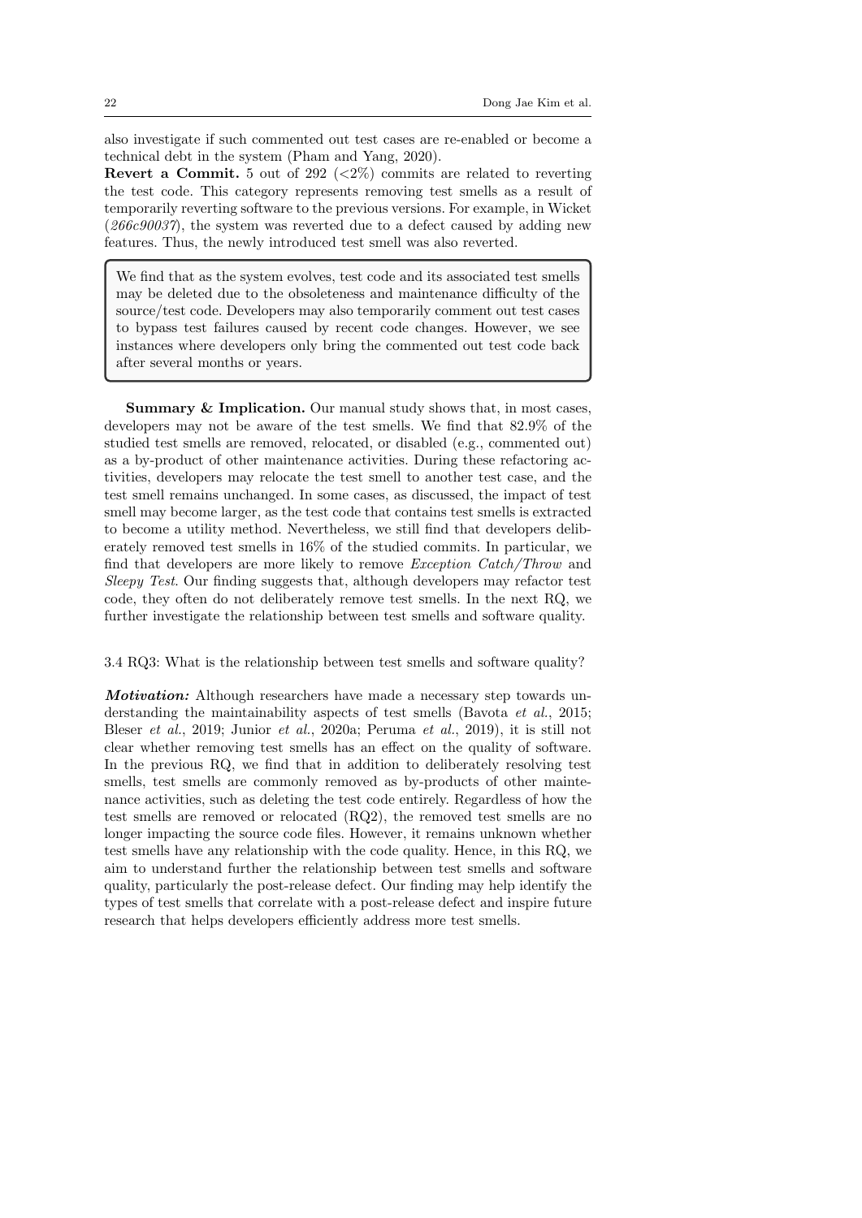also investigate if such commented out test cases are re-enabled or become a technical debt in the system (Pham and Yang, 2020).

**Revert a Commit.** 5 out of 292 (<2%) commits are related to reverting the test code. This category represents removing test smells as a result of temporarily reverting software to the previous versions. For example, in Wicket (*266c90037*), the system was reverted due to a defect caused by adding new features. Thus, the newly introduced test smell was also reverted.

> We find that as the system evolves, test code and its associated test smells may be deleted due to the obsoleteness and maintenance difficulty of the source/test code. Developers may also temporarily comment out test cases to bypass test failures caused by recent code changes. However, we see instances where developers only bring the commented out test code back after several months or years.

**Summary & Implication.** Our manual study shows that, in most cases, developers may not be aware of the test smells. We find that 82.9% of the studied test smells are removed, relocated, or disabled (e.g., commented out) as a by-product of other maintenance activities. During these refactoring activities, developers may relocate the test smell to another test case, and the test smell remains unchanged. In some cases, as discussed, the impact of test smell may become larger, as the test code that contains test smells is extracted to become a utility method. Nevertheless, we still find that developers deliberately removed test smells in 16% of the studied commits. In particular, we find that developers are more likely to remove *Exception Catch/Throw* and *Sleepy Test*. Our finding suggests that, although developers may refactor test code, they often do not deliberately remove test smells. In the next RQ, we further investigate the relationship between test smells and software quality.

### 3.4 RQ3: What is the relationship between test smells and software quality?

***Motivation:*** Although researchers have made a necessary step towards understanding the maintainability aspects of test smells (Bavota *et al.*, 2015; Bleser *et al.*, 2019; Junior *et al.*, 2020a; Peruma *et al.*, 2019), it is still not clear whether removing test smells has an effect on the quality of software. In the previous RQ, we find that in addition to deliberately resolving test smells, test smells are commonly removed as by-products of other maintenance activities, such as deleting the test code entirely. Regardless of how the test smells are removed or relocated (RQ2), the removed test smells are no longer impacting the source code files. However, it remains unknown whether test smells have any relationship with the code quality. Hence, in this RQ, we aim to understand further the relationship between test smells and software quality, particularly the post-release defect. Our finding may help identify the types of test smells that correlate with a post-release defect and inspire future research that helps developers efficiently address more test smells.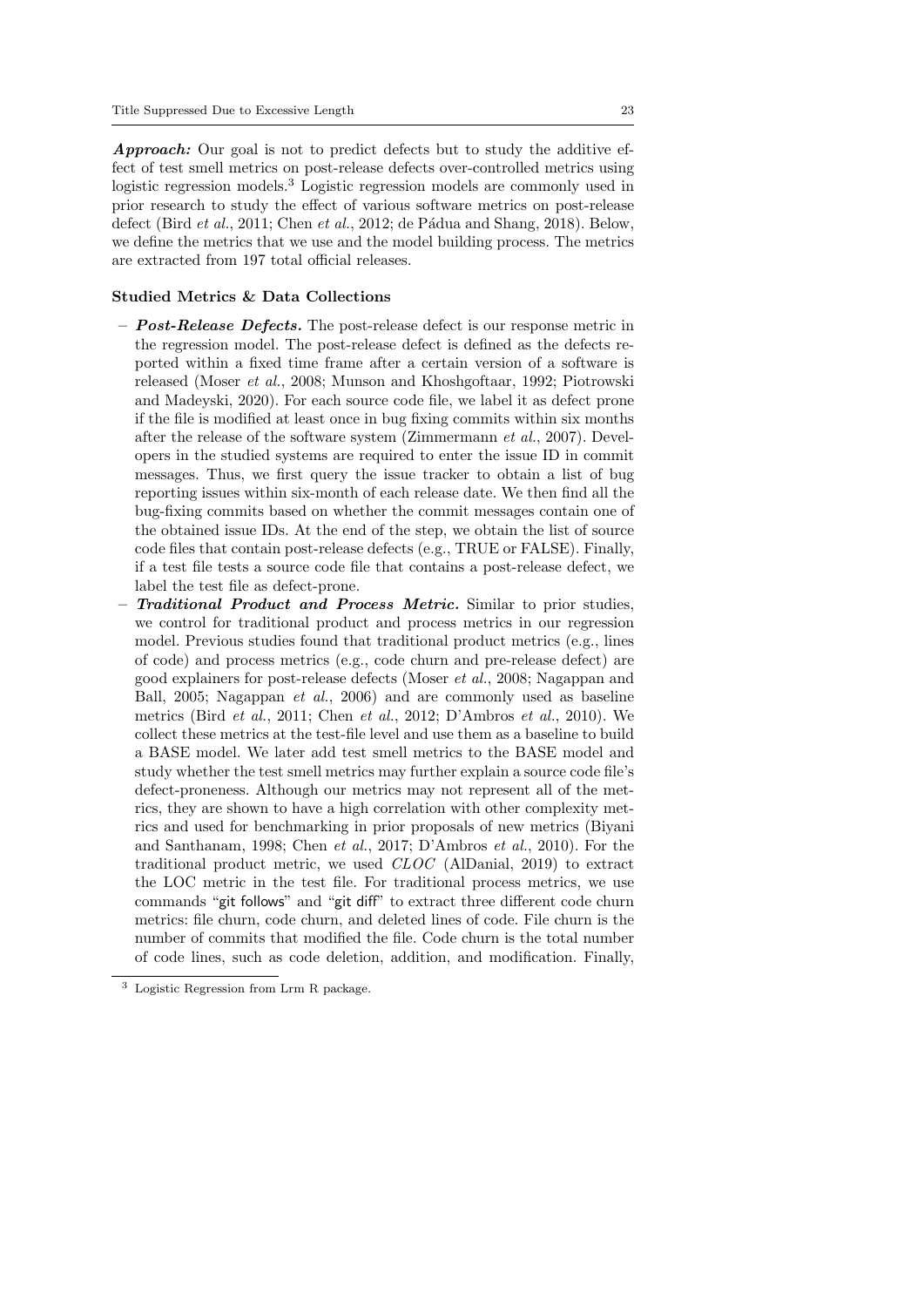***Approach:*** Our goal is not to predict defects but to study the additive effect of test smell metrics on post-release defects over-controlled metrics using logistic regression models.[3] Logistic regression models are commonly used in prior research to study the effect of various software metrics on post-release defect (Bird *et al.*, 2011; Chen *et al.*, 2012; de Pádua and Shang, 2018). Below, we define the metrics that we use and the model building process. The metrics are extracted from 197 total official releases.

**Studied Metrics & Data Collections**

- ***Post-Release Defects.*** The post-release defect is our response metric in the regression model. The post-release defect is defined as the defects reported within a fixed time frame after a certain version of a software is released (Moser *et al.*, 2008; Munson and Khoshgoftaar, 1992; Piotrowski and Madeyski, 2020). For each source code file, we label it as defect prone if the file is modified at least once in bug fixing commits within six months after the release of the software system (Zimmermann *et al.*, 2007). Developers in the studied systems are required to enter the issue ID in commit messages. Thus, we first query the issue tracker to obtain a list of bug reporting issues within six-month of each release date. We then find all the bug-fixing commits based on whether the commit messages contain one of the obtained issue IDs. At the end of the step, we obtain the list of source code files that contain post-release defects (e.g., TRUE or FALSE). Finally, if a test file tests a source code file that contains a post-release defect, we label the test file as defect-prone.
- ***Traditional Product and Process Metric.*** Similar to prior studies, we control for traditional product and process metrics in our regression model. Previous studies found that traditional product metrics (e.g., lines of code) and process metrics (e.g., code churn and pre-release defect) are good explainers for post-release defects (Moser *et al.*, 2008; Nagappan and Ball, 2005; Nagappan *et al.*, 2006) and are commonly used as baseline metrics (Bird *et al.*, 2011; Chen *et al.*, 2012; D'Ambros *et al.*, 2010). We collect these metrics at the test-file level and use them as a baseline to build a BASE model. We later add test smell metrics to the BASE model and study whether the test smell metrics may further explain a source code file's defect-proneness. Although our metrics may not represent all of the metrics, they are shown to have a high correlation with other complexity metrics and used for benchmarking in prior proposals of new metrics (Biyani and Santhanam, 1998; Chen *et al.*, 2017; D'Ambros *et al.*, 2010). For the traditional product metric, we used *CLOC* (AlDanial, 2019) to extract the LOC metric in the test file. For traditional process metrics, we use commands "git follows" and "git diff" to extract three different code churn metrics: file churn, code churn, and deleted lines of code. File churn is the number of commits that modified the file. Code churn is the total number of code lines, such as code deletion, addition, and modification. Finally,

[3] Logistic Regression from Lrm R package.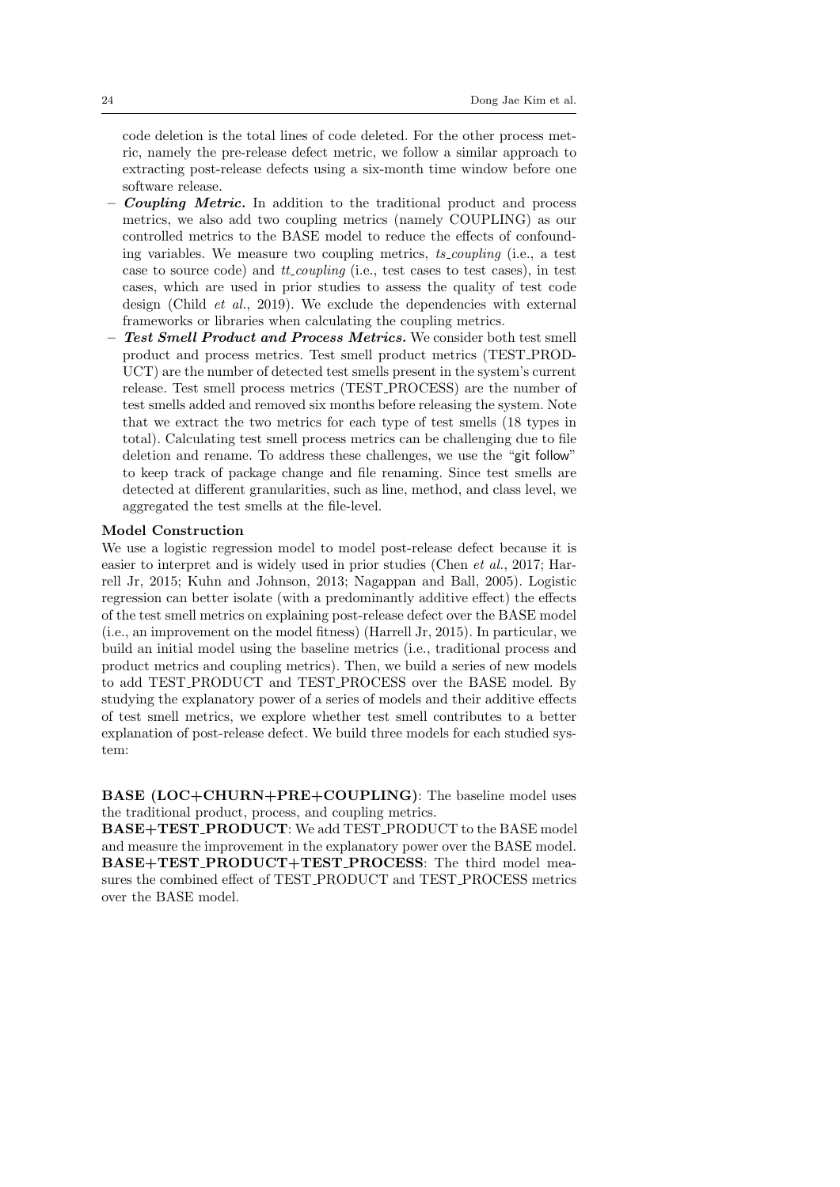code deletion is the total lines of code deleted. For the other process metric, namely the pre-release defect metric, we follow a similar approach to extracting post-release defects using a six-month time window before one software release.

- ***Coupling Metric.*** In addition to the traditional product and process metrics, we also add two coupling metrics (namely COUPLING) as our controlled metrics to the BASE model to reduce the effects of confounding variables. We measure two coupling metrics, *ts_coupling* (i.e., a test case to source code) and *tt_coupling* (i.e., test cases to test cases), in test cases, which are used in prior studies to assess the quality of test code design (Child *et al.*, 2019). We exclude the dependencies with external frameworks or libraries when calculating the coupling metrics.
- ***Test Smell Product and Process Metrics.*** We consider both test smell product and process metrics. Test smell product metrics (TEST_PRODUCT) are the number of detected test smells present in the system's current release. Test smell process metrics (TEST_PROCESS) are the number of test smells added and removed six months before releasing the system. Note that we extract the two metrics for each type of test smells (18 types in total). Calculating test smell process metrics can be challenging due to file deletion and rename. To address these challenges, we use the "git follow" to keep track of package change and file renaming. Since test smells are detected at different granularities, such as line, method, and class level, we aggregated the test smells at the file-level.

**Model Construction**

We use a logistic regression model to model post-release defect because it is easier to interpret and is widely used in prior studies (Chen *et al.*, 2017; Harrell Jr, 2015; Kuhn and Johnson, 2013; Nagappan and Ball, 2005). Logistic regression can better isolate (with a predominantly additive effect) the effects of the test smell metrics on explaining post-release defect over the BASE model (i.e., an improvement on the model fitness) (Harrell Jr, 2015). In particular, we build an initial model using the baseline metrics (i.e., traditional process and product metrics and coupling metrics). Then, we build a series of new models to add TEST_PRODUCT and TEST_PROCESS over the BASE model. By studying the explanatory power of a series of models and their additive effects of test smell metrics, we explore whether test smell contributes to a better explanation of post-release defect. We build three models for each studied system:

**BASE (LOC+CHURN+PRE+COUPLING)**: The baseline model uses the traditional product, process, and coupling metrics.
**BASE+TEST_PRODUCT**: We add TEST_PRODUCT to the BASE model and measure the improvement in the explanatory power over the BASE model.
**BASE+TEST_PRODUCT+TEST_PROCESS**: The third model measures the combined effect of TEST_PRODUCT and TEST_PROCESS metrics over the BASE model.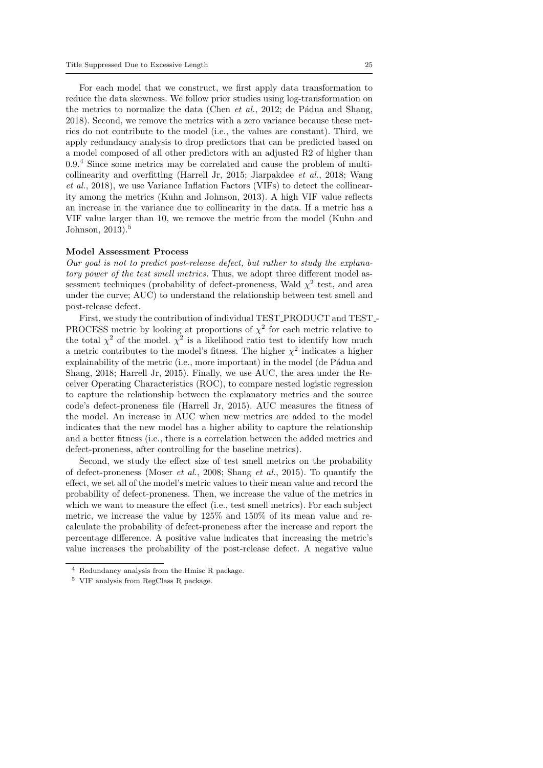For each model that we construct, we first apply data transformation to reduce the data skewness. We follow prior studies using log-transformation on the metrics to normalize the data (Chen *et al.*, 2012; de Pádua and Shang, 2018). Second, we remove the metrics with a zero variance because these metrics do not contribute to the model (i.e., the values are constant). Third, we apply redundancy analysis to drop predictors that can be predicted based on a model composed of all other predictors with an adjusted R2 of higher than 0.9.[4] Since some metrics may be correlated and cause the problem of multicollinearity and overfitting (Harrell Jr, 2015; Jiarpakdee *et al.*, 2018; Wang *et al.*, 2018), we use Variance Inflation Factors (VIFs) to detect the collinearity among the metrics (Kuhn and Johnson, 2013). A high VIF value reflects an increase in the variance due to collinearity in the data. If a metric has a VIF value larger than 10, we remove the metric from the model (Kuhn and Johnson, 2013).[5]

**Model Assessment Process**

*Our goal is not to predict post-release defect, but rather to study the explanatory power of the test smell metrics.* Thus, we adopt three different model assessment techniques (probability of defect-proneness, Wald $\chi^2$ test, and area under the curve; AUC) to understand the relationship between test smell and post-release defect.

First, we study the contribution of individual TEST_PRODUCT and TEST_PROCESS metric by looking at proportions of $\chi^2$ for each metric relative to the total $\chi^2$ of the model. $\chi^2$ is a likelihood ratio test to identify how much a metric contributes to the model's fitness. The higher $\chi^2$ indicates a higher explainability of the metric (i.e., more important) in the model (de Pádua and Shang, 2018; Harrell Jr, 2015). Finally, we use AUC, the area under the Receiver Operating Characteristics (ROC), to compare nested logistic regression to capture the relationship between the explanatory metrics and the source code's defect-proneness file (Harrell Jr, 2015). AUC measures the fitness of the model. An increase in AUC when new metrics are added to the model indicates that the new model has a higher ability to capture the relationship and a better fitness (i.e., there is a correlation between the added metrics and defect-proneness, after controlling for the baseline metrics).

Second, we study the effect size of test smell metrics on the probability of defect-proneness (Moser *et al.*, 2008; Shang *et al.*, 2015). To quantify the effect, we set all of the model's metric values to their mean value and record the probability of defect-proneness. Then, we increase the value of the metrics in which we want to measure the effect (i.e., test smell metrics). For each subject metric, we increase the value by 125% and 150% of its mean value and recalculate the probability of defect-proneness after the increase and report the percentage difference. A positive value indicates that increasing the metric's value increases the probability of the post-release defect. A negative value

---

[4] Redundancy analysis from the Hmisc R package.

[5] VIF analysis from RegClass R package.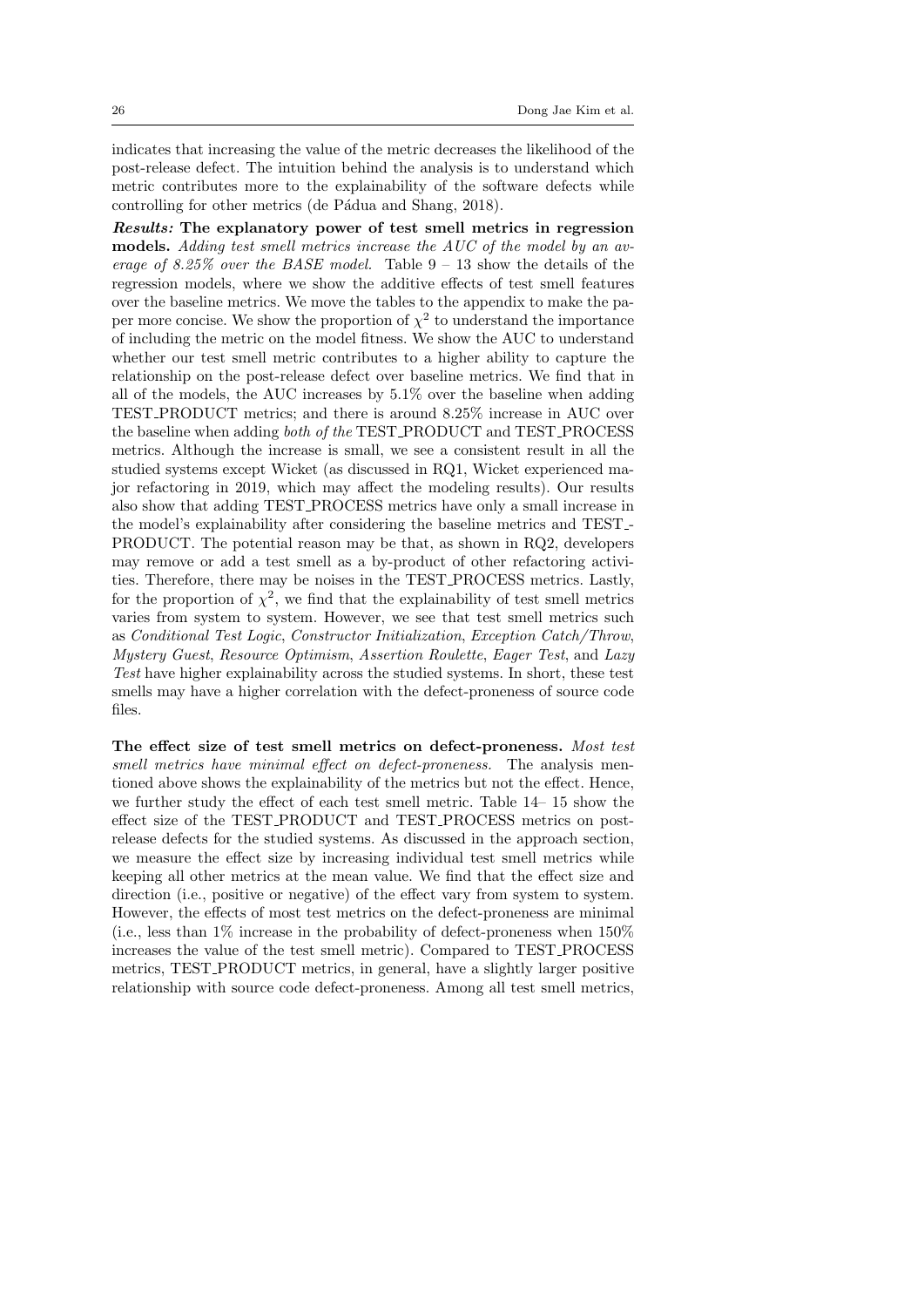indicates that increasing the value of the metric decreases the likelihood of the post-release defect. The intuition behind the analysis is to understand which metric contributes more to the explainability of the software defects while controlling for other metrics (de Pádua and Shang, 2018).

***Results:*** **The explanatory power of test smell metrics in regression models.** *Adding test smell metrics increase the AUC of the model by an average of 8.25% over the BASE model.* Table 9 – 13 show the details of the regression models, where we show the additive effects of test smell features over the baseline metrics. We move the tables to the appendix to make the paper more concise. We show the proportion of $\chi^2$ to understand the importance of including the metric on the model fitness. We show the AUC to understand whether our test smell metric contributes to a higher ability to capture the relationship on the post-release defect over baseline metrics. We find that in all of the models, the AUC increases by 5.1% over the baseline when adding TEST_PRODUCT metrics; and there is around 8.25% increase in AUC over the baseline when adding *both of the* TEST_PRODUCT and TEST_PROCESS metrics. Although the increase is small, we see a consistent result in all the studied systems except Wicket (as discussed in RQ1, Wicket experienced major refactoring in 2019, which may affect the modeling results). Our results also show that adding TEST_PROCESS metrics have only a small increase in the model's explainability after considering the baseline metrics and TEST_PRODUCT. The potential reason may be that, as shown in RQ2, developers may remove or add a test smell as a by-product of other refactoring activities. Therefore, there may be noises in the TEST_PROCESS metrics. Lastly, for the proportion of $\chi^2$, we find that the explainability of test smell metrics varies from system to system. However, we see that test smell metrics such as *Conditional Test Logic*, *Constructor Initialization*, *Exception Catch/Throw*, *Mystery Guest*, *Resource Optimism*, *Assertion Roulette*, *Eager Test*, and *Lazy Test* have higher explainability across the studied systems. In short, these test smells may have a higher correlation with the defect-proneness of source code files.

**The effect size of test smell metrics on defect-proneness.** *Most test smell metrics have minimal effect on defect-proneness.* The analysis mentioned above shows the explainability of the metrics but not the effect. Hence, we further study the effect of each test smell metric. Table 14– 15 show the effect size of the TEST_PRODUCT and TEST_PROCESS metrics on post-release defects for the studied systems. As discussed in the approach section, we measure the effect size by increasing individual test smell metrics while keeping all other metrics at the mean value. We find that the effect size and direction (i.e., positive or negative) of the effect vary from system to system. However, the effects of most test metrics on the defect-proneness are minimal (i.e., less than 1% increase in the probability of defect-proneness when 150% increases the value of the test smell metric). Compared to TEST_PROCESS metrics, TEST_PRODUCT metrics, in general, have a slightly larger positive relationship with source code defect-proneness. Among all test smell metrics,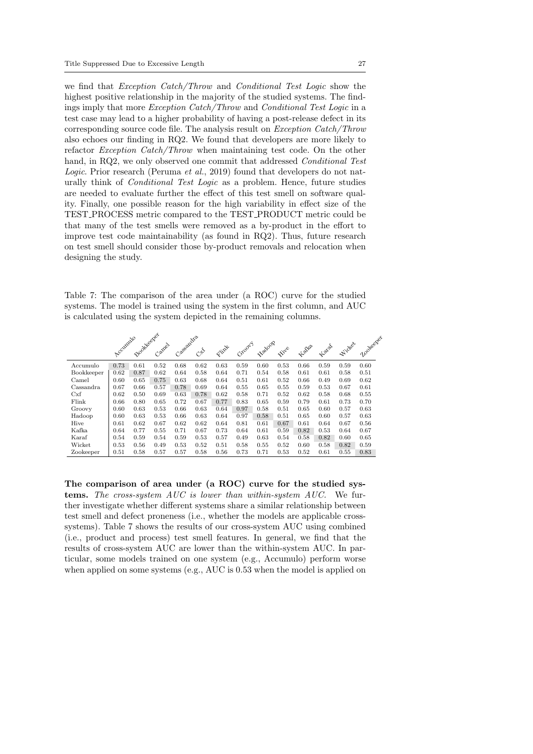we find that *Exception Catch/Throw* and *Conditional Test Logic* show the highest positive relationship in the majority of the studied systems. The findings imply that more *Exception Catch/Throw* and *Conditional Test Logic* in a test case may lead to a higher probability of having a post-release defect in its corresponding source code file. The analysis result on *Exception Catch/Throw* also echoes our finding in RQ2. We found that developers are more likely to refactor *Exception Catch/Throw* when maintaining test code. On the other hand, in RQ2, we only observed one commit that addressed *Conditional Test Logic*. Prior research (Peruma *et al.*, 2019) found that developers do not naturally think of *Conditional Test Logic* as a problem. Hence, future studies are needed to evaluate further the effect of this test smell on software quality. Finally, one possible reason for the high variability in effect size of the TEST_PROCESS metric compared to the TEST_PRODUCT metric could be that many of the test smells were removed as a by-product in the effort to improve test code maintainability (as found in RQ2). Thus, future research on test smell should consider those by-product removals and relocation when designing the study.

Table 7: The comparison of the area under (a ROC) curve for the studied systems. The model is trained using the system in the first column, and AUC is calculated using the system depicted in the remaining columns.

| | Accumulo | Bookkeeper | Camel | Cassandra | Cxf | Flink | Groovy | Hadoop | Hive | Kafka | Karaf | Wicket | Zookeeper |
|---|---|---|---|---|---|---|---|---|---|---|---|---|---|
| Accumulo | 0.73 | 0.61 | 0.52 | 0.68 | 0.62 | 0.63 | 0.59 | 0.60 | 0.53 | 0.66 | 0.59 | 0.59 | 0.60 |
| Bookkeeper | 0.62 | 0.87 | 0.62 | 0.64 | 0.58 | 0.64 | 0.71 | 0.54 | 0.58 | 0.61 | 0.61 | 0.58 | 0.51 |
| Camel | 0.60 | 0.65 | 0.75 | 0.63 | 0.68 | 0.64 | 0.51 | 0.61 | 0.52 | 0.66 | 0.49 | 0.69 | 0.62 |
| Cassandra | 0.67 | 0.66 | 0.57 | 0.78 | 0.69 | 0.64 | 0.55 | 0.65 | 0.55 | 0.59 | 0.53 | 0.67 | 0.61 |
| Cxf | 0.62 | 0.50 | 0.69 | 0.63 | 0.78 | 0.62 | 0.58 | 0.71 | 0.52 | 0.62 | 0.58 | 0.68 | 0.55 |
| Flink | 0.66 | 0.80 | 0.65 | 0.72 | 0.67 | 0.77 | 0.83 | 0.65 | 0.59 | 0.79 | 0.61 | 0.73 | 0.70 |
| Groovy | 0.60 | 0.63 | 0.53 | 0.66 | 0.63 | 0.64 | 0.97 | 0.58 | 0.51 | 0.65 | 0.60 | 0.57 | 0.63 |
| Hadoop | 0.60 | 0.63 | 0.53 | 0.66 | 0.63 | 0.64 | 0.97 | 0.58 | 0.51 | 0.65 | 0.60 | 0.57 | 0.63 |
| Hive | 0.61 | 0.62 | 0.67 | 0.62 | 0.62 | 0.64 | 0.81 | 0.61 | 0.67 | 0.61 | 0.64 | 0.67 | 0.56 |
| Kafka | 0.64 | 0.77 | 0.55 | 0.71 | 0.67 | 0.73 | 0.64 | 0.61 | 0.59 | 0.82 | 0.53 | 0.64 | 0.67 |
| Karaf | 0.54 | 0.59 | 0.54 | 0.59 | 0.53 | 0.57 | 0.49 | 0.63 | 0.54 | 0.58 | 0.82 | 0.60 | 0.65 |
| Wicket | 0.53 | 0.56 | 0.49 | 0.53 | 0.52 | 0.51 | 0.58 | 0.55 | 0.52 | 0.60 | 0.58 | 0.82 | 0.59 |
| Zookeeper | 0.51 | 0.58 | 0.57 | 0.57 | 0.58 | 0.56 | 0.73 | 0.71 | 0.53 | 0.52 | 0.61 | 0.55 | 0.83 |

**The comparison of area under (a ROC) curve for the studied systems.** *The cross-system AUC is lower than within-system AUC.* We further investigate whether different systems share a similar relationship between test smell and defect proneness (i.e., whether the models are applicable cross-systems). Table 7 shows the results of our cross-system AUC using combined (i.e., product and process) test smell features. In general, we find that the results of cross-system AUC are lower than the within-system AUC. In particular, some models trained on one system (e.g., Accumulo) perform worse when applied on some systems (e.g., AUC is 0.53 when the model is applied on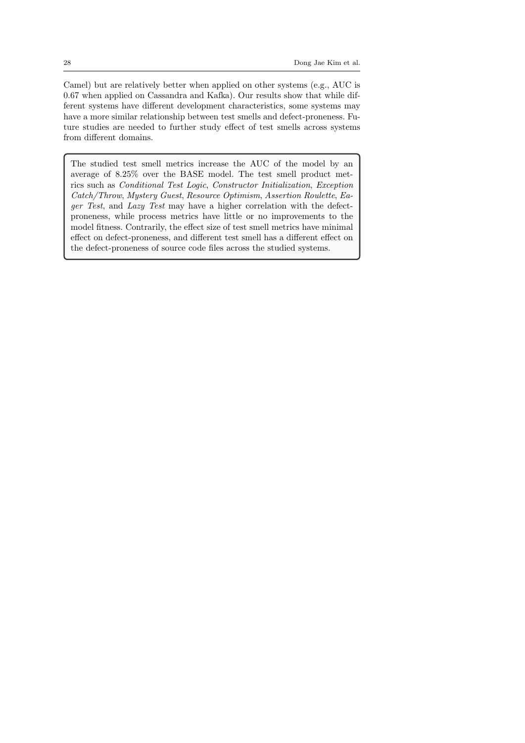Camel) but are relatively better when applied on other systems (e.g., AUC is 0.67 when applied on Cassandra and Kafka). Our results show that while different systems have different development characteristics, some systems may have a more similar relationship between test smells and defect-proneness. Future studies are needed to further study effect of test smells across systems from different domains.

> The studied test smell metrics increase the AUC of the model by an average of 8.25% over the BASE model. The test smell product metrics such as *Conditional Test Logic*, *Constructor Initialization*, *Exception Catch/Throw*, *Mystery Guest*, *Resource Optimism*, *Assertion Roulette*, *Eager Test*, and *Lazy Test* may have a higher correlation with the defect-proneness, while process metrics have little or no improvements to the model fitness. Contrarily, the effect size of test smell metrics have minimal effect on defect-proneness, and different test smell has a different effect on the defect-proneness of source code files across the studied systems.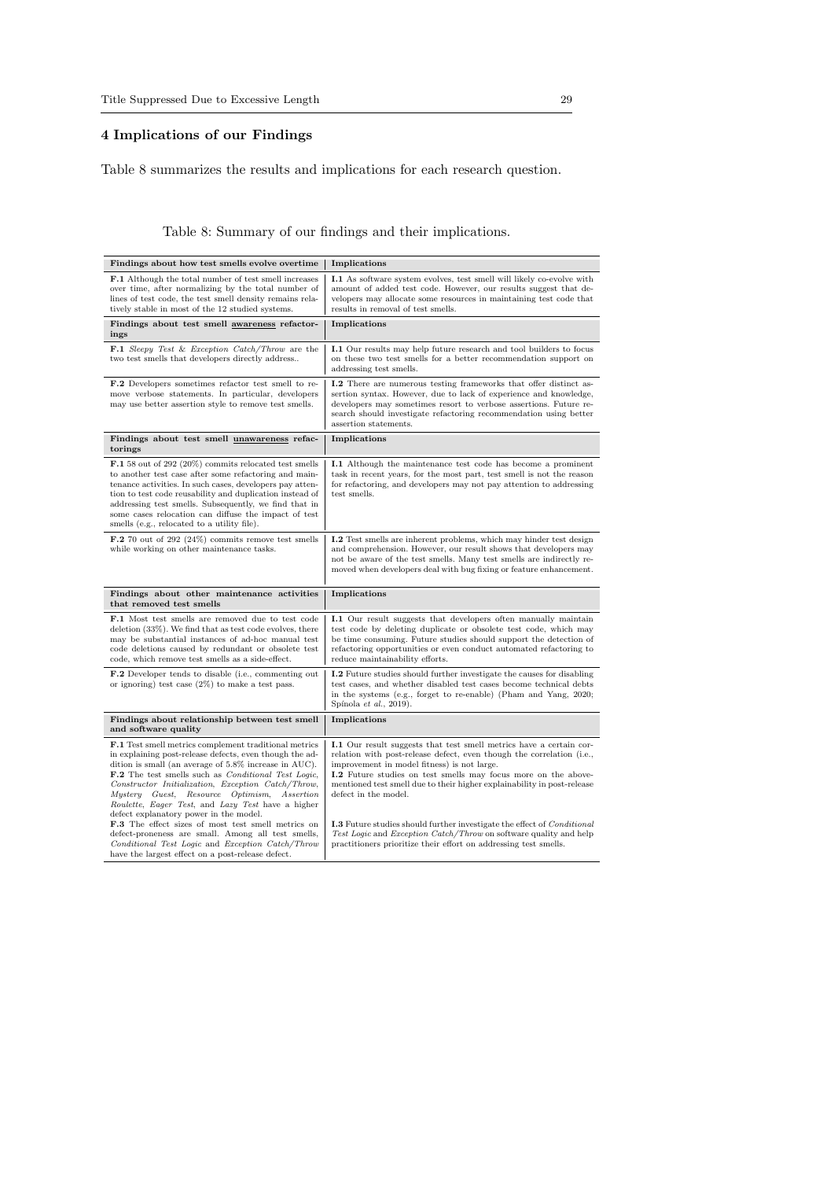## 4 Implications of our Findings

Table 8 summarizes the results and implications for each research question.

Table 8: Summary of our findings and their implications.

| **Findings about how test smells evolve overtime** | **Implications** |
|---|---|
| **F.1** Although the total number of test smell increases over time, after normalizing by the total number of lines of test code, the test smell density remains relatively stable in most of the 12 studied systems. | **I.1** As software system evolves, test smell will likely co-evolve with amount of added test code. However, our results suggest that developers may allocate some resources in maintaining test code that results in removal of test smells. |
| **Findings about test smell awareness refactorings** | **Implications** |
| **F.1** *Sleepy Test* & *Exception Catch/Throw* are the two test smells that developers directly address.. | **I.1** Our results may help future research and tool builders to focus on these two test smells for a better recommendation support on addressing test smells. |
| **F.2** Developers sometimes refactor test smell to remove verbose statements. In particular, developers may use better assertion style to remove test smells. | **I.2** There are numerous testing frameworks that offer distinct assertion syntax. However, due to lack of experience and knowledge, developers may sometimes resort to verbose assertions. Future research should investigate refactoring recommendation using better assertion statements. |
| **Findings about test smell unawareness refactorings** | **Implications** |
| **F.1** 58 out of 292 (20%) commits relocated test smells to another test case after some refactoring and maintenance activities. In such cases, developers pay attention to test code reusability and duplication instead of addressing test smells. Subsequently, we find that in some cases relocation can diffuse the impact of test smells (e.g., relocated to a utility file). | **I.1** Although the maintenance test code has become a prominent task in recent years, for the most part, test smell is not the reason for refactoring, and developers may not pay attention to addressing test smells. |
| **F.2** 70 out of 292 (24%) commits remove test smells while working on other maintenance tasks. | **I.2** Test smells are inherent problems, which may hinder test design and comprehension. However, our result shows that developers may not be aware of the test smells. Many test smells are indirectly removed when developers deal with bug fixing or feature enhancement. |
| **Findings about other maintenance activities that removed test smells** | **Implications** |
| **F.1** Most test smells are removed due to test code deletion (33%). We find that as test code evolves, there may be substantial instances of ad-hoc manual test code deletions caused by redundant or obsolete test code, which remove test smells as a side-effect. | **I.1** Our result suggests that developers often manually maintain test code by deleting duplicate or obsolete test code, which may be time consuming. Future studies should support the detection of refactoring opportunities or even conduct automated refactoring to reduce maintainability efforts. |
| **F.2** Developer tends to disable (i.e., commenting out or ignoring) test case (2%) to make a test pass. | **I.2** Future studies should further investigate the causes for disabling test cases, and whether disabled test cases become technical debts in the systems (e.g., forget to re-enable) (Pham and Yang, 2020; Spínola *et al.*, 2019). |
| **Findings about relationship between test smell and software quality** | **Implications** |
| **F.1** Test smell metrics complement traditional metrics in explaining post-release defects, even though the addition is small (an average of 5.8% increase in AUC).<br>**F.2** The test smells such as *Conditional Test Logic*, *Constructor Initialization*, *Exception Catch/Throw*, *Mystery Guest*, *Resource Optimism*, *Assertion Roulette*, *Eager Test*, and *Lazy Test* have a higher defect explanatory power in the model.<br>**F.3** The effect sizes of most test smell metrics on defect-proneness are small. Among all test smells, *Conditional Test Logic* and *Exception Catch/Throw* have the largest effect on a post-release defect. | **I.1** Our result suggests that test smell metrics have a certain correlation with post-release defect, even though the correlation (i.e., improvement in model fitness) is not large.<br>**I.2** Future studies on test smells may focus more on the above-mentioned test smell due to their higher explainability in post-release defect in the model.<br>**I.3** Future studies should further investigate the effect of *Conditional Test Logic* and *Exception Catch/Throw* on software quality and help practitioners prioritize their effort on addressing test smells. |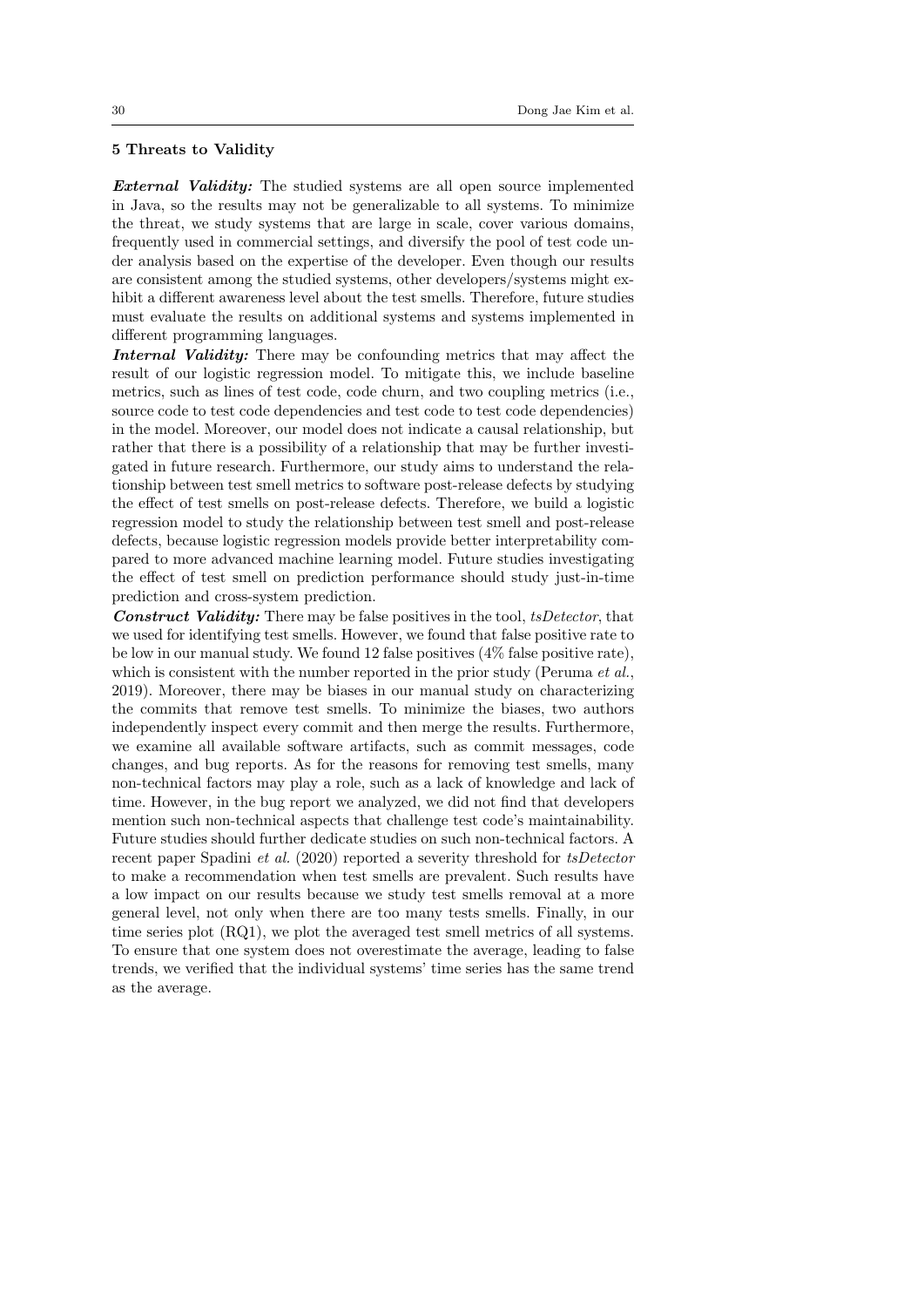## 5 Threats to Validity

***External Validity:*** The studied systems are all open source implemented in Java, so the results may not be generalizable to all systems. To minimize the threat, we study systems that are large in scale, cover various domains, frequently used in commercial settings, and diversify the pool of test code under analysis based on the expertise of the developer. Even though our results are consistent among the studied systems, other developers/systems might exhibit a different awareness level about the test smells. Therefore, future studies must evaluate the results on additional systems and systems implemented in different programming languages.

***Internal Validity:*** There may be confounding metrics that may affect the result of our logistic regression model. To mitigate this, we include baseline metrics, such as lines of test code, code churn, and two coupling metrics (i.e., source code to test code dependencies and test code to test code dependencies) in the model. Moreover, our model does not indicate a causal relationship, but rather that there is a possibility of a relationship that may be further investigated in future research. Furthermore, our study aims to understand the relationship between test smell metrics to software post-release defects by studying the effect of test smells on post-release defects. Therefore, we build a logistic regression model to study the relationship between test smell and post-release defects, because logistic regression models provide better interpretability compared to more advanced machine learning model. Future studies investigating the effect of test smell on prediction performance should study just-in-time prediction and cross-system prediction.

***Construct Validity:*** There may be false positives in the tool, *tsDetector*, that we used for identifying test smells. However, we found that false positive rate to be low in our manual study. We found 12 false positives (4% false positive rate), which is consistent with the number reported in the prior study (Peruma *et al.*, 2019). Moreover, there may be biases in our manual study on characterizing the commits that remove test smells. To minimize the biases, two authors independently inspect every commit and then merge the results. Furthermore, we examine all available software artifacts, such as commit messages, code changes, and bug reports. As for the reasons for removing test smells, many non-technical factors may play a role, such as a lack of knowledge and lack of time. However, in the bug report we analyzed, we did not find that developers mention such non-technical aspects that challenge test code's maintainability. Future studies should further dedicate studies on such non-technical factors. A recent paper Spadini *et al.* (2020) reported a severity threshold for *tsDetector* to make a recommendation when test smells are prevalent. Such results have a low impact on our results because we study test smells removal at a more general level, not only when there are too many tests smells. Finally, in our time series plot (RQ1), we plot the averaged test smell metrics of all systems. To ensure that one system does not overestimate the average, leading to false trends, we verified that the individual systems' time series has the same trend as the average.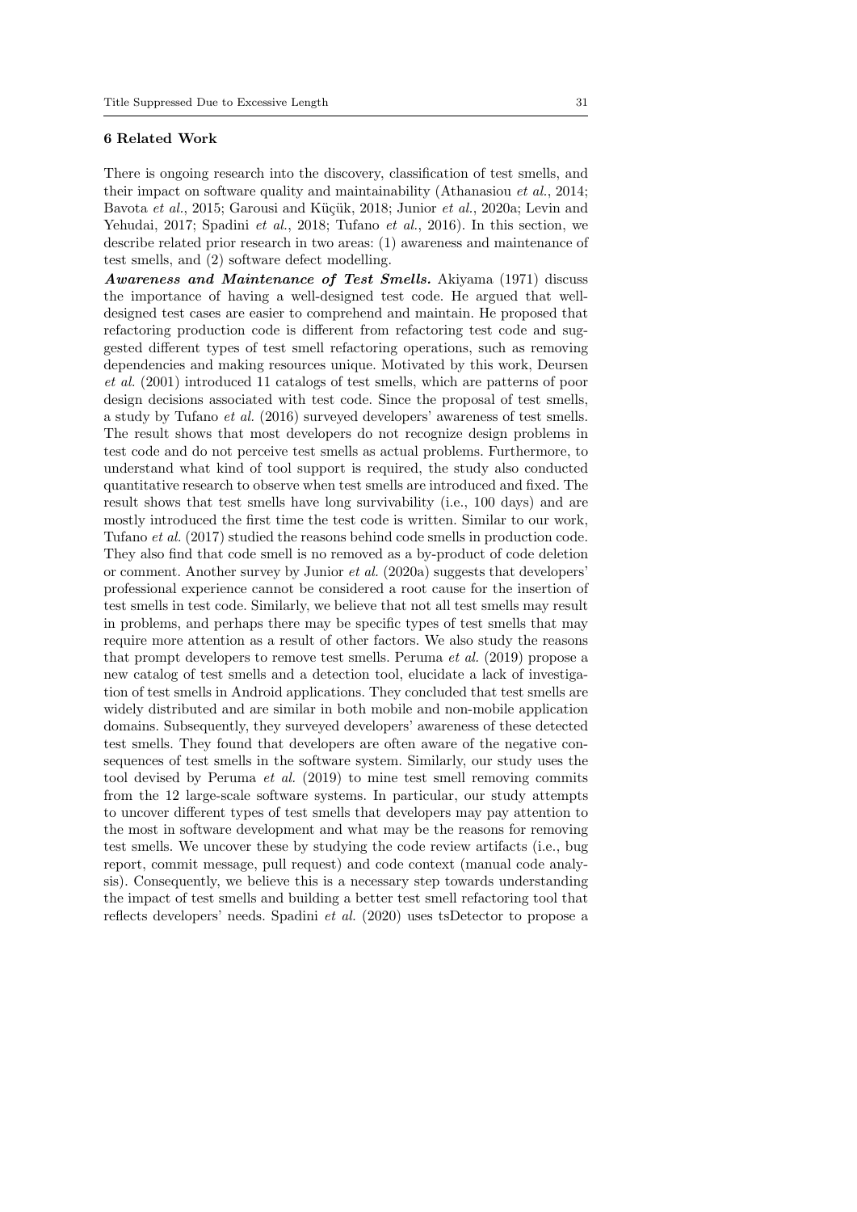## 6 Related Work

There is ongoing research into the discovery, classification of test smells, and their impact on software quality and maintainability (Athanasiou *et al.*, 2014; Bavota *et al.*, 2015; Garousi and Küçük, 2018; Junior *et al.*, 2020a; Levin and Yehudai, 2017; Spadini *et al.*, 2018; Tufano *et al.*, 2016). In this section, we describe related prior research in two areas: (1) awareness and maintenance of test smells, and (2) software defect modelling.

***Awareness and Maintenance of Test Smells.*** Akiyama (1971) discuss the importance of having a well-designed test code. He argued that well-designed test cases are easier to comprehend and maintain. He proposed that refactoring production code is different from refactoring test code and suggested different types of test smell refactoring operations, such as removing dependencies and making resources unique. Motivated by this work, Deursen *et al.* (2001) introduced 11 catalogs of test smells, which are patterns of poor design decisions associated with test code. Since the proposal of test smells, a study by Tufano *et al.* (2016) surveyed developers' awareness of test smells. The result shows that most developers do not recognize design problems in test code and do not perceive test smells as actual problems. Furthermore, to understand what kind of tool support is required, the study also conducted quantitative research to observe when test smells are introduced and fixed. The result shows that test smells have long survivability (i.e., 100 days) and are mostly introduced the first time the test code is written. Similar to our work, Tufano *et al.* (2017) studied the reasons behind code smells in production code. They also find that code smell is no removed as a by-product of code deletion or comment. Another survey by Junior *et al.* (2020a) suggests that developers' professional experience cannot be considered a root cause for the insertion of test smells in test code. Similarly, we believe that not all test smells may result in problems, and perhaps there may be specific types of test smells that may require more attention as a result of other factors. We also study the reasons that prompt developers to remove test smells. Peruma *et al.* (2019) propose a new catalog of test smells and a detection tool, elucidate a lack of investigation of test smells in Android applications. They concluded that test smells are widely distributed and are similar in both mobile and non-mobile application domains. Subsequently, they surveyed developers' awareness of these detected test smells. They found that developers are often aware of the negative consequences of test smells in the software system. Similarly, our study uses the tool devised by Peruma *et al.* (2019) to mine test smell removing commits from the 12 large-scale software systems. In particular, our study attempts to uncover different types of test smells that developers may pay attention to the most in software development and what may be the reasons for removing test smells. We uncover these by studying the code review artifacts (i.e., bug report, commit message, pull request) and code context (manual code analysis). Consequently, we believe this is a necessary step towards understanding the impact of test smells and building a better test smell refactoring tool that reflects developers' needs. Spadini *et al.* (2020) uses tsDetector to propose a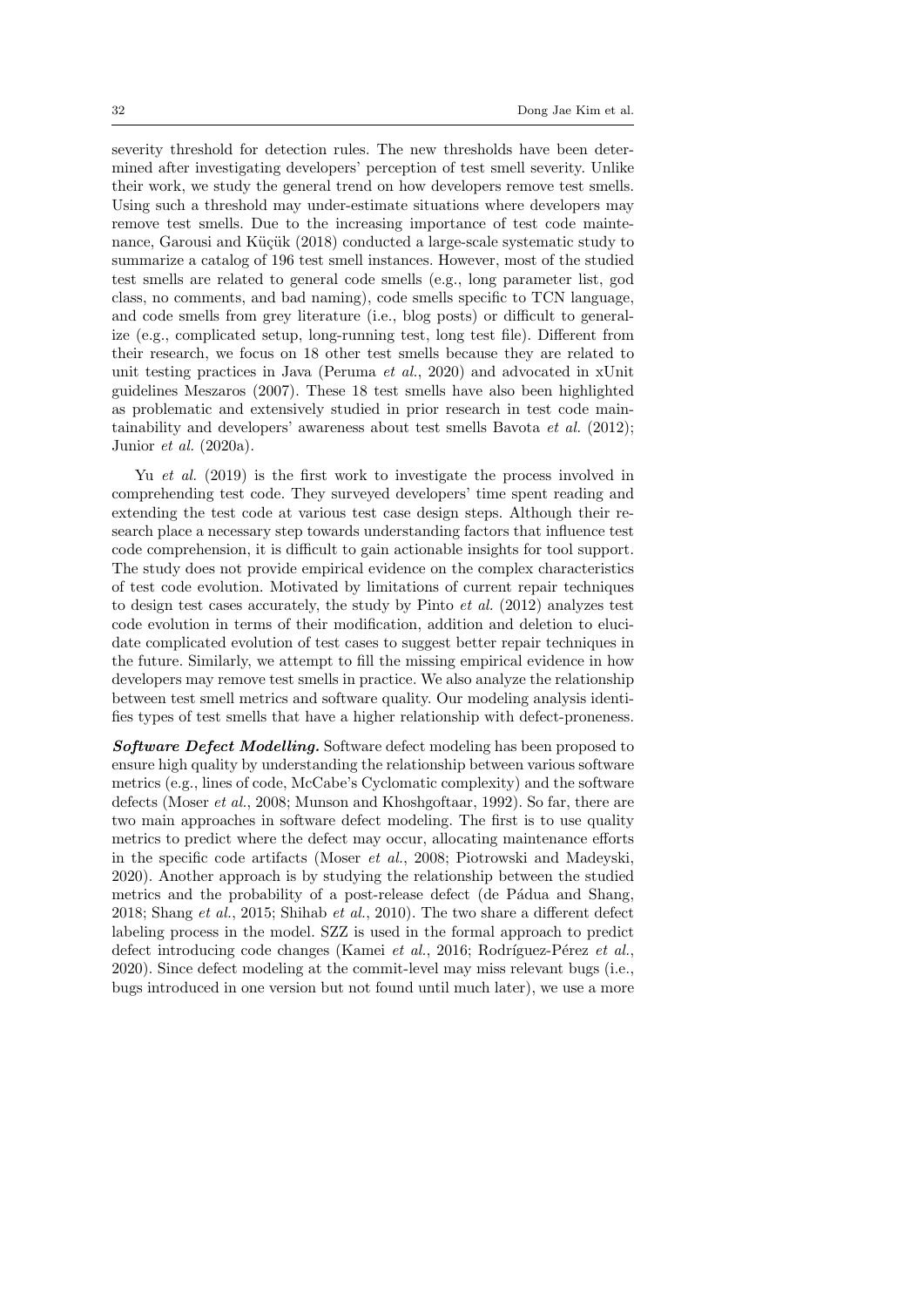severity threshold for detection rules. The new thresholds have been determined after investigating developers' perception of test smell severity. Unlike their work, we study the general trend on how developers remove test smells. Using such a threshold may under-estimate situations where developers may remove test smells. Due to the increasing importance of test code maintenance, Garousi and Küçük (2018) conducted a large-scale systematic study to summarize a catalog of 196 test smell instances. However, most of the studied test smells are related to general code smells (e.g., long parameter list, god class, no comments, and bad naming), code smells specific to TCN language, and code smells from grey literature (i.e., blog posts) or difficult to generalize (e.g., complicated setup, long-running test, long test file). Different from their research, we focus on 18 other test smells because they are related to unit testing practices in Java (Peruma *et al.*, 2020) and advocated in xUnit guidelines Meszaros (2007). These 18 test smells have also been highlighted as problematic and extensively studied in prior research in test code maintainability and developers' awareness about test smells Bavota *et al.* (2012); Junior *et al.* (2020a).

Yu *et al.* (2019) is the first work to investigate the process involved in comprehending test code. They surveyed developers' time spent reading and extending the test code at various test case design steps. Although their research place a necessary step towards understanding factors that influence test code comprehension, it is difficult to gain actionable insights for tool support. The study does not provide empirical evidence on the complex characteristics of test code evolution. Motivated by limitations of current repair techniques to design test cases accurately, the study by Pinto *et al.* (2012) analyzes test code evolution in terms of their modification, addition and deletion to elucidate complicated evolution of test cases to suggest better repair techniques in the future. Similarly, we attempt to fill the missing empirical evidence in how developers may remove test smells in practice. We also analyze the relationship between test smell metrics and software quality. Our modeling analysis identifies types of test smells that have a higher relationship with defect-proneness.

***Software Defect Modelling.*** Software defect modeling has been proposed to ensure high quality by understanding the relationship between various software metrics (e.g., lines of code, McCabe's Cyclomatic complexity) and the software defects (Moser *et al.*, 2008; Munson and Khoshgoftaar, 1992). So far, there are two main approaches in software defect modeling. The first is to use quality metrics to predict where the defect may occur, allocating maintenance efforts in the specific code artifacts (Moser *et al.*, 2008; Piotrowski and Madeyski, 2020). Another approach is by studying the relationship between the studied metrics and the probability of a post-release defect (de Pádua and Shang, 2018; Shang *et al.*, 2015; Shihab *et al.*, 2010). The two share a different defect labeling process in the model. SZZ is used in the formal approach to predict defect introducing code changes (Kamei *et al.*, 2016; Rodríguez-Pérez *et al.*, 2020). Since defect modeling at the commit-level may miss relevant bugs (i.e., bugs introduced in one version but not found until much later), we use a more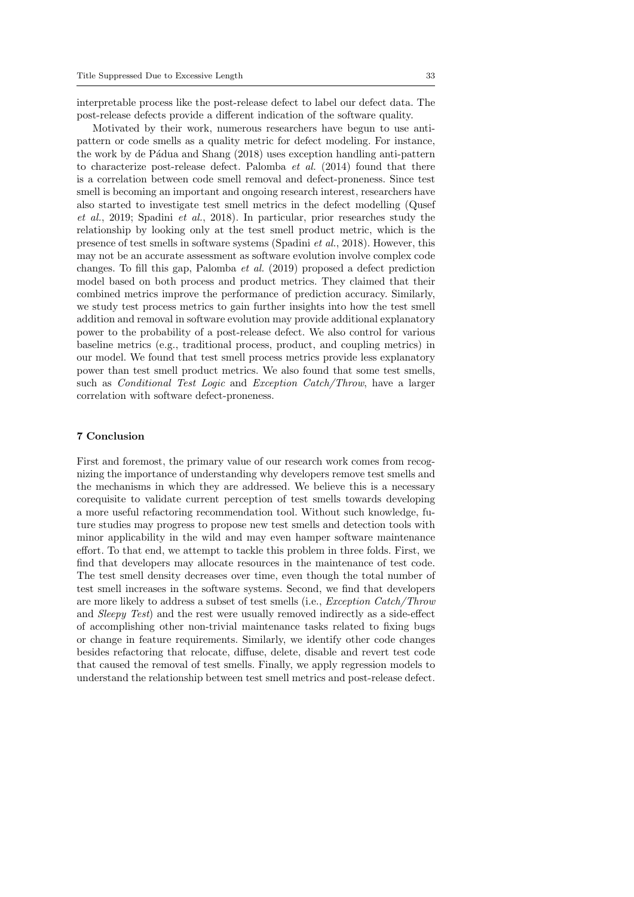interpretable process like the post-release defect to label our defect data. The post-release defects provide a different indication of the software quality.

Motivated by their work, numerous researchers have begun to use anti-pattern or code smells as a quality metric for defect modeling. For instance, the work by de Pádua and Shang (2018) uses exception handling anti-pattern to characterize post-release defect. Palomba *et al.* (2014) found that there is a correlation between code smell removal and defect-proneness. Since test smell is becoming an important and ongoing research interest, researchers have also started to investigate test smell metrics in the defect modelling (Qusef *et al.*, 2019; Spadini *et al.*, 2018). In particular, prior researches study the relationship by looking only at the test smell product metric, which is the presence of test smells in software systems (Spadini *et al.*, 2018). However, this may not be an accurate assessment as software evolution involve complex code changes. To fill this gap, Palomba *et al.* (2019) proposed a defect prediction model based on both process and product metrics. They claimed that their combined metrics improve the performance of prediction accuracy. Similarly, we study test process metrics to gain further insights into how the test smell addition and removal in software evolution may provide additional explanatory power to the probability of a post-release defect. We also control for various baseline metrics (e.g., traditional process, product, and coupling metrics) in our model. We found that test smell process metrics provide less explanatory power than test smell product metrics. We also found that some test smells, such as *Conditional Test Logic* and *Exception Catch/Throw*, have a larger correlation with software defect-proneness.

## 7 Conclusion

First and foremost, the primary value of our research work comes from recognizing the importance of understanding why developers remove test smells and the mechanisms in which they are addressed. We believe this is a necessary corequisite to validate current perception of test smells towards developing a more useful refactoring recommendation tool. Without such knowledge, future studies may progress to propose new test smells and detection tools with minor applicability in the wild and may even hamper software maintenance effort. To that end, we attempt to tackle this problem in three folds. First, we find that developers may allocate resources in the maintenance of test code. The test smell density decreases over time, even though the total number of test smell increases in the software systems. Second, we find that developers are more likely to address a subset of test smells (i.e., *Exception Catch/Throw* and *Sleepy Test*) and the rest were usually removed indirectly as a side-effect of accomplishing other non-trivial maintenance tasks related to fixing bugs or change in feature requirements. Similarly, we identify other code changes besides refactoring that relocate, diffuse, delete, disable and revert test code that caused the removal of test smells. Finally, we apply regression models to understand the relationship between test smell metrics and post-release defect.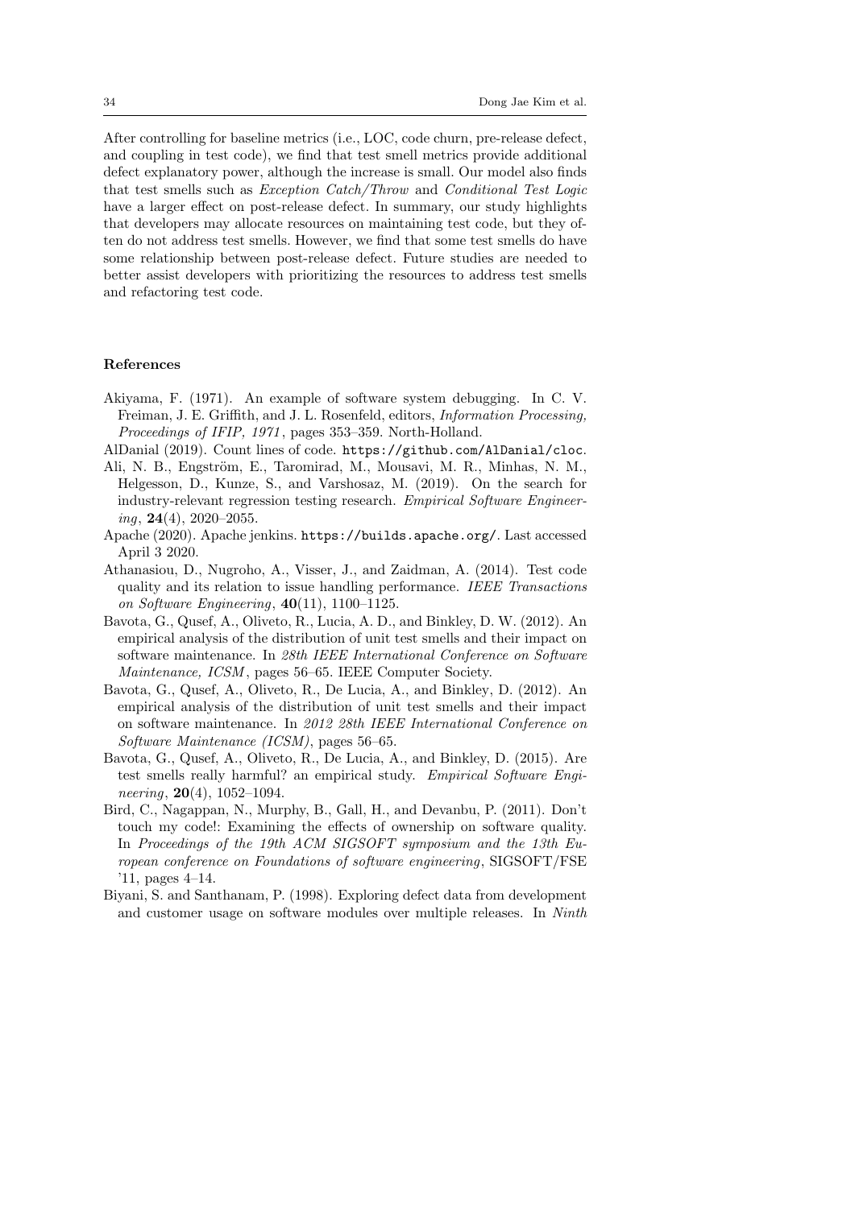After controlling for baseline metrics (i.e., LOC, code churn, pre-release defect, and coupling in test code), we find that test smell metrics provide additional defect explanatory power, although the increase is small. Our model also finds that test smells such as *Exception Catch/Throw* and *Conditional Test Logic* have a larger effect on post-release defect. In summary, our study highlights that developers may allocate resources on maintaining test code, but they often do not address test smells. However, we find that some test smells do have some relationship between post-release defect. Future studies are needed to better assist developers with prioritizing the resources to address test smells and refactoring test code.

## References

Akiyama, F. (1971). An example of software system debugging. In C. V. Freiman, J. E. Griffith, and J. L. Rosenfeld, editors, *Information Processing, Proceedings of IFIP, 1971*, pages 353–359. North-Holland.

AlDanial (2019). Count lines of code. `https://github.com/AlDanial/cloc`.

Ali, N. B., Engström, E., Taromirad, M., Mousavi, M. R., Minhas, N. M., Helgesson, D., Kunze, S., and Varshosaz, M. (2019). On the search for industry-relevant regression testing research. *Empirical Software Engineering*, **24**(4), 2020–2055.

Apache (2020). Apache jenkins. `https://builds.apache.org/`. Last accessed April 3 2020.

Athanasiou, D., Nugroho, A., Visser, J., and Zaidman, A. (2014). Test code quality and its relation to issue handling performance. *IEEE Transactions on Software Engineering*, **40**(11), 1100–1125.

Bavota, G., Qusef, A., Oliveto, R., Lucia, A. D., and Binkley, D. W. (2012). An empirical analysis of the distribution of unit test smells and their impact on software maintenance. In *28th IEEE International Conference on Software Maintenance, ICSM*, pages 56–65. IEEE Computer Society.

Bavota, G., Qusef, A., Oliveto, R., De Lucia, A., and Binkley, D. (2012). An empirical analysis of the distribution of unit test smells and their impact on software maintenance. In *2012 28th IEEE International Conference on Software Maintenance (ICSM)*, pages 56–65.

Bavota, G., Qusef, A., Oliveto, R., De Lucia, A., and Binkley, D. (2015). Are test smells really harmful? an empirical study. *Empirical Software Engineering*, **20**(4), 1052–1094.

Bird, C., Nagappan, N., Murphy, B., Gall, H., and Devanbu, P. (2011). Don't touch my code!: Examining the effects of ownership on software quality. In *Proceedings of the 19th ACM SIGSOFT symposium and the 13th European conference on Foundations of software engineering*, SIGSOFT/FSE '11, pages 4–14.

Biyani, S. and Santhanam, P. (1998). Exploring defect data from development and customer usage on software modules over multiple releases. In *Ninth*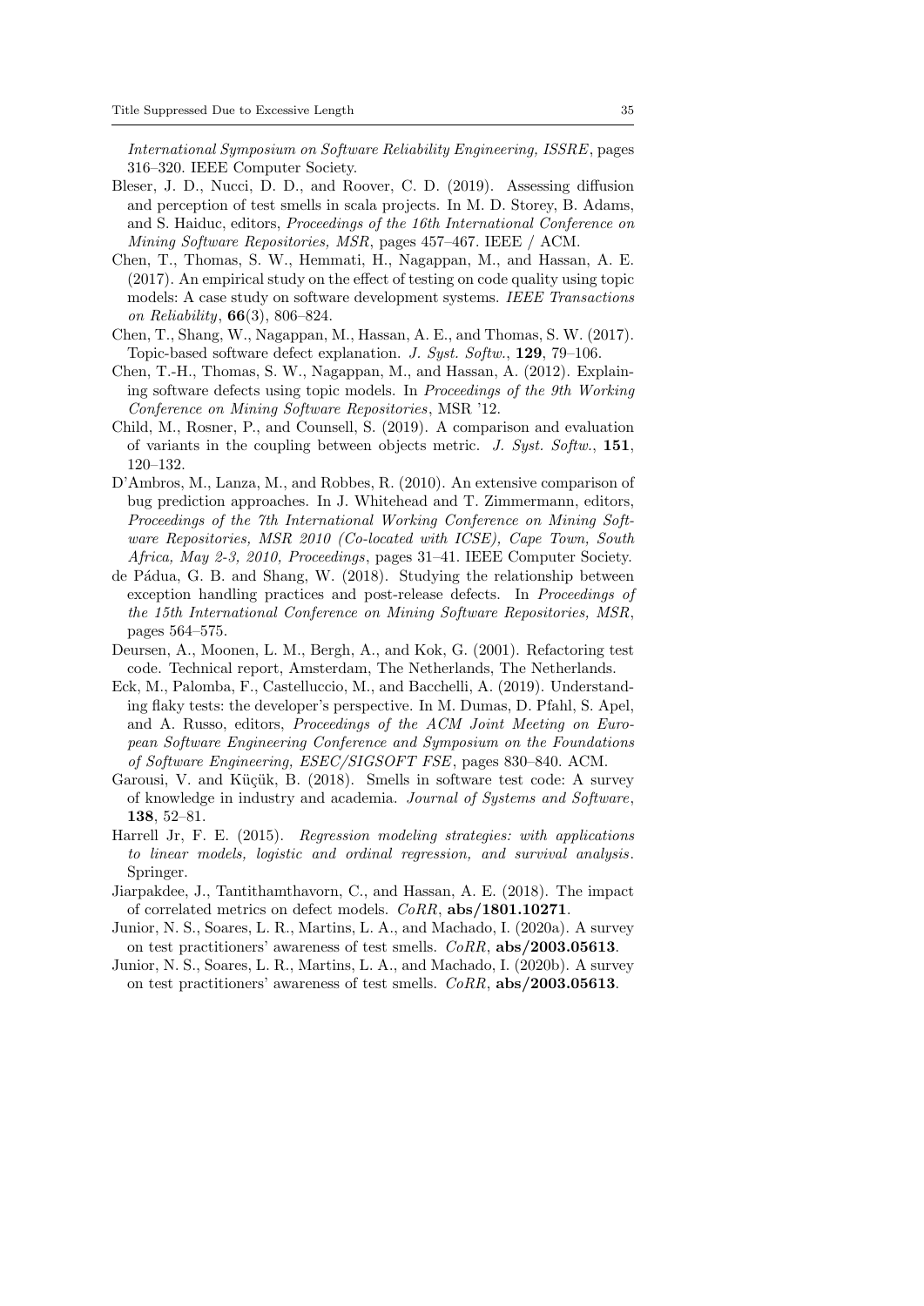*International Symposium on Software Reliability Engineering, ISSRE*, pages 316–320. IEEE Computer Society.

Bleser, J. D., Nucci, D. D., and Roover, C. D. (2019). Assessing diffusion and perception of test smells in scala projects. In M. D. Storey, B. Adams, and S. Haiduc, editors, *Proceedings of the 16th International Conference on Mining Software Repositories, MSR*, pages 457–467. IEEE / ACM.

Chen, T., Thomas, S. W., Hemmati, H., Nagappan, M., and Hassan, A. E. (2017). An empirical study on the effect of testing on code quality using topic models: A case study on software development systems. *IEEE Transactions on Reliability*, **66**(3), 806–824.

Chen, T., Shang, W., Nagappan, M., Hassan, A. E., and Thomas, S. W. (2017). Topic-based software defect explanation. *J. Syst. Softw.*, **129**, 79–106.

Chen, T.-H., Thomas, S. W., Nagappan, M., and Hassan, A. (2012). Explaining software defects using topic models. In *Proceedings of the 9th Working Conference on Mining Software Repositories*, MSR '12.

Child, M., Rosner, P., and Counsell, S. (2019). A comparison and evaluation of variants in the coupling between objects metric. *J. Syst. Softw.*, **151**, 120–132.

D'Ambros, M., Lanza, M., and Robbes, R. (2010). An extensive comparison of bug prediction approaches. In J. Whitehead and T. Zimmermann, editors, *Proceedings of the 7th International Working Conference on Mining Software Repositories, MSR 2010 (Co-located with ICSE), Cape Town, South Africa, May 2-3, 2010, Proceedings*, pages 31–41. IEEE Computer Society.

de Pádua, G. B. and Shang, W. (2018). Studying the relationship between exception handling practices and post-release defects. In *Proceedings of the 15th International Conference on Mining Software Repositories, MSR*, pages 564–575.

Deursen, A., Moonen, L. M., Bergh, A., and Kok, G. (2001). Refactoring test code. Technical report, Amsterdam, The Netherlands, The Netherlands.

Eck, M., Palomba, F., Castelluccio, M., and Bacchelli, A. (2019). Understanding flaky tests: the developer's perspective. In M. Dumas, D. Pfahl, S. Apel, and A. Russo, editors, *Proceedings of the ACM Joint Meeting on European Software Engineering Conference and Symposium on the Foundations of Software Engineering, ESEC/SIGSOFT FSE*, pages 830–840. ACM.

Garousi, V. and Küçük, B. (2018). Smells in software test code: A survey of knowledge in industry and academia. *Journal of Systems and Software*, **138**, 52–81.

Harrell Jr, F. E. (2015). *Regression modeling strategies: with applications to linear models, logistic and ordinal regression, and survival analysis*. Springer.

Jiarpakdee, J., Tantithamthavorn, C., and Hassan, A. E. (2018). The impact of correlated metrics on defect models. *CoRR*, **abs/1801.10271**.

Junior, N. S., Soares, L. R., Martins, L. A., and Machado, I. (2020a). A survey on test practitioners' awareness of test smells. *CoRR*, **abs/2003.05613**.

Junior, N. S., Soares, L. R., Martins, L. A., and Machado, I. (2020b). A survey on test practitioners' awareness of test smells. *CoRR*, **abs/2003.05613**.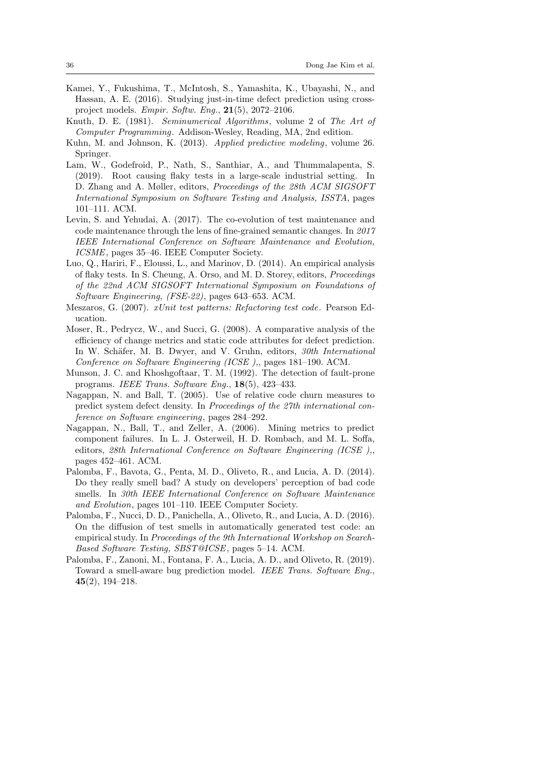Kamei, Y., Fukushima, T., McIntosh, S., Yamashita, K., Ubayashi, N., and Hassan, A. E. (2016). Studying just-in-time defect prediction using cross-project models. *Empir. Softw. Eng.*, **21**(5), 2072–2106.

Knuth, D. E. (1981). *Seminumerical Algorithms*, volume 2 of *The Art of Computer Programming*. Addison-Wesley, Reading, MA, 2nd edition.

Kuhn, M. and Johnson, K. (2013). *Applied predictive modeling*, volume 26. Springer.

Lam, W., Godefroid, P., Nath, S., Santhiar, A., and Thummalapenta, S. (2019). Root causing flaky tests in a large-scale industrial setting. In D. Zhang and A. Møller, editors, *Proceedings of the 28th ACM SIGSOFT International Symposium on Software Testing and Analysis, ISSTA*, pages 101–111. ACM.

Levin, S. and Yehudai, A. (2017). The co-evolution of test maintenance and code maintenance through the lens of fine-grained semantic changes. In *2017 IEEE International Conference on Software Maintenance and Evolution, ICSME*, pages 35–46. IEEE Computer Society.

Luo, Q., Hariri, F., Eloussi, L., and Marinov, D. (2014). An empirical analysis of flaky tests. In S. Cheung, A. Orso, and M. D. Storey, editors, *Proceedings of the 22nd ACM SIGSOFT International Symposium on Foundations of Software Engineering, (FSE-22)*, pages 643–653. ACM.

Meszaros, G. (2007). *xUnit test patterns: Refactoring test code*. Pearson Education.

Moser, R., Pedrycz, W., and Succi, G. (2008). A comparative analysis of the efficiency of change metrics and static code attributes for defect prediction. In W. Schäfer, M. B. Dwyer, and V. Gruhn, editors, *30th International Conference on Software Engineering (ICSE ),*, pages 181–190. ACM.

Munson, J. C. and Khoshgoftaar, T. M. (1992). The detection of fault-prone programs. *IEEE Trans. Software Eng.*, **18**(5), 423–433.

Nagappan, N. and Ball, T. (2005). Use of relative code churn measures to predict system defect density. In *Proceedings of the 27th international conference on Software engineering*, pages 284–292.

Nagappan, N., Ball, T., and Zeller, A. (2006). Mining metrics to predict component failures. In L. J. Osterweil, H. D. Rombach, and M. L. Soffa, editors, *28th International Conference on Software Engineering (ICSE ),*, pages 452–461. ACM.

Palomba, F., Bavota, G., Penta, M. D., Oliveto, R., and Lucia, A. D. (2014). Do they really smell bad? A study on developers' perception of bad code smells. In *30th IEEE International Conference on Software Maintenance and Evolution*, pages 101–110. IEEE Computer Society.

Palomba, F., Nucci, D. D., Panichella, A., Oliveto, R., and Lucia, A. D. (2016). On the diffusion of test smells in automatically generated test code: an empirical study. In *Proceedings of the 9th International Workshop on Search-Based Software Testing, SBST@ICSE*, pages 5–14. ACM.

Palomba, F., Zanoni, M., Fontana, F. A., Lucia, A. D., and Oliveto, R. (2019). Toward a smell-aware bug prediction model. *IEEE Trans. Software Eng.*, **45**(2), 194–218.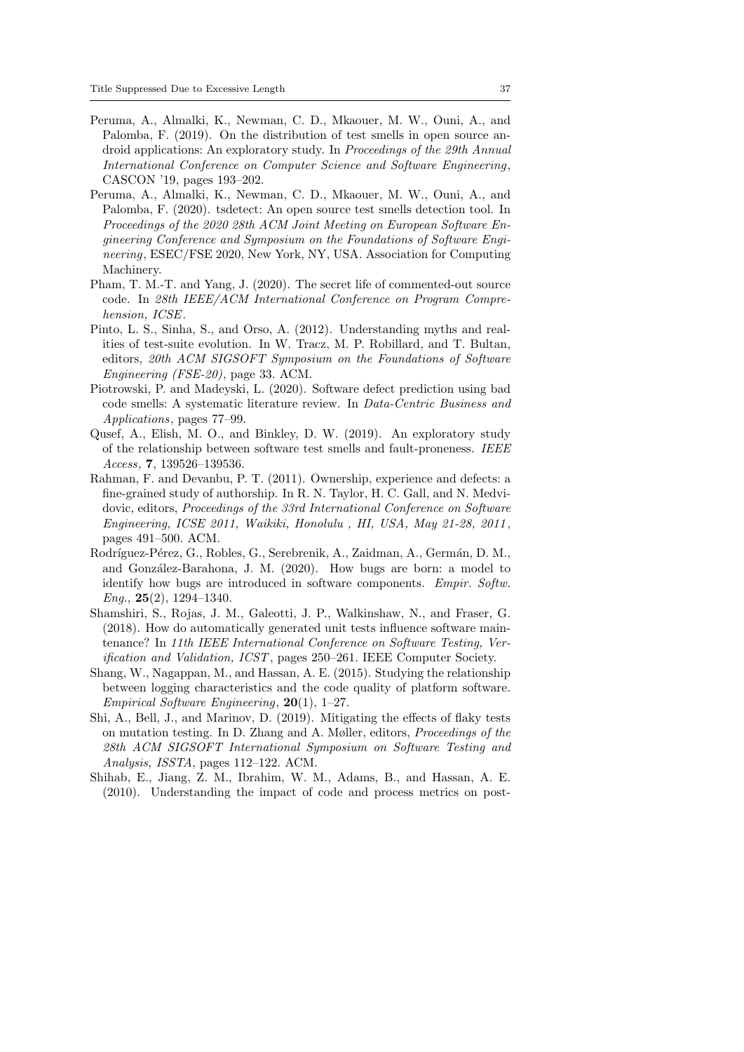Peruma, A., Almalki, K., Newman, C. D., Mkaouer, M. W., Ouni, A., and Palomba, F. (2019). On the distribution of test smells in open source android applications: An exploratory study. In *Proceedings of the 29th Annual International Conference on Computer Science and Software Engineering*, CASCON '19, pages 193–202.

Peruma, A., Almalki, K., Newman, C. D., Mkaouer, M. W., Ouni, A., and Palomba, F. (2020). tsdetect: An open source test smells detection tool. In *Proceedings of the 2020 28th ACM Joint Meeting on European Software Engineering Conference and Symposium on the Foundations of Software Engineering*, ESEC/FSE 2020, New York, NY, USA. Association for Computing Machinery.

Pham, T. M.-T. and Yang, J. (2020). The secret life of commented-out source code. In *28th IEEE/ACM International Conference on Program Comprehension, ICSE*.

Pinto, L. S., Sinha, S., and Orso, A. (2012). Understanding myths and realities of test-suite evolution. In W. Tracz, M. P. Robillard, and T. Bultan, editors, *20th ACM SIGSOFT Symposium on the Foundations of Software Engineering (FSE-20)*, page 33. ACM.

Piotrowski, P. and Madeyski, L. (2020). Software defect prediction using bad code smells: A systematic literature review. In *Data-Centric Business and Applications*, pages 77–99.

Qusef, A., Elish, M. O., and Binkley, D. W. (2019). An exploratory study of the relationship between software test smells and fault-proneness. *IEEE Access*, **7**, 139526–139536.

Rahman, F. and Devanbu, P. T. (2011). Ownership, experience and defects: a fine-grained study of authorship. In R. N. Taylor, H. C. Gall, and N. Medvidovic, editors, *Proceedings of the 33rd International Conference on Software Engineering, ICSE 2011, Waikiki, Honolulu , HI, USA, May 21-28, 2011*, pages 491–500. ACM.

Rodríguez-Pérez, G., Robles, G., Serebrenik, A., Zaidman, A., Germán, D. M., and González-Barahona, J. M. (2020). How bugs are born: a model to identify how bugs are introduced in software components. *Empir. Softw. Eng.*, **25**(2), 1294–1340.

Shamshiri, S., Rojas, J. M., Galeotti, J. P., Walkinshaw, N., and Fraser, G. (2018). How do automatically generated unit tests influence software maintenance? In *11th IEEE International Conference on Software Testing, Verification and Validation, ICST*, pages 250–261. IEEE Computer Society.

Shang, W., Nagappan, M., and Hassan, A. E. (2015). Studying the relationship between logging characteristics and the code quality of platform software. *Empirical Software Engineering*, **20**(1), 1–27.

Shi, A., Bell, J., and Marinov, D. (2019). Mitigating the effects of flaky tests on mutation testing. In D. Zhang and A. Møller, editors, *Proceedings of the 28th ACM SIGSOFT International Symposium on Software Testing and Analysis, ISSTA*, pages 112–122. ACM.

Shihab, E., Jiang, Z. M., Ibrahim, W. M., Adams, B., and Hassan, A. E. (2010). Understanding the impact of code and process metrics on post-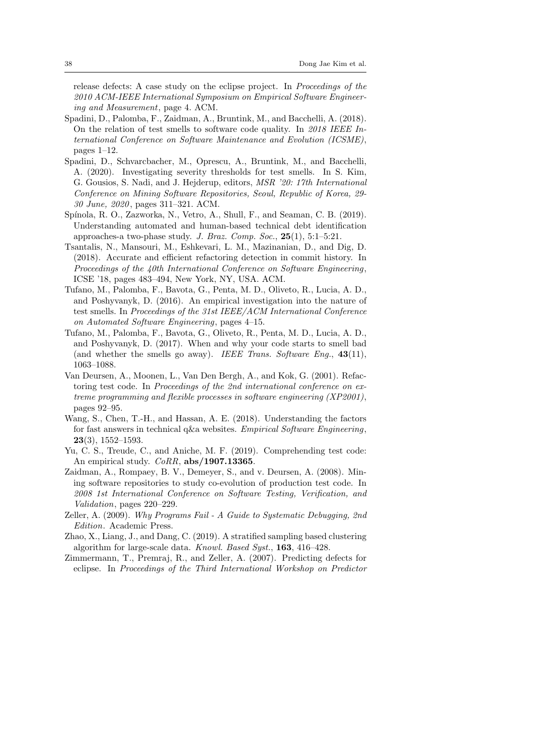release defects: A case study on the eclipse project. In *Proceedings of the 2010 ACM-IEEE International Symposium on Empirical Software Engineering and Measurement*, page 4. ACM.

Spadini, D., Palomba, F., Zaidman, A., Bruntink, M., and Bacchelli, A. (2018). On the relation of test smells to software code quality. In *2018 IEEE International Conference on Software Maintenance and Evolution (ICSME)*, pages 1–12.

Spadini, D., Schvarcbacher, M., Oprescu, A., Bruntink, M., and Bacchelli, A. (2020). Investigating severity thresholds for test smells. In S. Kim, G. Gousios, S. Nadi, and J. Hejderup, editors, *MSR '20: 17th International Conference on Mining Software Repositories, Seoul, Republic of Korea, 29-30 June, 2020*, pages 311–321. ACM.

Spínola, R. O., Zazworka, N., Vetro, A., Shull, F., and Seaman, C. B. (2019). Understanding automated and human-based technical debt identification approaches-a two-phase study. *J. Braz. Comp. Soc.*, **25**(1), 5:1–5:21.

Tsantalis, N., Mansouri, M., Eshkevari, L. M., Mazinanian, D., and Dig, D. (2018). Accurate and efficient refactoring detection in commit history. In *Proceedings of the 40th International Conference on Software Engineering*, ICSE '18, pages 483–494, New York, NY, USA. ACM.

Tufano, M., Palomba, F., Bavota, G., Penta, M. D., Oliveto, R., Lucia, A. D., and Poshyvanyk, D. (2016). An empirical investigation into the nature of test smells. In *Proceedings of the 31st IEEE/ACM International Conference on Automated Software Engineering*, pages 4–15.

Tufano, M., Palomba, F., Bavota, G., Oliveto, R., Penta, M. D., Lucia, A. D., and Poshyvanyk, D. (2017). When and why your code starts to smell bad (and whether the smells go away). *IEEE Trans. Software Eng.*, **43**(11), 1063–1088.

Van Deursen, A., Moonen, L., Van Den Bergh, A., and Kok, G. (2001). Refactoring test code. In *Proceedings of the 2nd international conference on extreme programming and flexible processes in software engineering (XP2001)*, pages 92–95.

Wang, S., Chen, T.-H., and Hassan, A. E. (2018). Understanding the factors for fast answers in technical q&a websites. *Empirical Software Engineering*, **23**(3), 1552–1593.

Yu, C. S., Treude, C., and Aniche, M. F. (2019). Comprehending test code: An empirical study. *CoRR*, **abs/1907.13365**.

Zaidman, A., Rompaey, B. V., Demeyer, S., and v. Deursen, A. (2008). Mining software repositories to study co-evolution of production test code. In *2008 1st International Conference on Software Testing, Verification, and Validation*, pages 220–229.

Zeller, A. (2009). *Why Programs Fail - A Guide to Systematic Debugging, 2nd Edition*. Academic Press.

Zhao, X., Liang, J., and Dang, C. (2019). A stratified sampling based clustering algorithm for large-scale data. *Knowl. Based Syst.*, **163**, 416–428.

Zimmermann, T., Premraj, R., and Zeller, A. (2007). Predicting defects for eclipse. In *Proceedings of the Third International Workshop on Predictor*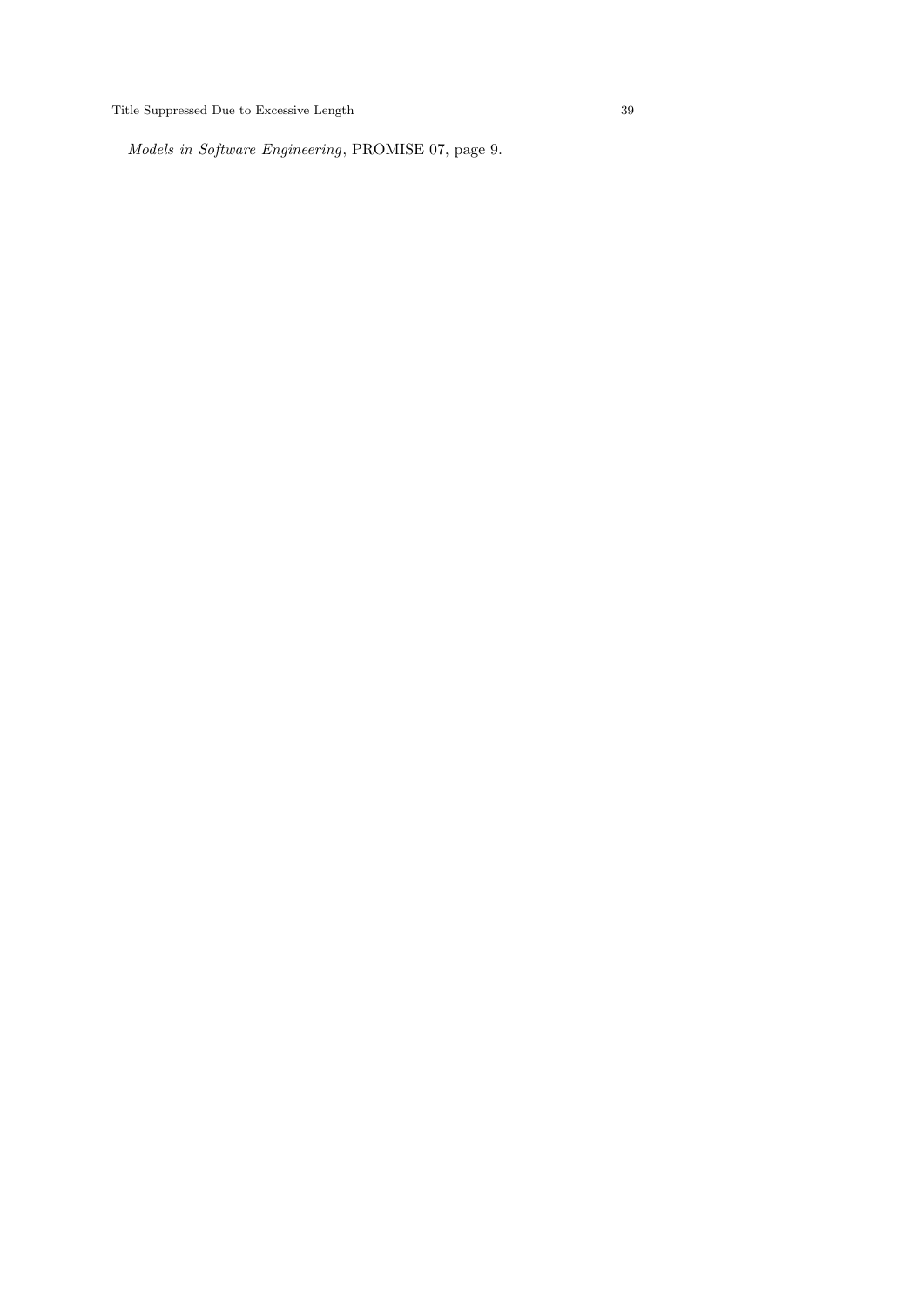*Models in Software Engineering*, PROMISE 07, page 9.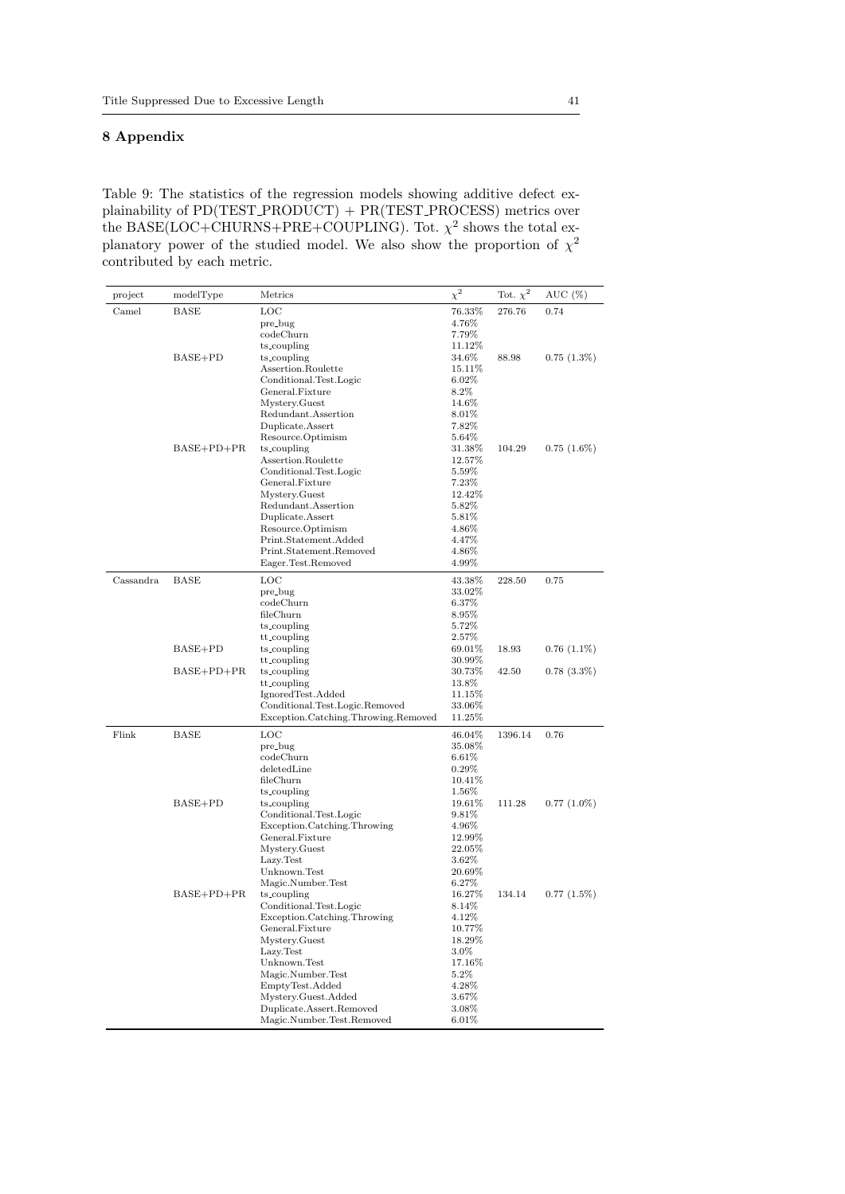# 8 Appendix

Table 9: The statistics of the regression models showing additive defect explainability of PD(TEST_PRODUCT) + PR(TEST_PROCESS) metrics over the BASE(LOC+CHURNS+PRE+COUPLING). Tot. $\chi^2$ shows the total explanatory power of the studied model. We also show the proportion of $\chi^2$ contributed by each metric.

| project | modelType | Metrics | $\chi^2$ | Tot. $\chi^2$ | AUC (%) |
|---|---|---|---|---|---|
| Camel | BASE | LOC | 76.33% | 276.76 | 0.74 |
| | | pre_bug | 4.76% | | |
| | | codeChurn | 7.79% | | |
| | | ts_coupling | 11.12% | | |
| | BASE+PD | ts_coupling | 34.6% | 88.98 | 0.75 (1.3%) |
| | | Assertion.Roulette | 15.11% | | |
| | | Conditional.Test.Logic | 6.02% | | |
| | | General.Fixture | 8.2% | | |
| | | Mystery.Guest | 14.6% | | |
| | | Redundant.Assertion | 8.01% | | |
| | | Duplicate.Assert | 7.82% | | |
| | | Resource.Optimism | 5.64% | | |
| | BASE+PD+PR | ts_coupling | 31.38% | 104.29 | 0.75 (1.6%) |
| | | Assertion.Roulette | 12.57% | | |
| | | Conditional.Test.Logic | 5.59% | | |
| | | General.Fixture | 7.23% | | |
| | | Mystery.Guest | 12.42% | | |
| | | Redundant.Assertion | 5.82% | | |
| | | Duplicate.Assert | 5.81% | | |
| | | Resource.Optimism | 4.86% | | |
| | | Print.Statement.Added | 4.47% | | |
| | | Print.Statement.Removed | 4.86% | | |
| | | Eager.Test.Removed | 4.99% | | |
| Cassandra | BASE | LOC | 43.38% | 228.50 | 0.75 |
| | | pre_bug | 33.02% | | |
| | | codeChurn | 6.37% | | |
| | | fileChurn | 8.95% | | |
| | | ts_coupling | 5.72% | | |
| | | tt_coupling | 2.57% | | |
| | BASE+PD | ts_coupling | 69.01% | 18.93 | 0.76 (1.1%) |
| | | tt_coupling | 30.99% | | |
| | BASE+PD+PR | ts_coupling | 30.73% | 42.50 | 0.78 (3.3%) |
| | | tt_coupling | 13.8% | | |
| | | IgnoredTest.Added | 11.15% | | |
| | | Conditional.Test.Logic.Removed | 33.06% | | |
| | | Exception.Catching.Throwing.Removed | 11.25% | | |
| Flink | BASE | LOC | 46.04% | 1396.14 | 0.76 |
| | | pre_bug | 35.08% | | |
| | | codeChurn | 6.61% | | |
| | | deletedLine | 0.29% | | |
| | | fileChurn | 10.41% | | |
| | | ts_coupling | 1.56% | | |
| | BASE+PD | ts_coupling | 19.61% | 111.28 | 0.77 (1.0%) |
| | | Conditional.Test.Logic | 9.81% | | |
| | | Exception.Catching.Throwing | 4.96% | | |
| | | General.Fixture | 12.99% | | |
| | | Mystery.Guest | 22.05% | | |
| | | Lazy.Test | 3.62% | | |
| | | Unknown.Test | 20.69% | | |
| | | Magic.Number.Test | 6.27% | | |
| | BASE+PD+PR | ts_coupling | 16.27% | 134.14 | 0.77 (1.5%) |
| | | Conditional.Test.Logic | 8.14% | | |
| | | Exception.Catching.Throwing | 4.12% | | |
| | | General.Fixture | 10.77% | | |
| | | Mystery.Guest | 18.29% | | |
| | | Lazy.Test | 3.0% | | |
| | | Unknown.Test | 17.16% | | |
| | | Magic.Number.Test | 5.2% | | |
| | | EmptyTest.Added | 4.28% | | |
| | | Mystery.Guest.Added | 3.67% | | |
| | | Duplicate.Assert.Removed | 3.08% | | |
| | | Magic.Number.Test.Removed | 6.01% | | |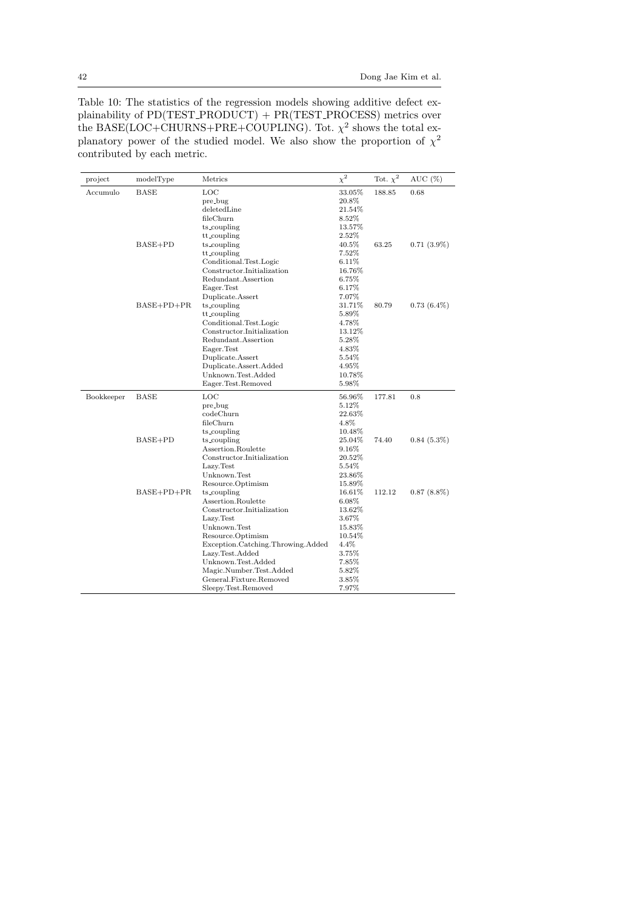Table 10: The statistics of the regression models showing additive defect explainability of PD(TEST_PRODUCT) + PR(TEST_PROCESS) metrics over the BASE(LOC+CHURNS+PRE+COUPLING). Tot. $\chi^2$ shows the total explanatory power of the studied model. We also show the proportion of $\chi^2$ contributed by each metric.

| project | modelType | Metrics | $\chi^2$ | Tot. $\chi^2$ | AUC (%) |
|---|---|---|---|---|---|
| Accumulo | BASE | LOC | 33.05% | 188.85 | 0.68 |
| | | pre_bug | 20.8% | | |
| | | deletedLine | 21.54% | | |
| | | fileChurn | 8.52% | | |
| | | ts_coupling | 13.57% | | |
| | | tt_coupling | 2.52% | | |
| | BASE+PD | ts_coupling | 40.5% | 63.25 | 0.71 (3.9%) |
| | | tt_coupling | 7.52% | | |
| | | Conditional.Test.Logic | 6.11% | | |
| | | Constructor.Initialization | 16.76% | | |
| | | Redundant.Assertion | 6.75% | | |
| | | Eager.Test | 6.17% | | |
| | | Duplicate.Assert | 7.07% | | |
| | BASE+PD+PR | ts_coupling | 31.71% | 80.79 | 0.73 (6.4%) |
| | | tt_coupling | 5.89% | | |
| | | Conditional.Test.Logic | 4.78% | | |
| | | Constructor.Initialization | 13.12% | | |
| | | Redundant.Assertion | 5.28% | | |
| | | Eager.Test | 4.83% | | |
| | | Duplicate.Assert | 5.54% | | |
| | | Duplicate.Assert.Added | 4.95% | | |
| | | Unknown.Test.Added | 10.78% | | |
| | | Eager.Test.Removed | 5.98% | | |
| Bookkeeper | BASE | LOC | 56.96% | 177.81 | 0.8 |
| | | pre_bug | 5.12% | | |
| | | codeChurn | 22.63% | | |
| | | fileChurn | 4.8% | | |
| | | ts_coupling | 10.48% | | |
| | BASE+PD | ts_coupling | 25.04% | 74.40 | 0.84 (5.3%) |
| | | Assertion.Roulette | 9.16% | | |
| | | Constructor.Initialization | 20.52% | | |
| | | Lazy.Test | 5.54% | | |
| | | Unknown.Test | 23.86% | | |
| | | Resource.Optimism | 15.89% | | |
| | BASE+PD+PR | ts_coupling | 16.61% | 112.12 | 0.87 (8.8%) |
| | | Assertion.Roulette | 6.08% | | |
| | | Constructor.Initialization | 13.62% | | |
| | | Lazy.Test | 3.67% | | |
| | | Unknown.Test | 15.83% | | |
| | | Resource.Optimism | 10.54% | | |
| | | Exception.Catching.Throwing.Added | 4.4% | | |
| | | Lazy.Test.Added | 3.75% | | |
| | | Unknown.Test.Added | 7.85% | | |
| | | Magic.Number.Test.Added | 5.82% | | |
| | | General.Fixture.Removed | 3.85% | | |
| | | Sleepy.Test.Removed | 7.97% | | |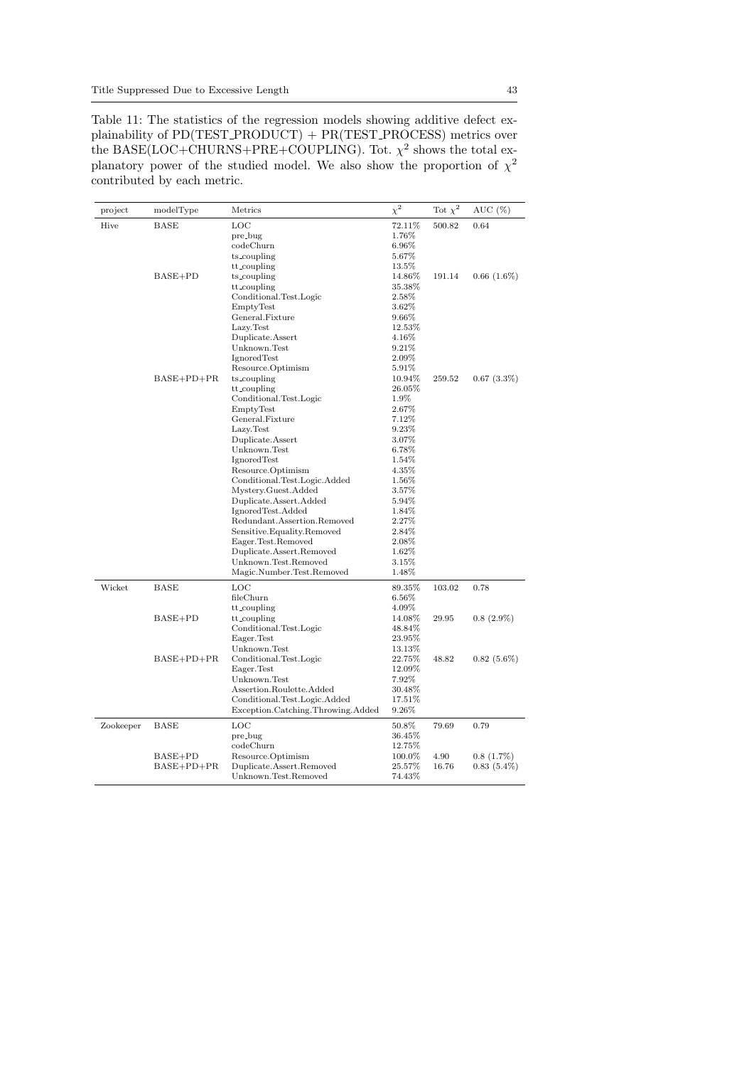Table 11: The statistics of the regression models showing additive defect explainability of PD(TEST_PRODUCT) + PR(TEST_PROCESS) metrics over the BASE(LOC+CHURNS+PRE+COUPLING). Tot. $\chi^2$ shows the total explanatory power of the studied model. We also show the proportion of $\chi^2$ contributed by each metric.

| project | modelType | Metrics | $\chi^2$ | Tot $\chi^2$ | AUC (%) |
|---|---|---|---|---|---|
| Hive | BASE | LOC | 72.11% | 500.82 | 0.64 |
| | | pre_bug | 1.76% | | |
| | | codeChurn | 6.96% | | |
| | | ts_coupling | 5.67% | | |
| | | tt_coupling | 13.5% | | |
| | BASE+PD | ts_coupling | 14.86% | 191.14 | 0.66 (1.6%) |
| | | tt_coupling | 35.38% | | |
| | | Conditional.Test.Logic | 2.58% | | |
| | | EmptyTest | 3.62% | | |
| | | General.Fixture | 9.66% | | |
| | | Lazy.Test | 12.53% | | |
| | | Duplicate.Assert | 4.16% | | |
| | | Unknown.Test | 9.21% | | |
| | | IgnoredTest | 2.09% | | |
| | | Resource.Optimism | 5.91% | | |
| | BASE+PD+PR | ts_coupling | 10.94% | 259.52 | 0.67 (3.3%) |
| | | tt_coupling | 26.05% | | |
| | | Conditional.Test.Logic | 1.9% | | |
| | | EmptyTest | 2.67% | | |
| | | General.Fixture | 7.12% | | |
| | | Lazy.Test | 9.23% | | |
| | | Duplicate.Assert | 3.07% | | |
| | | Unknown.Test | 6.78% | | |
| | | IgnoredTest | 1.54% | | |
| | | Resource.Optimism | 4.35% | | |
| | | Conditional.Test.Logic.Added | 1.56% | | |
| | | Mystery.Guest.Added | 3.57% | | |
| | | Duplicate.Assert.Added | 5.94% | | |
| | | IgnoredTest.Added | 1.84% | | |
| | | Redundant.Assertion.Removed | 2.27% | | |
| | | Sensitive.Equality.Removed | 2.84% | | |
| | | Eager.Test.Removed | 2.08% | | |
| | | Duplicate.Assert.Removed | 1.62% | | |
| | | Unknown.Test.Removed | 3.15% | | |
| | | Magic.Number.Test.Removed | 1.48% | | |
| Wicket | BASE | LOC | 89.35% | 103.02 | 0.78 |
| | | fileChurn | 6.56% | | |
| | | tt_coupling | 4.09% | | |
| | BASE+PD | tt_coupling | 14.08% | 29.95 | 0.8 (2.9%) |
| | | Conditional.Test.Logic | 48.84% | | |
| | | Eager.Test | 23.95% | | |
| | | Unknown.Test | 13.13% | | |
| | BASE+PD+PR | Conditional.Test.Logic | 22.75% | 48.82 | 0.82 (5.6%) |
| | | Eager.Test | 12.09% | | |
| | | Unknown.Test | 7.92% | | |
| | | Assertion.Roulette.Added | 30.48% | | |
| | | Conditional.Test.Logic.Added | 17.51% | | |
| | | Exception.Catching.Throwing.Added | 9.26% | | |
| Zookeeper | BASE | LOC | 50.8% | 79.69 | 0.79 |
| | | pre_bug | 36.45% | | |
| | | codeChurn | 12.75% | | |
| | BASE+PD | Resource.Optimism | 100.0% | 4.90 | 0.8 (1.7%) |
| | BASE+PD+PR | Duplicate.Assert.Removed | 25.57% | 16.76 | 0.83 (5.4%) |
| | | Unknown.Test.Removed | 74.43% | | |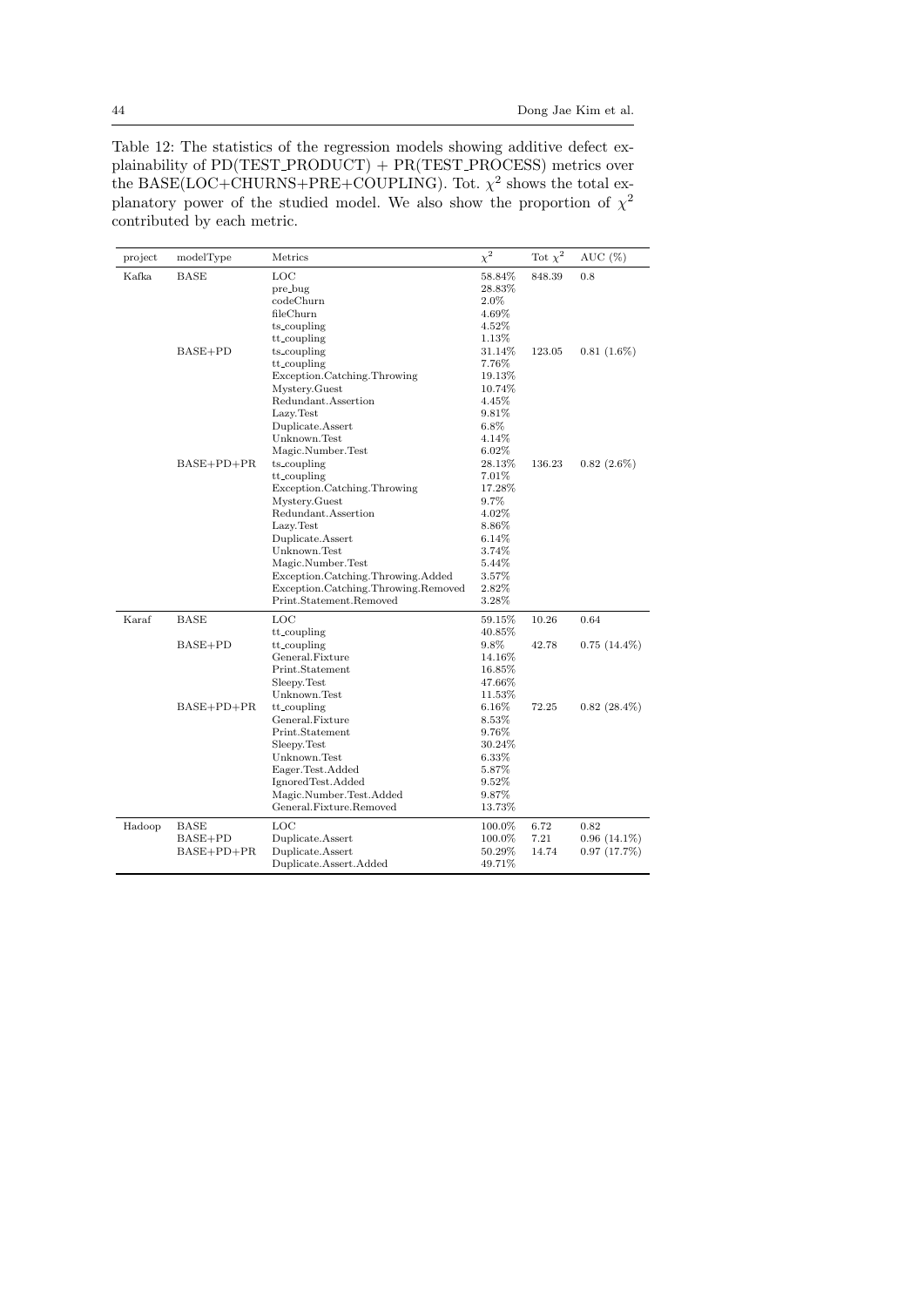Table 12: The statistics of the regression models showing additive defect explainability of PD(TEST_PRODUCT) + PR(TEST_PROCESS) metrics over the BASE(LOC+CHURNS+PRE+COUPLING). Tot. $\chi^2$ shows the total explanatory power of the studied model. We also show the proportion of $\chi^2$ contributed by each metric.

| project | modelType | Metrics | $\chi^2$ | Tot $\chi^2$ | AUC (%) |
|---|---|---|---|---|---|
| Kafka | BASE | LOC | 58.84% | 848.39 | 0.8 |
| | | pre_bug | 28.83% | | |
| | | codeChurn | 2.0% | | |
| | | fileChurn | 4.69% | | |
| | | ts_coupling | 4.52% | | |
| | | tt_coupling | 1.13% | | |
| | BASE+PD | ts_coupling | 31.14% | 123.05 | 0.81 (1.6%) |
| | | tt_coupling | 7.76% | | |
| | | Exception.Catching.Throwing | 19.13% | | |
| | | Mystery.Guest | 10.74% | | |
| | | Redundant.Assertion | 4.45% | | |
| | | Lazy.Test | 9.81% | | |
| | | Duplicate.Assert | 6.8% | | |
| | | Unknown.Test | 4.14% | | |
| | | Magic.Number.Test | 6.02% | | |
| | BASE+PD+PR | ts_coupling | 28.13% | 136.23 | 0.82 (2.6%) |
| | | tt_coupling | 7.01% | | |
| | | Exception.Catching.Throwing | 17.28% | | |
| | | Mystery.Guest | 9.7% | | |
| | | Redundant.Assertion | 4.02% | | |
| | | Lazy.Test | 8.86% | | |
| | | Duplicate.Assert | 6.14% | | |
| | | Unknown.Test | 3.74% | | |
| | | Magic.Number.Test | 5.44% | | |
| | | Exception.Catching.Throwing.Added | 3.57% | | |
| | | Exception.Catching.Throwing.Removed | 2.82% | | |
| | | Print.Statement.Removed | 3.28% | | |
| Karaf | BASE | LOC | 59.15% | 10.26 | 0.64 |
| | | tt_coupling | 40.85% | | |
| | BASE+PD | tt_coupling | 9.8% | 42.78 | 0.75 (14.4%) |
| | | General.Fixture | 14.16% | | |
| | | Print.Statement | 16.85% | | |
| | | Sleepy.Test | 47.66% | | |
| | | Unknown.Test | 11.53% | | |
| | BASE+PD+PR | tt_coupling | 6.16% | 72.25 | 0.82 (28.4%) |
| | | General.Fixture | 8.53% | | |
| | | Print.Statement | 9.76% | | |
| | | Sleepy.Test | 30.24% | | |
| | | Unknown.Test | 6.33% | | |
| | | Eager.Test.Added | 5.87% | | |
| | | IgnoredTest.Added | 9.52% | | |
| | | Magic.Number.Test.Added | 9.87% | | |
| | | General.Fixture.Removed | 13.73% | | |
| Hadoop | BASE | LOC | 100.0% | 6.72 | 0.82 |
| | BASE+PD | Duplicate.Assert | 100.0% | 7.21 | 0.96 (14.1%) |
| | BASE+PD+PR | Duplicate.Assert | 50.29% | 14.74 | 0.97 (17.7%) |
| | | Duplicate.Assert.Added | 49.71% | | |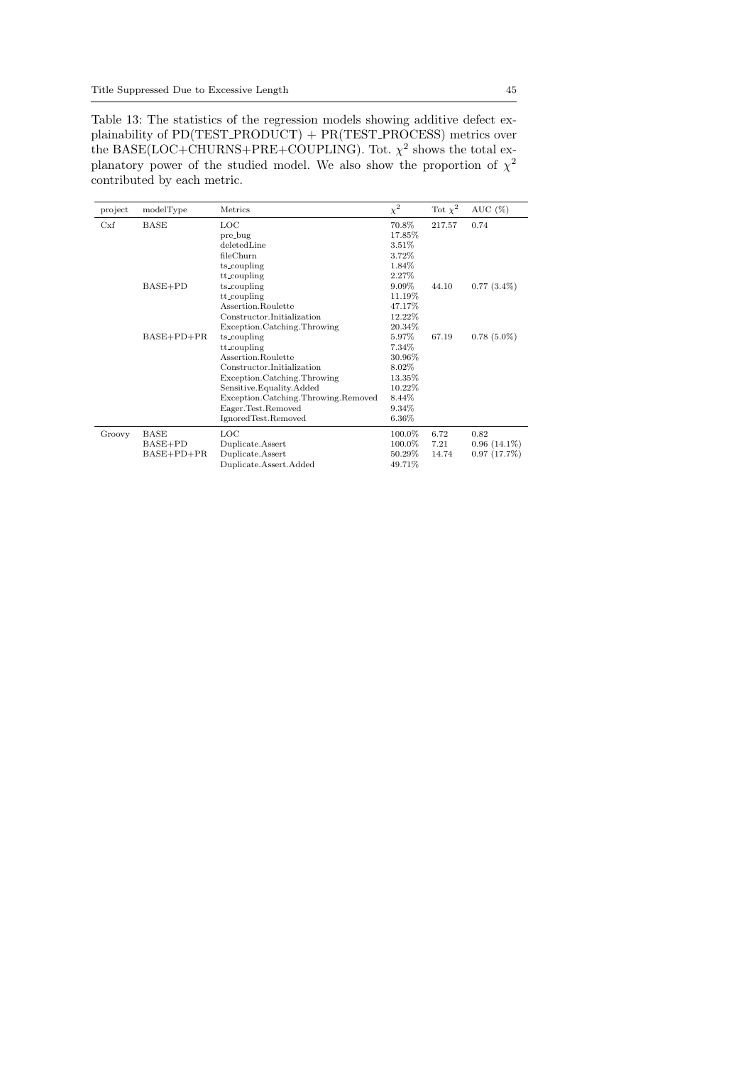Table 13: The statistics of the regression models showing additive defect explainability of PD(TEST_PRODUCT) + PR(TEST_PROCESS) metrics over the BASE(LOC+CHURNS+PRE+COUPLING). Tot. $\chi^2$ shows the total explanatory power of the studied model. We also show the proportion of $\chi^2$ contributed by each metric.

| project | modelType | Metrics | $\chi^2$ | Tot $\chi^2$ | AUC (%) |
|---|---|---|---|---|---|
| Cxf | BASE | LOC | 70.8% | 217.57 | 0.74 |
| | | pre_bug | 17.85% | | |
| | | deletedLine | 3.51% | | |
| | | fileChurn | 3.72% | | |
| | | ts_coupling | 1.84% | | |
| | | tt_coupling | 2.27% | | |
| | BASE+PD | ts_coupling | 9.09% | 44.10 | 0.77 (3.4%) |
| | | tt_coupling | 11.19% | | |
| | | Assertion.Roulette | 47.17% | | |
| | | Constructor.Initialization | 12.22% | | |
| | | Exception.Catching.Throwing | 20.34% | | |
| | BASE+PD+PR | ts_coupling | 5.97% | 67.19 | 0.78 (5.0%) |
| | | tt_coupling | 7.34% | | |
| | | Assertion.Roulette | 30.96% | | |
| | | Constructor.Initialization | 8.02% | | |
| | | Exception.Catching.Throwing | 13.35% | | |
| | | Sensitive.Equality.Added | 10.22% | | |
| | | Exception.Catching.Throwing.Removed | 8.44% | | |
| | | Eager.Test.Removed | 9.34% | | |
| | | IgnoredTest.Removed | 6.36% | | |
| Groovy | BASE | LOC | 100.0% | 6.72 | 0.82 |
| | BASE+PD | Duplicate.Assert | 100.0% | 7.21 | 0.96 (14.1%) |
| | BASE+PD+PR | Duplicate.Assert | 50.29% | 14.74 | 0.97 (17.7%) |
| | | Duplicate.Assert.Added | 49.71% | | |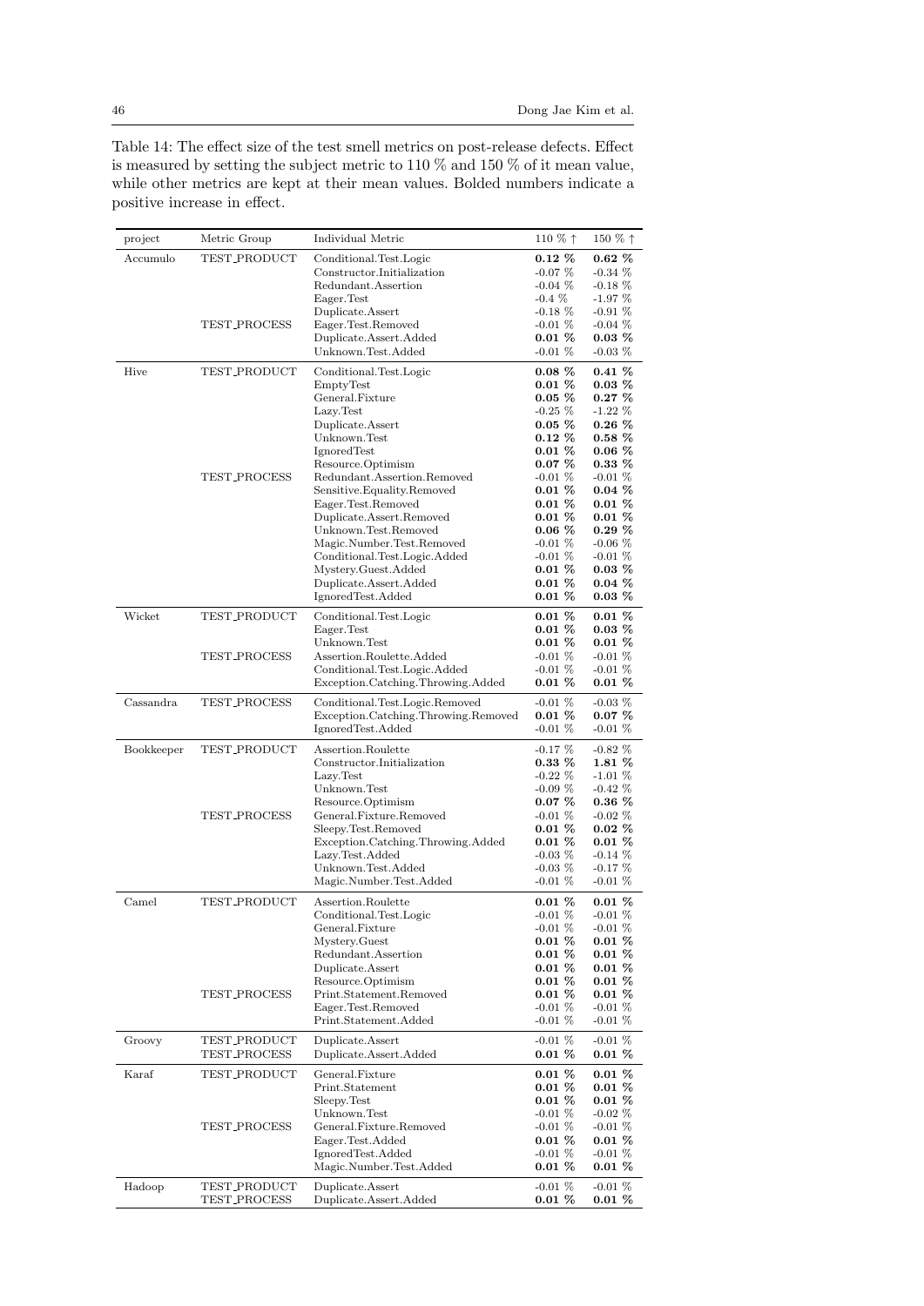Table 14: The effect size of the test smell metrics on post-release defects. Effect is measured by setting the subject metric to 110 % and 150 % of it mean value, while other metrics are kept at their mean values. Bolded numbers indicate a positive increase in effect.

| project | Metric Group | Individual Metric | 110 % ↑ | 150 % ↑ |
|---|---|---|---|---|
| Accumulo | TEST_PRODUCT | Conditional.Test.Logic | **0.12 %** | **0.62 %** |
| | | Constructor.Initialization | -0.07 % | -0.34 % |
| | | Redundant.Assertion | -0.04 % | -0.18 % |
| | | Eager.Test | -0.4 % | -1.97 % |
| | | Duplicate.Assert | -0.18 % | -0.91 % |
| | TEST_PROCESS | Eager.Test.Removed | -0.01 % | -0.04 % |
| | | Duplicate.Assert.Added | **0.01 %** | **0.03 %** |
| | | Unknown.Test.Added | -0.01 % | -0.03 % |
| Hive | TEST_PRODUCT | Conditional.Test.Logic | **0.08 %** | **0.41 %** |
| | | EmptyTest | **0.01 %** | **0.03 %** |
| | | General.Fixture | **0.05 %** | **0.27 %** |
| | | Lazy.Test | -0.25 % | -1.22 % |
| | | Duplicate.Assert | **0.05 %** | **0.26 %** |
| | | Unknown.Test | **0.12 %** | **0.58 %** |
| | | IgnoredTest | **0.01 %** | **0.06 %** |
| | | Resource.Optimism | **0.07 %** | **0.33 %** |
| | TEST_PROCESS | Redundant.Assertion.Removed | -0.01 % | -0.01 % |
| | | Sensitive.Equality.Removed | **0.01 %** | **0.04 %** |
| | | Eager.Test.Removed | **0.01 %** | **0.01 %** |
| | | Duplicate.Assert.Removed | **0.01 %** | **0.01 %** |
| | | Unknown.Test.Removed | **0.06 %** | **0.29 %** |
| | | Magic.Number.Test.Removed | -0.01 % | -0.06 % |
| | | Conditional.Test.Logic.Added | -0.01 % | -0.01 % |
| | | Mystery.Guest.Added | **0.01 %** | **0.03 %** |
| | | Duplicate.Assert.Added | **0.01 %** | **0.04 %** |
| | | IgnoredTest.Added | **0.01 %** | **0.03 %** |
| Wicket | TEST_PRODUCT | Conditional.Test.Logic | **0.01 %** | **0.01 %** |
| | | Eager.Test | **0.01 %** | **0.03 %** |
| | | Unknown.Test | **0.01 %** | **0.01 %** |
| | TEST_PROCESS | Assertion.Roulette.Added | -0.01 % | -0.01 % |
| | | Conditional.Test.Logic.Added | -0.01 % | -0.01 % |
| | | Exception.Catching.Throwing.Added | **0.01 %** | **0.01 %** |
| Cassandra | TEST_PROCESS | Conditional.Test.Logic.Removed | -0.01 % | -0.03 % |
| | | Exception.Catching.Throwing.Removed | **0.01 %** | **0.07 %** |
| | | IgnoredTest.Added | -0.01 % | -0.01 % |
| Bookkeeper | TEST_PRODUCT | Assertion.Roulette | -0.17 % | -0.82 % |
| | | Constructor.Initialization | **0.33 %** | **1.81 %** |
| | | Lazy.Test | -0.22 % | -1.01 % |
| | | Unknown.Test | -0.09 % | -0.42 % |
| | | Resource.Optimism | **0.07 %** | **0.36 %** |
| | TEST_PROCESS | General.Fixture.Removed | -0.01 % | -0.02 % |
| | | Sleepy.Test.Removed | **0.01 %** | **0.02 %** |
| | | Exception.Catching.Throwing.Added | **0.01 %** | **0.01 %** |
| | | Lazy.Test.Added | -0.03 % | -0.14 % |
| | | Unknown.Test.Added | -0.03 % | -0.17 % |
| | | Magic.Number.Test.Added | -0.01 % | -0.01 % |
| Camel | TEST_PRODUCT | Assertion.Roulette | **0.01 %** | **0.01 %** |
| | | Conditional.Test.Logic | -0.01 % | -0.01 % |
| | | General.Fixture | -0.01 % | -0.01 % |
| | | Mystery.Guest | **0.01 %** | **0.01 %** |
| | | Redundant.Assertion | **0.01 %** | **0.01 %** |
| | | Duplicate.Assert | **0.01 %** | **0.01 %** |
| | | Resource.Optimism | **0.01 %** | **0.01 %** |
| | TEST_PROCESS | Print.Statement.Removed | **0.01 %** | **0.01 %** |
| | | Eager.Test.Removed | -0.01 % | -0.01 % |
| | | Print.Statement.Added | -0.01 % | -0.01 % |
| Groovy | TEST_PRODUCT | Duplicate.Assert | -0.01 % | -0.01 % |
| | TEST_PROCESS | Duplicate.Assert.Added | **0.01 %** | **0.01 %** |
| Karaf | TEST_PRODUCT | General.Fixture | **0.01 %** | **0.01 %** |
| | | Print.Statement | **0.01 %** | **0.01 %** |
| | | Sleepy.Test | **0.01 %** | **0.01 %** |
| | | Unknown.Test | -0.01 % | -0.02 % |
| | TEST_PROCESS | General.Fixture.Removed | -0.01 % | -0.01 % |
| | | Eager.Test.Added | **0.01 %** | **0.01 %** |
| | | IgnoredTest.Added | -0.01 % | -0.01 % |
| | | Magic.Number.Test.Added | **0.01 %** | **0.01 %** |
| Hadoop | TEST_PRODUCT | Duplicate.Assert | -0.01 % | -0.01 % |
| | TEST_PROCESS | Duplicate.Assert.Added | **0.01 %** | **0.01 %** |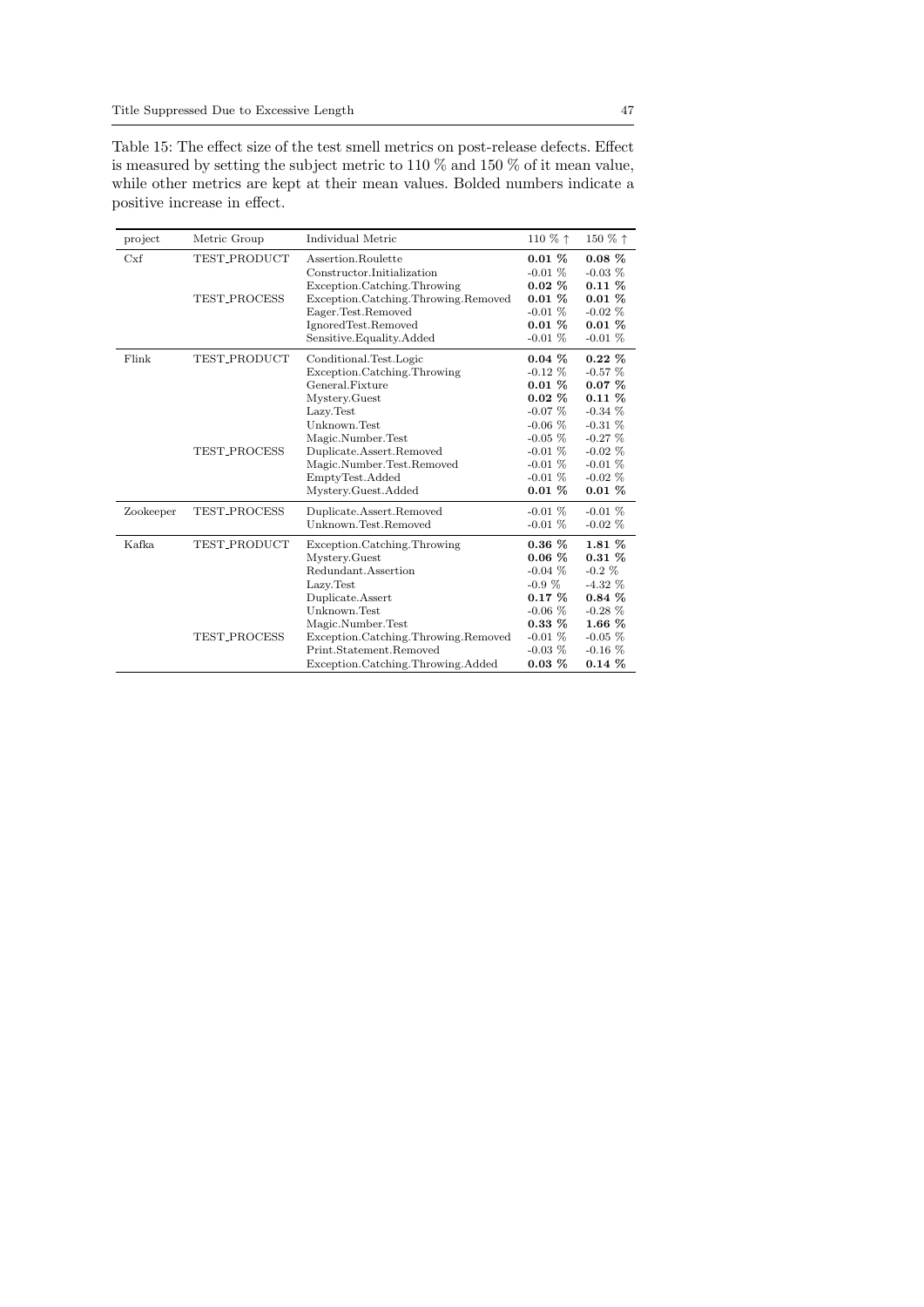Table 15: The effect size of the test smell metrics on post-release defects. Effect is measured by setting the subject metric to 110 % and 150 % of it mean value, while other metrics are kept at their mean values. Bolded numbers indicate a positive increase in effect.

| project | Metric Group | Individual Metric | 110 % ↑ | 150 % ↑ |
|---|---|---|---|---|
| Cxf | TEST_PRODUCT | Assertion.Roulette | **0.01 %** | **0.08 %** |
| | | Constructor.Initialization | -0.01 % | -0.03 % |
| | | Exception.Catching.Throwing | **0.02 %** | **0.11 %** |
| | TEST_PROCESS | Exception.Catching.Throwing.Removed | **0.01 %** | **0.01 %** |
| | | Eager.Test.Removed | -0.01 % | -0.02 % |
| | | IgnoredTest.Removed | **0.01 %** | **0.01 %** |
| | | Sensitive.Equality.Added | -0.01 % | -0.01 % |
| Flink | TEST_PRODUCT | Conditional.Test.Logic | **0.04 %** | **0.22 %** |
| | | Exception.Catching.Throwing | -0.12 % | -0.57 % |
| | | General.Fixture | **0.01 %** | **0.07 %** |
| | | Mystery.Guest | **0.02 %** | **0.11 %** |
| | | Lazy.Test | -0.07 % | -0.34 % |
| | | Unknown.Test | -0.06 % | -0.31 % |
| | | Magic.Number.Test | -0.05 % | -0.27 % |
| | TEST_PROCESS | Duplicate.Assert.Removed | -0.01 % | -0.02 % |
| | | Magic.Number.Test.Removed | -0.01 % | -0.01 % |
| | | EmptyTest.Added | -0.01 % | -0.02 % |
| | | Mystery.Guest.Added | **0.01 %** | **0.01 %** |
| Zookeeper | TEST_PROCESS | Duplicate.Assert.Removed | -0.01 % | -0.01 % |
| | | Unknown.Test.Removed | -0.01 % | -0.02 % |
| Kafka | TEST_PRODUCT | Exception.Catching.Throwing | **0.36 %** | **1.81 %** |
| | | Mystery.Guest | **0.06 %** | **0.31 %** |
| | | Redundant.Assertion | -0.04 % | -0.2 % |
| | | Lazy.Test | -0.9 % | -4.32 % |
| | | Duplicate.Assert | **0.17 %** | **0.84 %** |
| | | Unknown.Test | -0.06 % | -0.28 % |
| | | Magic.Number.Test | **0.33 %** | **1.66 %** |
| | TEST_PROCESS | Exception.Catching.Throwing.Removed | -0.01 % | -0.05 % |
| | | Print.Statement.Removed | -0.03 % | -0.16 % |
| | | Exception.Catching.Throwing.Added | **0.03 %** | **0.14 %** |